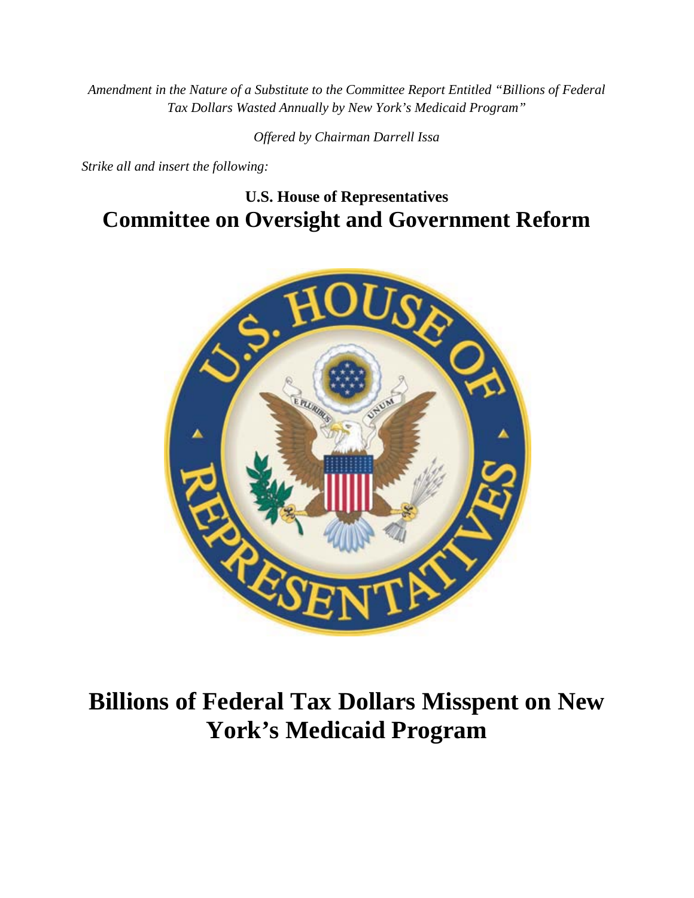*Amendment in the Nature of a Substitute to the Committee Report Entitled "Billions of Federal Tax Dollars Wasted Annually by New York's Medicaid Program"*

*Offered by Chairman Darrell Issa*

*Strike all and insert the following:*

## U.S. House of Representatives

# Committee on Oversight and Government Reform

# Billions of Federal Tax Dollars Misspent on New York's Medicaid Program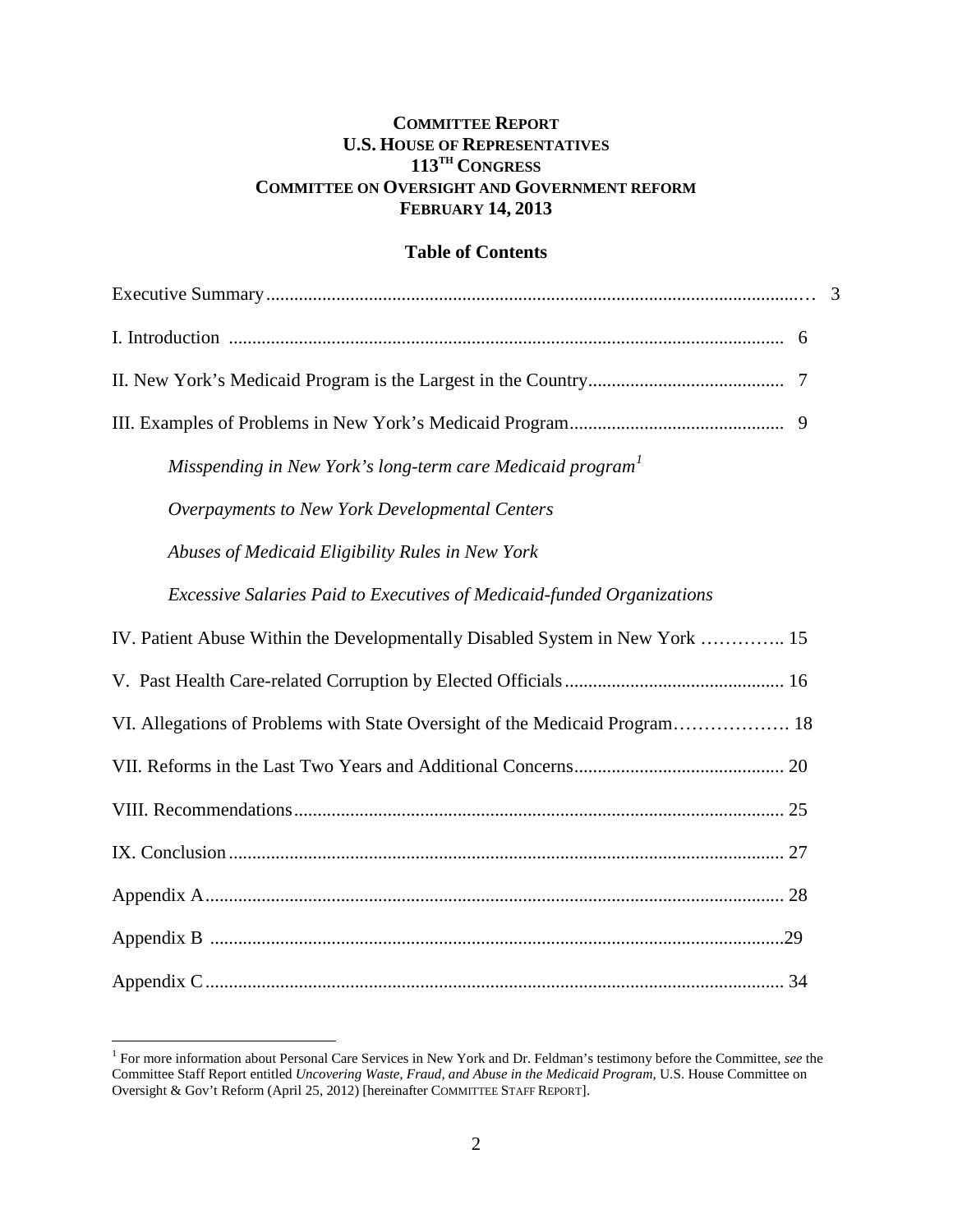**COMMITTEE REPORT**
**U.S. HOUSE OF REPRESENTATIVES**
**113TH CONGRESS**
**COMMITTEE ON OVERSIGHT AND GOVERNMENT REFORM**
**FEBRUARY 14, 2013**

## Table of Contents

Executive Summary ... 3

I. Introduction ... 6

II. New York's Medicaid Program is the Largest in the Country ... 7

III. Examples of Problems in New York's Medicaid Program ... 9

- *Misspending in New York's long-term care Medicaid program*[1]
- *Overpayments to New York Developmental Centers*
- *Abuses of Medicaid Eligibility Rules in New York*
- *Excessive Salaries Paid to Executives of Medicaid-funded Organizations*

IV. Patient Abuse Within the Developmentally Disabled System in New York ... 15

V. Past Health Care-related Corruption by Elected Officials ... 16

VI. Allegations of Problems with State Oversight of the Medicaid Program ... 18

VII. Reforms in the Last Two Years and Additional Concerns ... 20

VIII. Recommendations ... 25

IX. Conclusion ... 27

Appendix A ... 28

Appendix B ... 29

Appendix C ... 34

---

[1] For more information about Personal Care Services in New York and Dr. Feldman's testimony before the Committee, *see* the Committee Staff Report entitled *Uncovering Waste, Fraud, and Abuse in the Medicaid Program*, U.S. House Committee on Oversight & Gov't Reform (April 25, 2012) [hereinafter COMMITTEE STAFF REPORT].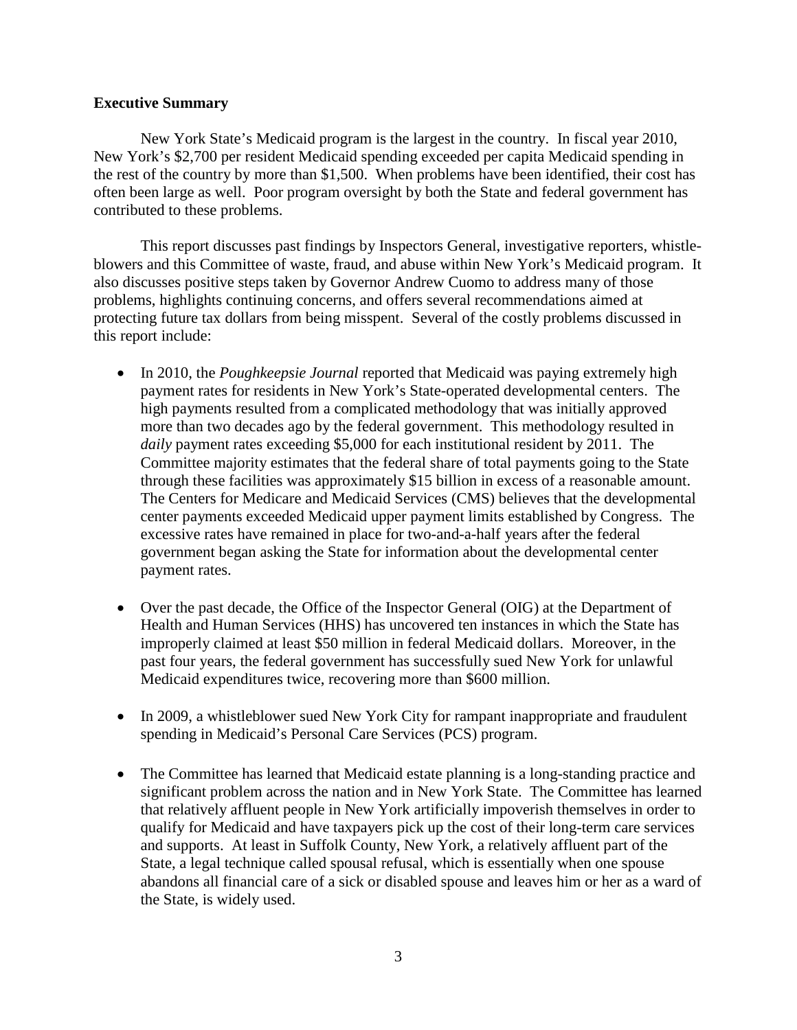**Executive Summary**

New York State's Medicaid program is the largest in the country. In fiscal year 2010, New York's $2,700 per resident Medicaid spending exceeded per capita Medicaid spending in the rest of the country by more than $1,500. When problems have been identified, their cost has often been large as well. Poor program oversight by both the State and federal government has contributed to these problems.

This report discusses past findings by Inspectors General, investigative reporters, whistle-blowers and this Committee of waste, fraud, and abuse within New York's Medicaid program. It also discusses positive steps taken by Governor Andrew Cuomo to address many of those problems, highlights continuing concerns, and offers several recommendations aimed at protecting future tax dollars from being misspent. Several of the costly problems discussed in this report include:

- In 2010, the *Poughkeepsie Journal* reported that Medicaid was paying extremely high payment rates for residents in New York's State-operated developmental centers. The high payments resulted from a complicated methodology that was initially approved more than two decades ago by the federal government. This methodology resulted in *daily* payment rates exceeding $5,000 for each institutional resident by 2011. The Committee majority estimates that the federal share of total payments going to the State through these facilities was approximately $15 billion in excess of a reasonable amount. The Centers for Medicare and Medicaid Services (CMS) believes that the developmental center payments exceeded Medicaid upper payment limits established by Congress. The excessive rates have remained in place for two-and-a-half years after the federal government began asking the State for information about the developmental center payment rates.

- Over the past decade, the Office of the Inspector General (OIG) at the Department of Health and Human Services (HHS) has uncovered ten instances in which the State has improperly claimed at least $50 million in federal Medicaid dollars. Moreover, in the past four years, the federal government has successfully sued New York for unlawful Medicaid expenditures twice, recovering more than $600 million.

- In 2009, a whistleblower sued New York City for rampant inappropriate and fraudulent spending in Medicaid's Personal Care Services (PCS) program.

- The Committee has learned that Medicaid estate planning is a long-standing practice and significant problem across the nation and in New York State. The Committee has learned that relatively affluent people in New York artificially impoverish themselves in order to qualify for Medicaid and have taxpayers pick up the cost of their long-term care services and supports. At least in Suffolk County, New York, a relatively affluent part of the State, a legal technique called spousal refusal, which is essentially when one spouse abandons all financial care of a sick or disabled spouse and leaves him or her as a ward of the State, is widely used.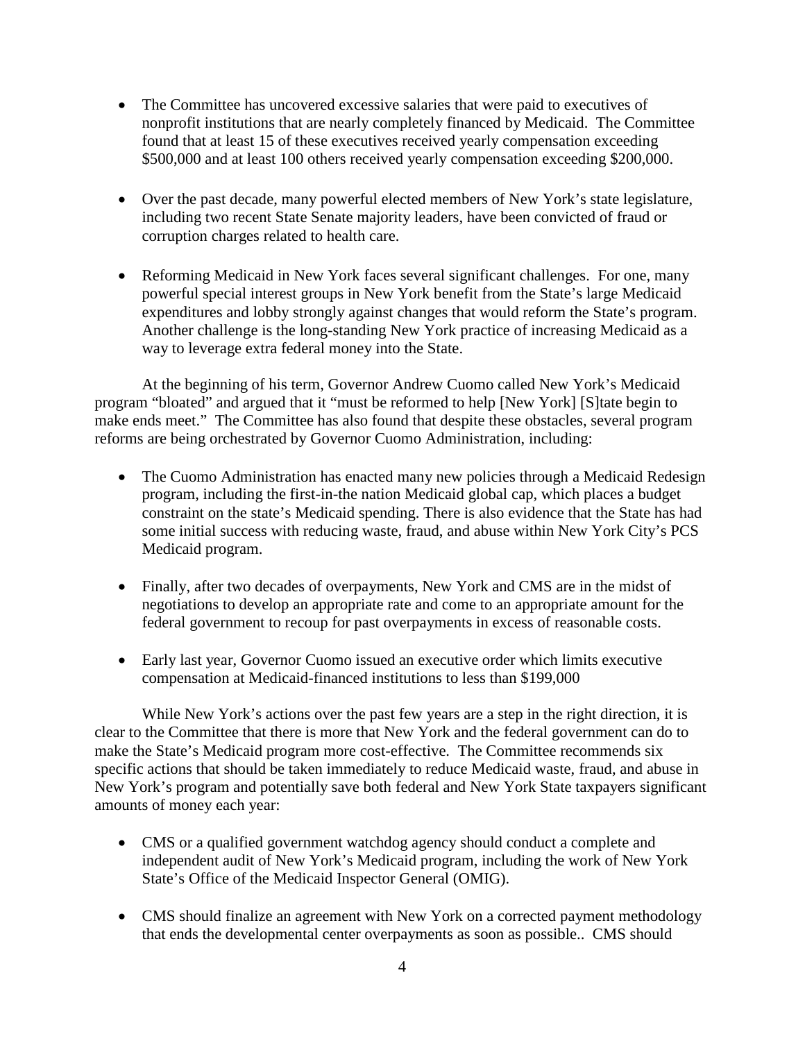- The Committee has uncovered excessive salaries that were paid to executives of nonprofit institutions that are nearly completely financed by Medicaid. The Committee found that at least 15 of these executives received yearly compensation exceeding $500,000 and at least 100 others received yearly compensation exceeding $200,000.

- Over the past decade, many powerful elected members of New York's state legislature, including two recent State Senate majority leaders, have been convicted of fraud or corruption charges related to health care.

- Reforming Medicaid in New York faces several significant challenges. For one, many powerful special interest groups in New York benefit from the State's large Medicaid expenditures and lobby strongly against changes that would reform the State's program. Another challenge is the long-standing New York practice of increasing Medicaid as a way to leverage extra federal money into the State.

At the beginning of his term, Governor Andrew Cuomo called New York's Medicaid program "bloated" and argued that it "must be reformed to help [New York] [S]tate begin to make ends meet." The Committee has also found that despite these obstacles, several program reforms are being orchestrated by Governor Cuomo Administration, including:

- The Cuomo Administration has enacted many new policies through a Medicaid Redesign program, including the first-in-the nation Medicaid global cap, which places a budget constraint on the state's Medicaid spending. There is also evidence that the State has had some initial success with reducing waste, fraud, and abuse within New York City's PCS Medicaid program.

- Finally, after two decades of overpayments, New York and CMS are in the midst of negotiations to develop an appropriate rate and come to an appropriate amount for the federal government to recoup for past overpayments in excess of reasonable costs.

- Early last year, Governor Cuomo issued an executive order which limits executive compensation at Medicaid-financed institutions to less than $199,000

While New York's actions over the past few years are a step in the right direction, it is clear to the Committee that there is more that New York and the federal government can do to make the State's Medicaid program more cost-effective. The Committee recommends six specific actions that should be taken immediately to reduce Medicaid waste, fraud, and abuse in New York's program and potentially save both federal and New York State taxpayers significant amounts of money each year:

- CMS or a qualified government watchdog agency should conduct a complete and independent audit of New York's Medicaid program, including the work of New York State's Office of the Medicaid Inspector General (OMIG).

- CMS should finalize an agreement with New York on a corrected payment methodology that ends the developmental center overpayments as soon as possible.. CMS should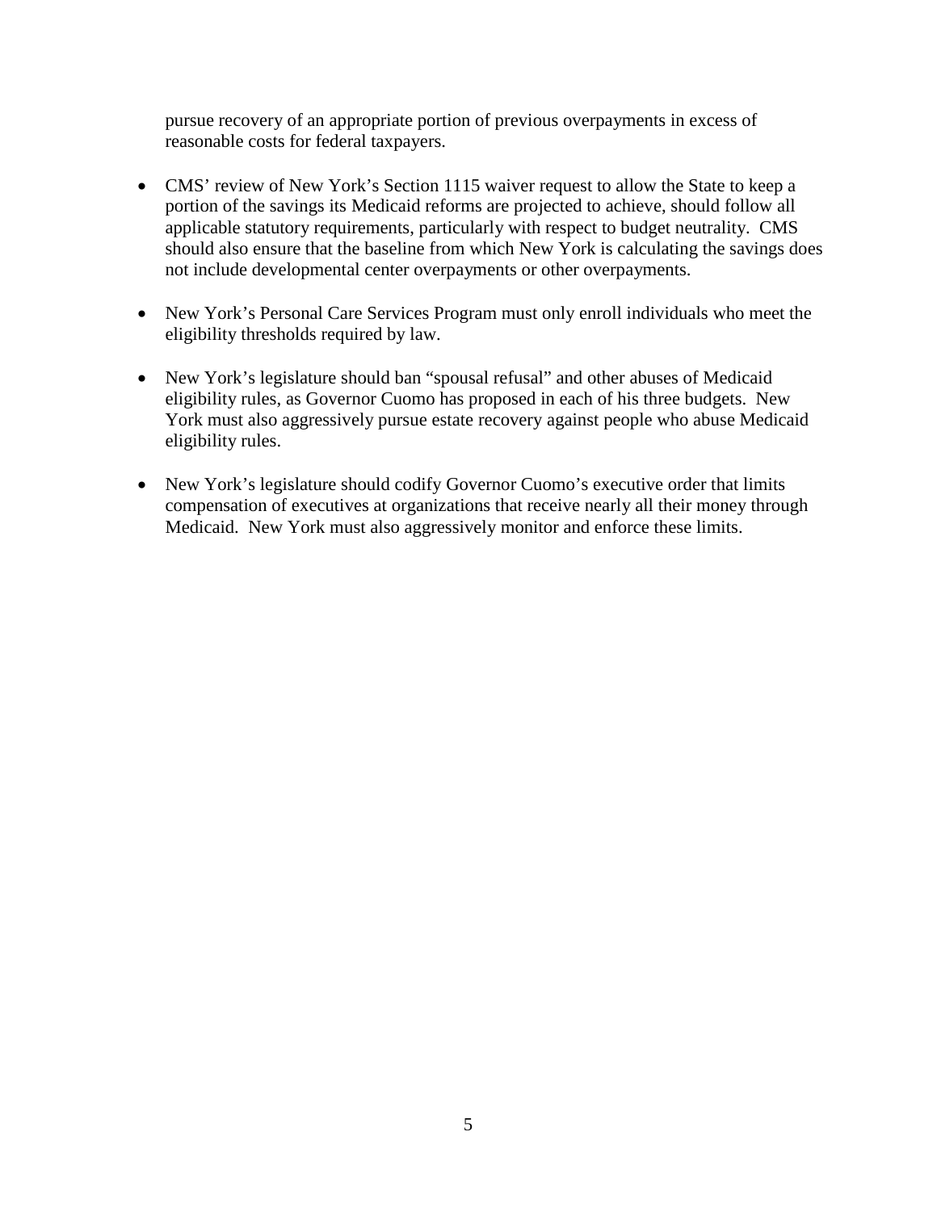pursue recovery of an appropriate portion of previous overpayments in excess of reasonable costs for federal taxpayers.

- CMS' review of New York's Section 1115 waiver request to allow the State to keep a portion of the savings its Medicaid reforms are projected to achieve, should follow all applicable statutory requirements, particularly with respect to budget neutrality. CMS should also ensure that the baseline from which New York is calculating the savings does not include developmental center overpayments or other overpayments.

- New York's Personal Care Services Program must only enroll individuals who meet the eligibility thresholds required by law.

- New York's legislature should ban "spousal refusal" and other abuses of Medicaid eligibility rules, as Governor Cuomo has proposed in each of his three budgets. New York must also aggressively pursue estate recovery against people who abuse Medicaid eligibility rules.

- New York's legislature should codify Governor Cuomo's executive order that limits compensation of executives at organizations that receive nearly all their money through Medicaid. New York must also aggressively monitor and enforce these limits.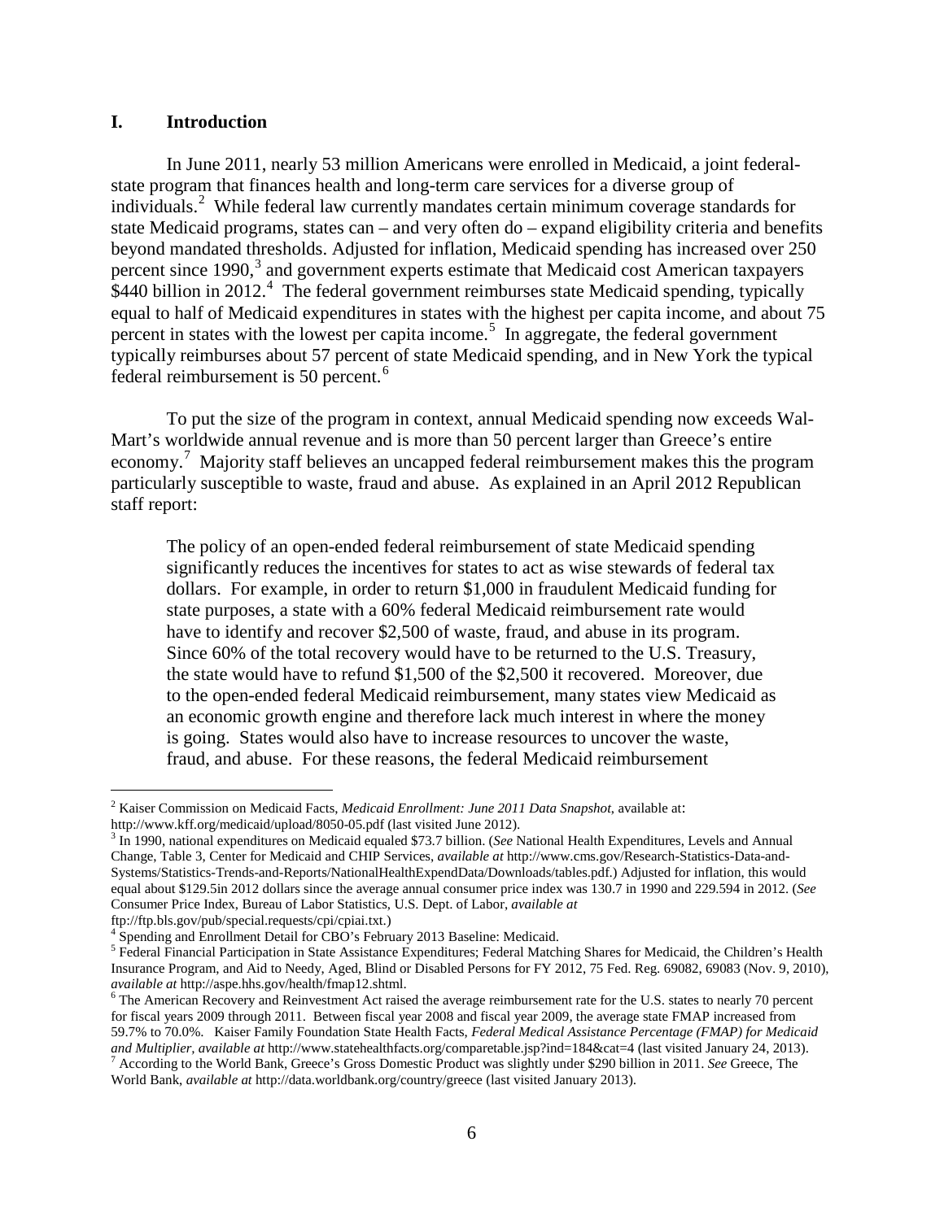## I. Introduction

In June 2011, nearly 53 million Americans were enrolled in Medicaid, a joint federal-state program that finances health and long-term care services for a diverse group of individuals.[2] While federal law currently mandates certain minimum coverage standards for state Medicaid programs, states can – and very often do – expand eligibility criteria and benefits beyond mandated thresholds. Adjusted for inflation, Medicaid spending has increased over 250 percent since 1990,[3] and government experts estimate that Medicaid cost American taxpayers $440 billion in 2012.[4] The federal government reimburses state Medicaid spending, typically equal to half of Medicaid expenditures in states with the highest per capita income, and about 75 percent in states with the lowest per capita income.[5] In aggregate, the federal government typically reimburses about 57 percent of state Medicaid spending, and in New York the typical federal reimbursement is 50 percent.[6]

To put the size of the program in context, annual Medicaid spending now exceeds Wal-Mart's worldwide annual revenue and is more than 50 percent larger than Greece's entire economy.[7] Majority staff believes an uncapped federal reimbursement makes this the program particularly susceptible to waste, fraud and abuse. As explained in an April 2012 Republican staff report:

> The policy of an open-ended federal reimbursement of state Medicaid spending significantly reduces the incentives for states to act as wise stewards of federal tax dollars. For example, in order to return $1,000 in fraudulent Medicaid funding for state purposes, a state with a 60% federal Medicaid reimbursement rate would have to identify and recover $2,500 of waste, fraud, and abuse in its program. Since 60% of the total recovery would have to be returned to the U.S. Treasury, the state would have to refund $1,500 of the $2,500 it recovered. Moreover, due to the open-ended federal Medicaid reimbursement, many states view Medicaid as an economic growth engine and therefore lack much interest in where the money is going. States would also have to increase resources to uncover the waste, fraud, and abuse. For these reasons, the federal Medicaid reimbursement

---

[2] Kaiser Commission on Medicaid Facts, *Medicaid Enrollment: June 2011 Data Snapshot*, available at: http://www.kff.org/medicaid/upload/8050-05.pdf (last visited June 2012).

[3] In 1990, national expenditures on Medicaid equaled $73.7 billion. (*See* National Health Expenditures, Levels and Annual Change, Table 3, Center for Medicaid and CHIP Services, *available at* http://www.cms.gov/Research-Statistics-Data-and-Systems/Statistics-Trends-and-Reports/NationalHealthExpendData/Downloads/tables.pdf.) Adjusted for inflation, this would equal about $129.5in 2012 dollars since the average annual consumer price index was 130.7 in 1990 and 229.594 in 2012. (*See* Consumer Price Index, Bureau of Labor Statistics, U.S. Dept. of Labor, *available at* ftp://ftp.bls.gov/pub/special.requests/cpi/cpiai.txt.)

[4] Spending and Enrollment Detail for CBO's February 2013 Baseline: Medicaid.

[5] Federal Financial Participation in State Assistance Expenditures; Federal Matching Shares for Medicaid, the Children's Health Insurance Program, and Aid to Needy, Aged, Blind or Disabled Persons for FY 2012, 75 Fed. Reg. 69082, 69083 (Nov. 9, 2010), *available at* http://aspe.hhs.gov/health/fmap12.shtml.

[6] The American Recovery and Reinvestment Act raised the average reimbursement rate for the U.S. states to nearly 70 percent for fiscal years 2009 through 2011. Between fiscal year 2008 and fiscal year 2009, the average state FMAP increased from 59.7% to 70.0%. Kaiser Family Foundation State Health Facts, *Federal Medical Assistance Percentage (FMAP) for Medicaid and Multiplier*, *available at* http://www.statehealthfacts.org/comparetable.jsp?ind=184&cat=4 (last visited January 24, 2013).

[7] According to the World Bank, Greece's Gross Domestic Product was slightly under $290 billion in 2011. *See* Greece, The World Bank, *available at* http://data.worldbank.org/country/greece (last visited January 2013).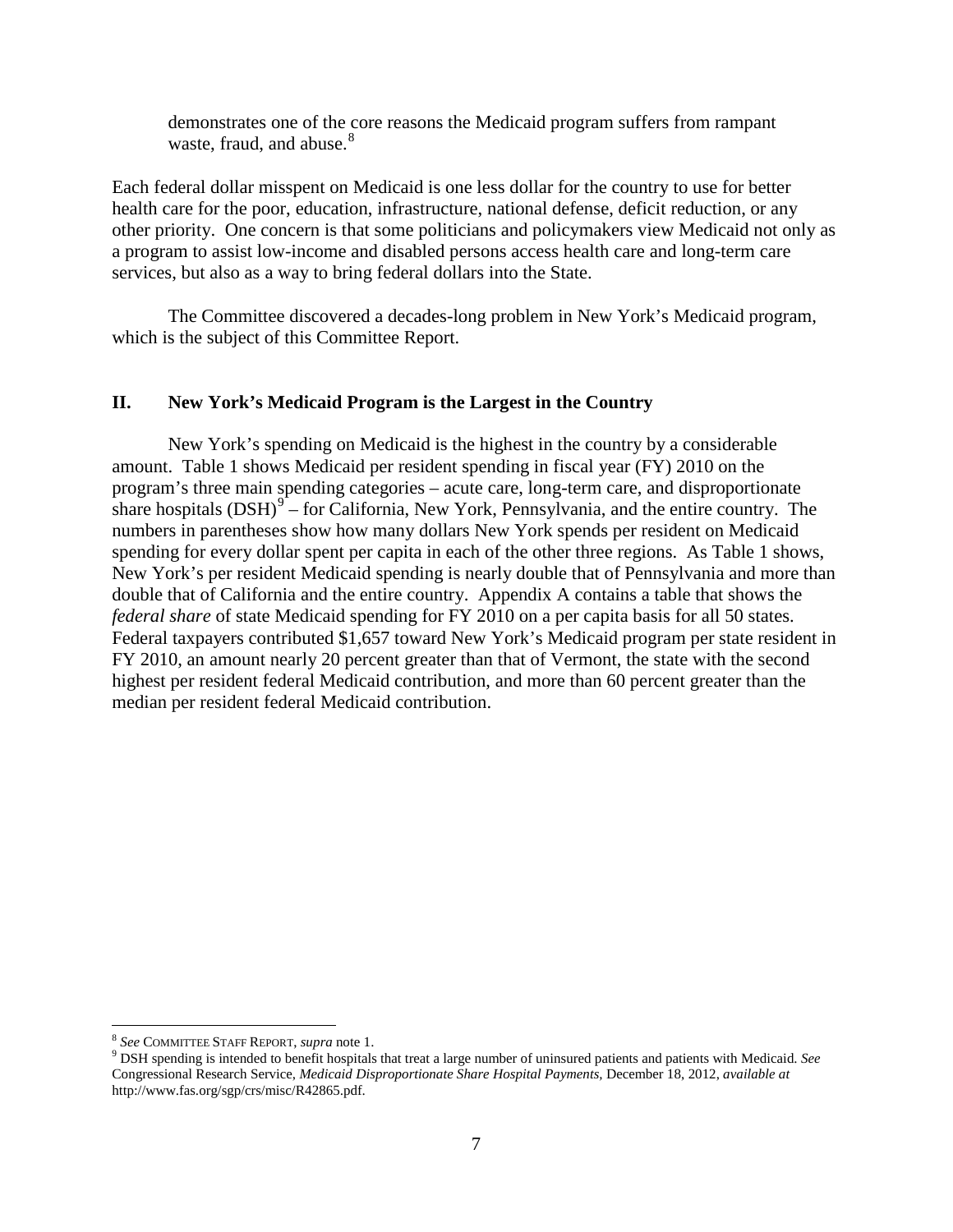demonstrates one of the core reasons the Medicaid program suffers from rampant waste, fraud, and abuse.[8]

Each federal dollar misspent on Medicaid is one less dollar for the country to use for better health care for the poor, education, infrastructure, national defense, deficit reduction, or any other priority. One concern is that some politicians and policymakers view Medicaid not only as a program to assist low-income and disabled persons access health care and long-term care services, but also as a way to bring federal dollars into the State.

The Committee discovered a decades-long problem in New York's Medicaid program, which is the subject of this Committee Report.

## II. New York's Medicaid Program is the Largest in the Country

New York's spending on Medicaid is the highest in the country by a considerable amount. Table 1 shows Medicaid per resident spending in fiscal year (FY) 2010 on the program's three main spending categories – acute care, long-term care, and disproportionate share hospitals (DSH)[9] – for California, New York, Pennsylvania, and the entire country. The numbers in parentheses show how many dollars New York spends per resident on Medicaid spending for every dollar spent per capita in each of the other three regions. As Table 1 shows, New York's per resident Medicaid spending is nearly double that of Pennsylvania and more than double that of California and the entire country. Appendix A contains a table that shows the *federal share* of state Medicaid spending for FY 2010 on a per capita basis for all 50 states. Federal taxpayers contributed $1,657 toward New York's Medicaid program per state resident in FY 2010, an amount nearly 20 percent greater than that of Vermont, the state with the second highest per resident federal Medicaid contribution, and more than 60 percent greater than the median per resident federal Medicaid contribution.

---

[8] *See* COMMITTEE STAFF REPORT, *supra* note 1.

[9] DSH spending is intended to benefit hospitals that treat a large number of uninsured patients and patients with Medicaid. *See* Congressional Research Service, *Medicaid Disproportionate Share Hospital Payments*, December 18, 2012, *available at* http://www.fas.org/sgp/crs/misc/R42865.pdf.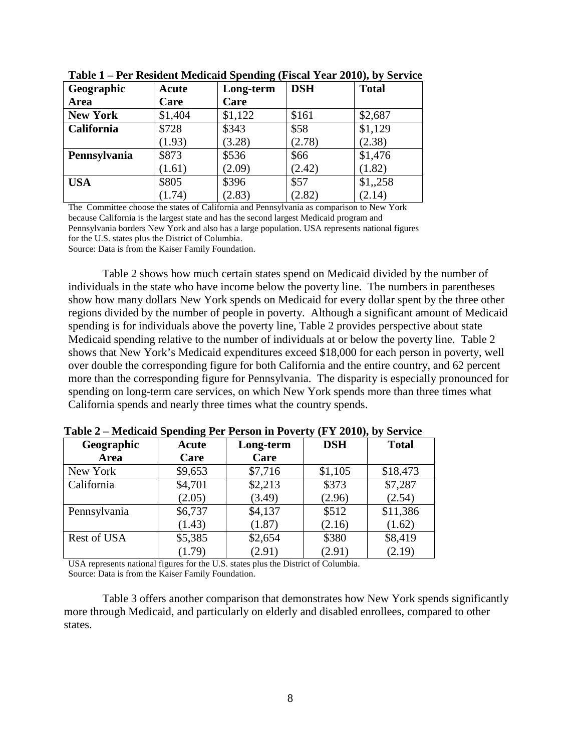**Table 1 – Per Resident Medicaid Spending (Fiscal Year 2010), by Service**

| Geographic Area | Acute Care | Long-term Care | DSH | Total |
|---|---|---|---|---|
| **New York** | $1,404 | $1,122 | $161 | $2,687 |
| **California** | $728 (1.93) | $343 (3.28) | $58 (2.78) | $1,129 (2.38) |
| **Pennsylvania** | $873 (1.61) | $536 (2.09) | $66 (2.42) | $1,476 (1.82) |
| **USA** | $805 (1.74) | $396 (2.83) | $57 (2.82) | $1,,258 (2.14) |

The Committee choose the states of California and Pennsylvania as comparison to New York because California is the largest state and has the second largest Medicaid program and Pennsylvania borders New York and also has a large population. USA represents national figures for the U.S. states plus the District of Columbia.
Source: Data is from the Kaiser Family Foundation.

Table 2 shows how much certain states spend on Medicaid divided by the number of individuals in the state who have income below the poverty line. The numbers in parentheses show how many dollars New York spends on Medicaid for every dollar spent by the three other regions divided by the number of people in poverty. Although a significant amount of Medicaid spending is for individuals above the poverty line, Table 2 provides perspective about state Medicaid spending relative to the number of individuals at or below the poverty line. Table 2 shows that New York's Medicaid expenditures exceed $18,000 for each person in poverty, well over double the corresponding figure for both California and the entire country, and 62 percent more than the corresponding figure for Pennsylvania. The disparity is especially pronounced for spending on long-term care services, on which New York spends more than three times what California spends and nearly three times what the country spends.

**Table 2 – Medicaid Spending Per Person in Poverty (FY 2010), by Service**

| Geographic Area | Acute Care | Long-term Care | DSH | Total |
|---|---|---|---|---|
| New York | $9,653 | $7,716 | $1,105 | $18,473 |
| California | $4,701 (2.05) | $2,213 (3.49) | $373 (2.96) | $7,287 (2.54) |
| Pennsylvania | $6,737 (1.43) | $4,137 (1.87) | $512 (2.16) | $11,386 (1.62) |
| Rest of USA | $5,385 (1.79) | $2,654 (2.91) | $380 (2.91) | $8,419 (2.19) |

USA represents national figures for the U.S. states plus the District of Columbia.
Source: Data is from the Kaiser Family Foundation.

Table 3 offers another comparison that demonstrates how New York spends significantly more through Medicaid, and particularly on elderly and disabled enrollees, compared to other states.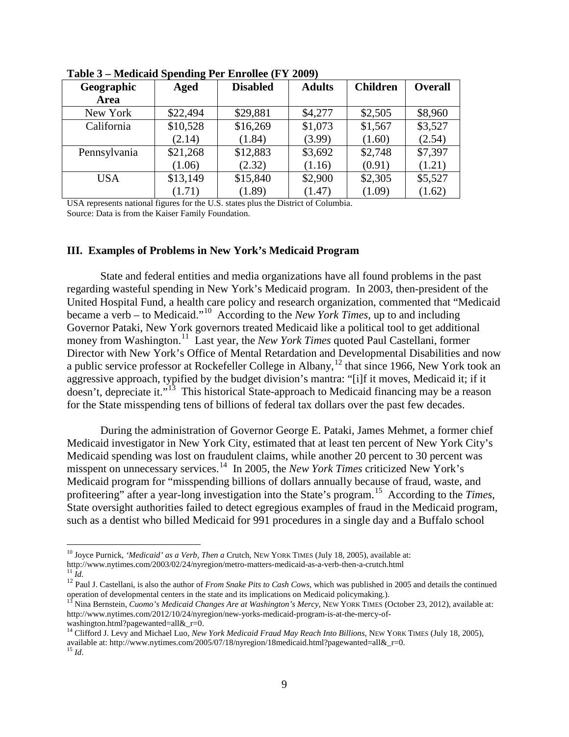**Table 3 – Medicaid Spending Per Enrollee (FY 2009)**

| Geographic Area | Aged | Disabled | Adults | Children | Overall |
|---|---|---|---|---|---|
| New York | $22,494 | $29,881 | $4,277 | $2,505 | $8,960 |
| California | $10,528 (2.14) | $16,269 (1.84) | $1,073 (3.99) | $1,567 (1.60) | $3,527 (2.54) |
| Pennsylvania | $21,268 (1.06) | $12,883 (2.32) | $3,692 (1.16) | $2,748 (0.91) | $7,397 (1.21) |
| USA | $13,149 (1.71) | $15,840 (1.89) | $2,900 (1.47) | $2,305 (1.09) | $5,527 (1.62) |

USA represents national figures for the U.S. states plus the District of Columbia.
Source: Data is from the Kaiser Family Foundation.

### III. Examples of Problems in New York's Medicaid Program

State and federal entities and media organizations have all found problems in the past regarding wasteful spending in New York's Medicaid program. In 2003, then-president of the United Hospital Fund, a health care policy and research organization, commented that "Medicaid became a verb – to Medicaid."[10] According to the *New York Times*, up to and including Governor Pataki, New York governors treated Medicaid like a political tool to get additional money from Washington.[11] Last year, the *New York Times* quoted Paul Castellani, former Director with New York's Office of Mental Retardation and Developmental Disabilities and now a public service professor at Rockefeller College in Albany,[12] that since 1966, New York took an aggressive approach, typified by the budget division's mantra: "[i]f it moves, Medicaid it; if it doesn't, depreciate it."[13] This historical State-approach to Medicaid financing may be a reason for the State misspending tens of billions of federal tax dollars over the past few decades.

During the administration of Governor George E. Pataki, James Mehmet, a former chief Medicaid investigator in New York City, estimated that at least ten percent of New York City's Medicaid spending was lost on fraudulent claims, while another 20 percent to 30 percent was misspent on unnecessary services.[14] In 2005, the *New York Times* criticized New York's Medicaid program for "misspending billions of dollars annually because of fraud, waste, and profiteering" after a year-long investigation into the State's program.[15] According to the *Times*, State oversight authorities failed to detect egregious examples of fraud in the Medicaid program, such as a dentist who billed Medicaid for 991 procedures in a single day and a Buffalo school

---

[10] Joyce Purnick, *'Medicaid' as a Verb, Then a* Crutch, NEW YORK TIMES (July 18, 2005), available at: http://www.nytimes.com/2003/02/24/nyregion/metro-matters-medicaid-as-a-verb-then-a-crutch.html

[11] *Id.*

[12] Paul J. Castellani, is also the author of *From Snake Pits to Cash Cows*, which was published in 2005 and details the continued operation of developmental centers in the state and its implications on Medicaid policymaking.).

[13] Nina Bernstein, *Cuomo's Medicaid Changes Are at Washington's Mercy*, NEW YORK TIMES (October 23, 2012), available at: http://www.nytimes.com/2012/10/24/nyregion/new-yorks-medicaid-program-is-at-the-mercy-of-washington.html?pagewanted=all&_r=0.

[14] Clifford J. Levy and Michael Luo, *New York Medicaid Fraud May Reach Into Billions*, NEW YORK TIMES (July 18, 2005), available at: http://www.nytimes.com/2005/07/18/nyregion/18medicaid.html?pagewanted=all&_r=0.

[15] *Id*.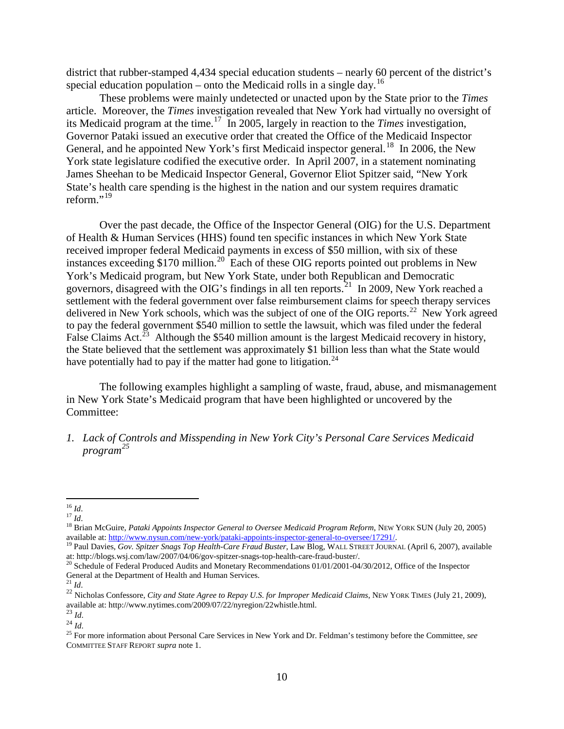district that rubber-stamped 4,434 special education students – nearly 60 percent of the district's special education population – onto the Medicaid rolls in a single day.[16]

These problems were mainly undetected or unacted upon by the State prior to the *Times* article. Moreover, the *Times* investigation revealed that New York had virtually no oversight of its Medicaid program at the time.[17] In 2005, largely in reaction to the *Times* investigation, Governor Pataki issued an executive order that created the Office of the Medicaid Inspector General, and he appointed New York's first Medicaid inspector general.[18] In 2006, the New York state legislature codified the executive order. In April 2007, in a statement nominating James Sheehan to be Medicaid Inspector General, Governor Eliot Spitzer said, "New York State's health care spending is the highest in the nation and our system requires dramatic reform."[19]

Over the past decade, the Office of the Inspector General (OIG) for the U.S. Department of Health & Human Services (HHS) found ten specific instances in which New York State received improper federal Medicaid payments in excess of $50 million, with six of these instances exceeding $170 million.[20] Each of these OIG reports pointed out problems in New York's Medicaid program, but New York State, under both Republican and Democratic governors, disagreed with the OIG's findings in all ten reports.[21] In 2009, New York reached a settlement with the federal government over false reimbursement claims for speech therapy services delivered in New York schools, which was the subject of one of the OIG reports.[22] New York agreed to pay the federal government $540 million to settle the lawsuit, which was filed under the federal False Claims Act.[23] Although the $540 million amount is the largest Medicaid recovery in history, the State believed that the settlement was approximately $1 billion less than what the State would have potentially had to pay if the matter had gone to litigation.[24]

The following examples highlight a sampling of waste, fraud, abuse, and mismanagement in New York State's Medicaid program that have been highlighted or uncovered by the Committee:

1. *Lack of Controls and Misspending in New York City's Personal Care Services Medicaid program*[25]

---

[16] *Id*.
[17] *Id*.
[18] Brian McGuire, *Pataki Appoints Inspector General to Oversee Medicaid Program Reform*, NEW YORK SUN (July 20, 2005) available at: http://www.nysun.com/new-york/pataki-appoints-inspector-general-to-oversee/17291/.
[19] Paul Davies, *Gov. Spitzer Snags Top Health-Care Fraud Buster*, Law Blog, WALL STREET JOURNAL (April 6, 2007), available at: http://blogs.wsj.com/law/2007/04/06/gov-spitzer-snags-top-health-care-fraud-buster/.
[20] Schedule of Federal Produced Audits and Monetary Recommendations 01/01/2001-04/30/2012, Office of the Inspector General at the Department of Health and Human Services.
[21] *Id*.
[22] Nicholas Confessore, *City and State Agree to Repay U.S. for Improper Medicaid Claims*, NEW YORK TIMES (July 21, 2009), available at: http://www.nytimes.com/2009/07/22/nyregion/22whistle.html.
[23] *Id*.
[24] *Id*.
[25] For more information about Personal Care Services in New York and Dr. Feldman's testimony before the Committee, *see* COMMITTEE STAFF REPORT *supra* note 1.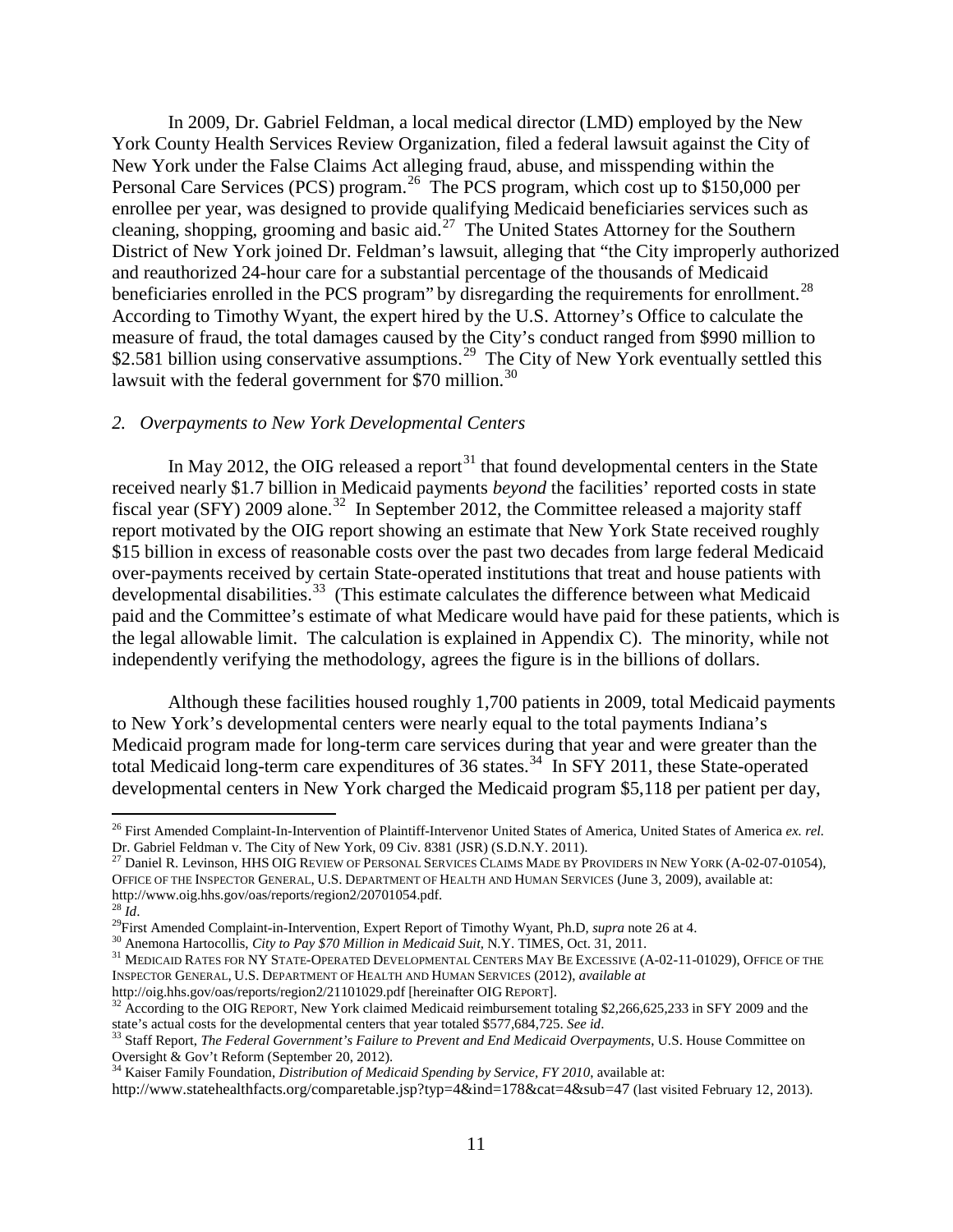In 2009, Dr. Gabriel Feldman, a local medical director (LMD) employed by the New York County Health Services Review Organization, filed a federal lawsuit against the City of New York under the False Claims Act alleging fraud, abuse, and misspending within the Personal Care Services (PCS) program.[26] The PCS program, which cost up to $150,000 per enrollee per year, was designed to provide qualifying Medicaid beneficiaries services such as cleaning, shopping, grooming and basic aid.[27] The United States Attorney for the Southern District of New York joined Dr. Feldman's lawsuit, alleging that "the City improperly authorized and reauthorized 24-hour care for a substantial percentage of the thousands of Medicaid beneficiaries enrolled in the PCS program" by disregarding the requirements for enrollment.[28] According to Timothy Wyant, the expert hired by the U.S. Attorney's Office to calculate the measure of fraud, the total damages caused by the City's conduct ranged from $990 million to $2.581 billion using conservative assumptions.[29] The City of New York eventually settled this lawsuit with the federal government for $70 million.[30]

### *2. Overpayments to New York Developmental Centers*

In May 2012, the OIG released a report[31] that found developmental centers in the State received nearly $1.7 billion in Medicaid payments *beyond* the facilities' reported costs in state fiscal year (SFY) 2009 alone.[32] In September 2012, the Committee released a majority staff report motivated by the OIG report showing an estimate that New York State received roughly $15 billion in excess of reasonable costs over the past two decades from large federal Medicaid over-payments received by certain State-operated institutions that treat and house patients with developmental disabilities.[33] (This estimate calculates the difference between what Medicaid paid and the Committee's estimate of what Medicare would have paid for these patients, which is the legal allowable limit. The calculation is explained in Appendix C). The minority, while not independently verifying the methodology, agrees the figure is in the billions of dollars.

Although these facilities housed roughly 1,700 patients in 2009, total Medicaid payments to New York's developmental centers were nearly equal to the total payments Indiana's Medicaid program made for long-term care services during that year and were greater than the total Medicaid long-term care expenditures of 36 states.[34] In SFY 2011, these State-operated developmental centers in New York charged the Medicaid program $5,118 per patient per day,

---

[26] First Amended Complaint-In-Intervention of Plaintiff-Intervenor United States of America, United States of America *ex. rel.* Dr. Gabriel Feldman v. The City of New York, 09 Civ. 8381 (JSR) (S.D.N.Y. 2011).

[27] Daniel R. Levinson, HHS OIG Review of Personal Services Claims Made by Providers in New York (A-02-07-01054), Office of the Inspector General, U.S. Department of Health and Human Services (June 3, 2009), available at: http://www.oig.hhs.gov/oas/reports/region2/20701054.pdf.

[28] *Id*.

[29] First Amended Complaint-in-Intervention, Expert Report of Timothy Wyant, Ph.D, *supra* note 26 at 4.

[30] Anemona Hartocollis, *City to Pay $70 Million in Medicaid Suit*, N.Y. TIMES, Oct. 31, 2011.

[31] Medicaid Rates for NY State-Operated Developmental Centers May Be Excessive (A-02-11-01029), Office of the Inspector General, U.S. Department of Health and Human Services (2012), *available at* http://oig.hhs.gov/oas/reports/region2/21101029.pdf [hereinafter OIG Report].

[32] According to the OIG Report, New York claimed Medicaid reimbursement totaling $2,266,625,233 in SFY 2009 and the state's actual costs for the developmental centers that year totaled $577,684,725. *See id*.

[33] Staff Report, *The Federal Government's Failure to Prevent and End Medicaid Overpayments*, U.S. House Committee on Oversight & Gov't Reform (September 20, 2012).

[34] Kaiser Family Foundation, *Distribution of Medicaid Spending by Service, FY 2010*, available at: http://www.statehealthfacts.org/comparetable.jsp?typ=4&ind=178&cat=4&sub=47 (last visited February 12, 2013).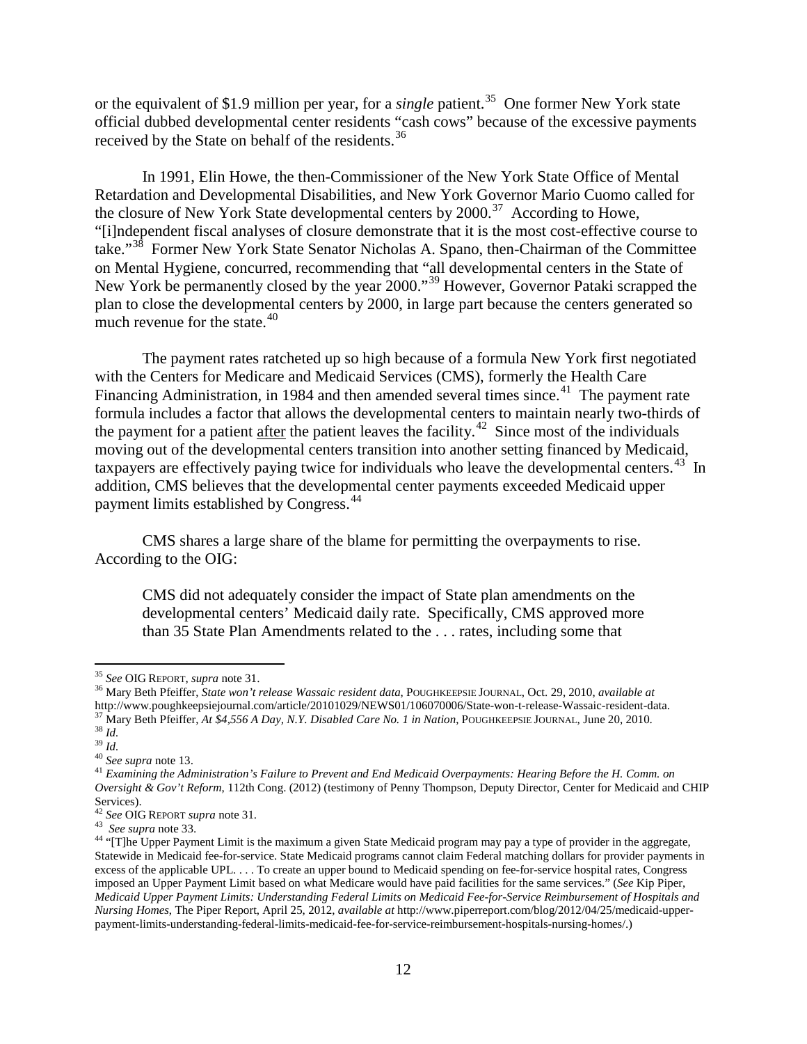or the equivalent of $1.9 million per year, for a *single* patient.[35] One former New York state official dubbed developmental center residents "cash cows" because of the excessive payments received by the State on behalf of the residents.[36]

In 1991, Elin Howe, the then-Commissioner of the New York State Office of Mental Retardation and Developmental Disabilities, and New York Governor Mario Cuomo called for the closure of New York State developmental centers by 2000.[37] According to Howe, "[i]ndependent fiscal analyses of closure demonstrate that it is the most cost-effective course to take."[38] Former New York State Senator Nicholas A. Spano, then-Chairman of the Committee on Mental Hygiene, concurred, recommending that "all developmental centers in the State of New York be permanently closed by the year 2000."[39] However, Governor Pataki scrapped the plan to close the developmental centers by 2000, in large part because the centers generated so much revenue for the state.[40]

The payment rates ratcheted up so high because of a formula New York first negotiated with the Centers for Medicare and Medicaid Services (CMS), formerly the Health Care Financing Administration, in 1984 and then amended several times since.[41] The payment rate formula includes a factor that allows the developmental centers to maintain nearly two-thirds of the payment for a patient <u>after</u> the patient leaves the facility.[42] Since most of the individuals moving out of the developmental centers transition into another setting financed by Medicaid, taxpayers are effectively paying twice for individuals who leave the developmental centers.[43] In addition, CMS believes that the developmental center payments exceeded Medicaid upper payment limits established by Congress.[44]

CMS shares a large share of the blame for permitting the overpayments to rise. According to the OIG:

> CMS did not adequately consider the impact of State plan amendments on the developmental centers' Medicaid daily rate. Specifically, CMS approved more than 35 State Plan Amendments related to the . . . rates, including some that

---

[35] *See* OIG REPORT, *supra* note 31.

[36] Mary Beth Pfeiffer, *State won't release Wassaic resident data*, POUGHKEEPSIE JOURNAL, Oct. 29, 2010, *available at* http://www.poughkeepsiejournal.com/article/20101029/NEWS01/106070006/State-won-t-release-Wassaic-resident-data.

[37] Mary Beth Pfeiffer, *At $4,556 A Day, N.Y. Disabled Care No. 1 in Nation*, POUGHKEEPSIE JOURNAL, June 20, 2010.

[38] *Id.*

[39] *Id.*

[40] *See supra* note 13.

[41] *Examining the Administration's Failure to Prevent and End Medicaid Overpayments: Hearing Before the H. Comm. on Oversight & Gov't Reform*, 112th Cong. (2012) (testimony of Penny Thompson, Deputy Director, Center for Medicaid and CHIP Services).

[42] *See* OIG REPORT *supra* note 31.

[43] *See supra* note 33.

[44] "[T]he Upper Payment Limit is the maximum a given State Medicaid program may pay a type of provider in the aggregate, Statewide in Medicaid fee-for-service. State Medicaid programs cannot claim Federal matching dollars for provider payments in excess of the applicable UPL. . . . To create an upper bound to Medicaid spending on fee-for-service hospital rates, Congress imposed an Upper Payment Limit based on what Medicare would have paid facilities for the same services." (*See* Kip Piper, *Medicaid Upper Payment Limits: Understanding Federal Limits on Medicaid Fee-for-Service Reimbursement of Hospitals and Nursing Homes*, The Piper Report, April 25, 2012, *available at* http://www.piperreport.com/blog/2012/04/25/medicaid-upper-payment-limits-understanding-federal-limits-medicaid-fee-for-service-reimbursement-hospitals-nursing-homes/.)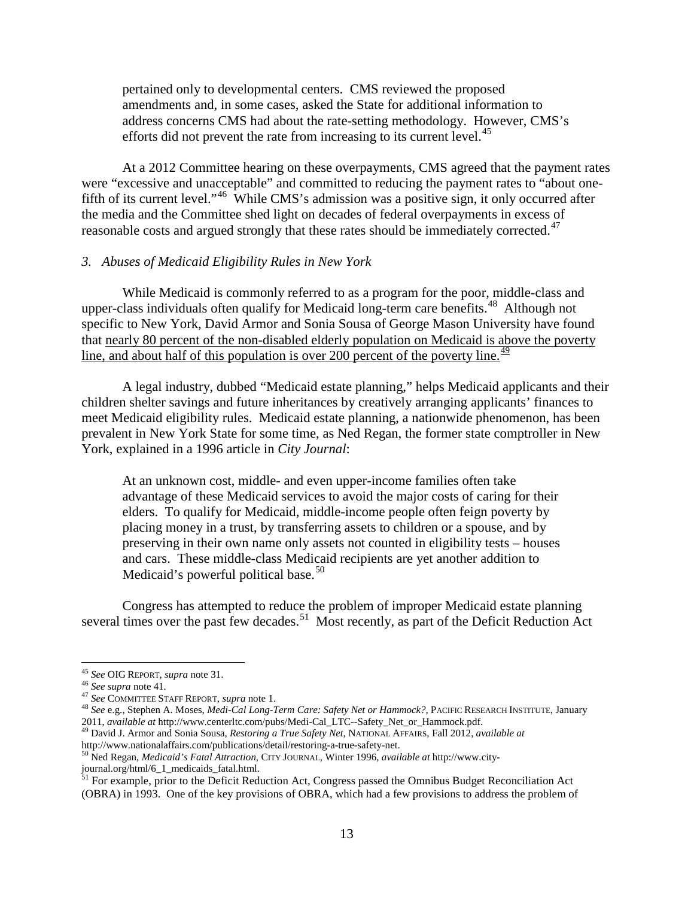pertained only to developmental centers. CMS reviewed the proposed amendments and, in some cases, asked the State for additional information to address concerns CMS had about the rate-setting methodology. However, CMS's efforts did not prevent the rate from increasing to its current level.[45]

At a 2012 Committee hearing on these overpayments, CMS agreed that the payment rates were "excessive and unacceptable" and committed to reducing the payment rates to "about one-fifth of its current level."[46] While CMS's admission was a positive sign, it only occurred after the media and the Committee shed light on decades of federal overpayments in excess of reasonable costs and argued strongly that these rates should be immediately corrected.[47]

### *3. Abuses of Medicaid Eligibility Rules in New York*

While Medicaid is commonly referred to as a program for the poor, middle-class and upper-class individuals often qualify for Medicaid long-term care benefits.[48] Although not specific to New York, David Armor and Sonia Sousa of George Mason University have found that <u>nearly 80 percent of the non-disabled elderly population on Medicaid is above the poverty line, and about half of this population is over 200 percent of the poverty line.</u>[49]

A legal industry, dubbed "Medicaid estate planning," helps Medicaid applicants and their children shelter savings and future inheritances by creatively arranging applicants' finances to meet Medicaid eligibility rules. Medicaid estate planning, a nationwide phenomenon, has been prevalent in New York State for some time, as Ned Regan, the former state comptroller in New York, explained in a 1996 article in *City Journal*:

> At an unknown cost, middle- and even upper-income families often take advantage of these Medicaid services to avoid the major costs of caring for their elders. To qualify for Medicaid, middle-income people often feign poverty by placing money in a trust, by transferring assets to children or a spouse, and by preserving in their own name only assets not counted in eligibility tests – houses and cars. These middle-class Medicaid recipients are yet another addition to Medicaid's powerful political base.[50]

Congress has attempted to reduce the problem of improper Medicaid estate planning several times over the past few decades.[51] Most recently, as part of the Deficit Reduction Act

---

[45] *See* OIG REPORT, *supra* note 31.

[46] *See supra* note 41.

[47] *See* COMMITTEE STAFF REPORT, *supra* note 1.

[48] *See* e.g., Stephen A. Moses, *Medi-Cal Long-Term Care: Safety Net or Hammock?*, PACIFIC RESEARCH INSTITUTE, January 2011, *available at* http://www.centerltc.com/pubs/Medi-Cal_LTC--Safety_Net_or_Hammock.pdf.

[49] David J. Armor and Sonia Sousa, *Restoring a True Safety Net*, NATIONAL AFFAIRS, Fall 2012, *available at* http://www.nationalaffairs.com/publications/detail/restoring-a-true-safety-net.

[50] Ned Regan, *Medicaid's Fatal Attraction*, CITY JOURNAL, Winter 1996, *available at* http://www.city-journal.org/html/6_1_medicaids_fatal.html.

[51] For example, prior to the Deficit Reduction Act, Congress passed the Omnibus Budget Reconciliation Act (OBRA) in 1993. One of the key provisions of OBRA, which had a few provisions to address the problem of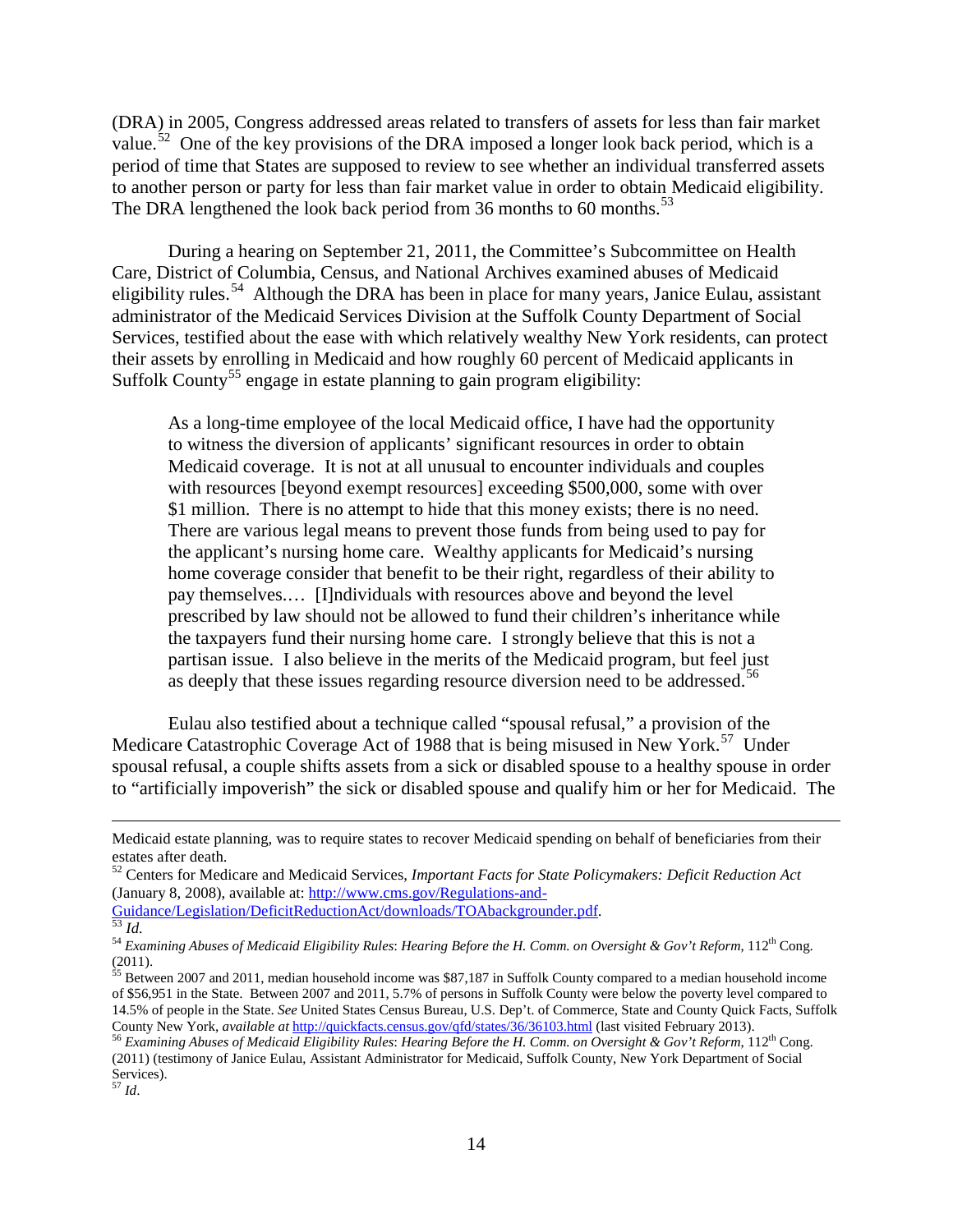(DRA) in 2005, Congress addressed areas related to transfers of assets for less than fair market value.[52] One of the key provisions of the DRA imposed a longer look back period, which is a period of time that States are supposed to review to see whether an individual transferred assets to another person or party for less than fair market value in order to obtain Medicaid eligibility. The DRA lengthened the look back period from 36 months to 60 months.[53]

During a hearing on September 21, 2011, the Committee's Subcommittee on Health Care, District of Columbia, Census, and National Archives examined abuses of Medicaid eligibility rules.[54] Although the DRA has been in place for many years, Janice Eulau, assistant administrator of the Medicaid Services Division at the Suffolk County Department of Social Services, testified about the ease with which relatively wealthy New York residents, can protect their assets by enrolling in Medicaid and how roughly 60 percent of Medicaid applicants in Suffolk County[55] engage in estate planning to gain program eligibility:

> As a long-time employee of the local Medicaid office, I have had the opportunity to witness the diversion of applicants' significant resources in order to obtain Medicaid coverage. It is not at all unusual to encounter individuals and couples with resources [beyond exempt resources] exceeding $500,000, some with over $1 million. There is no attempt to hide that this money exists; there is no need. There are various legal means to prevent those funds from being used to pay for the applicant's nursing home care. Wealthy applicants for Medicaid's nursing home coverage consider that benefit to be their right, regardless of their ability to pay themselves.… [I]ndividuals with resources above and beyond the level prescribed by law should not be allowed to fund their children's inheritance while the taxpayers fund their nursing home care. I strongly believe that this is not a partisan issue. I also believe in the merits of the Medicaid program, but feel just as deeply that these issues regarding resource diversion need to be addressed.[56]

Eulau also testified about a technique called "spousal refusal," a provision of the Medicare Catastrophic Coverage Act of 1988 that is being misused in New York.[57] Under spousal refusal, a couple shifts assets from a sick or disabled spouse to a healthy spouse in order to "artificially impoverish" the sick or disabled spouse and qualify him or her for Medicaid. The

---

Medicaid estate planning, was to require states to recover Medicaid spending on behalf of beneficiaries from their estates after death.

[52] Centers for Medicare and Medicaid Services, *Important Facts for State Policymakers: Deficit Reduction Act* (January 8, 2008), available at: http://www.cms.gov/Regulations-and-Guidance/Legislation/DeficitReductionAct/downloads/TOAbackgrounder.pdf.

[53] *Id.*

[54] *Examining Abuses of Medicaid Eligibility Rules*: *Hearing Before the H. Comm. on Oversight & Gov't Reform*, 112th Cong. (2011).

[55] Between 2007 and 2011, median household income was $87,187 in Suffolk County compared to a median household income of $56,951 in the State. Between 2007 and 2011, 5.7% of persons in Suffolk County were below the poverty level compared to 14.5% of people in the State. *See* United States Census Bureau, U.S. Dep't. of Commerce, State and County Quick Facts, Suffolk County New York, *available at* http://quickfacts.census.gov/qfd/states/36/36103.html (last visited February 2013).

[56] *Examining Abuses of Medicaid Eligibility Rules*: *Hearing Before the H. Comm. on Oversight & Gov't Reform*, 112th Cong. (2011) (testimony of Janice Eulau, Assistant Administrator for Medicaid, Suffolk County, New York Department of Social Services).

[57] *Id*.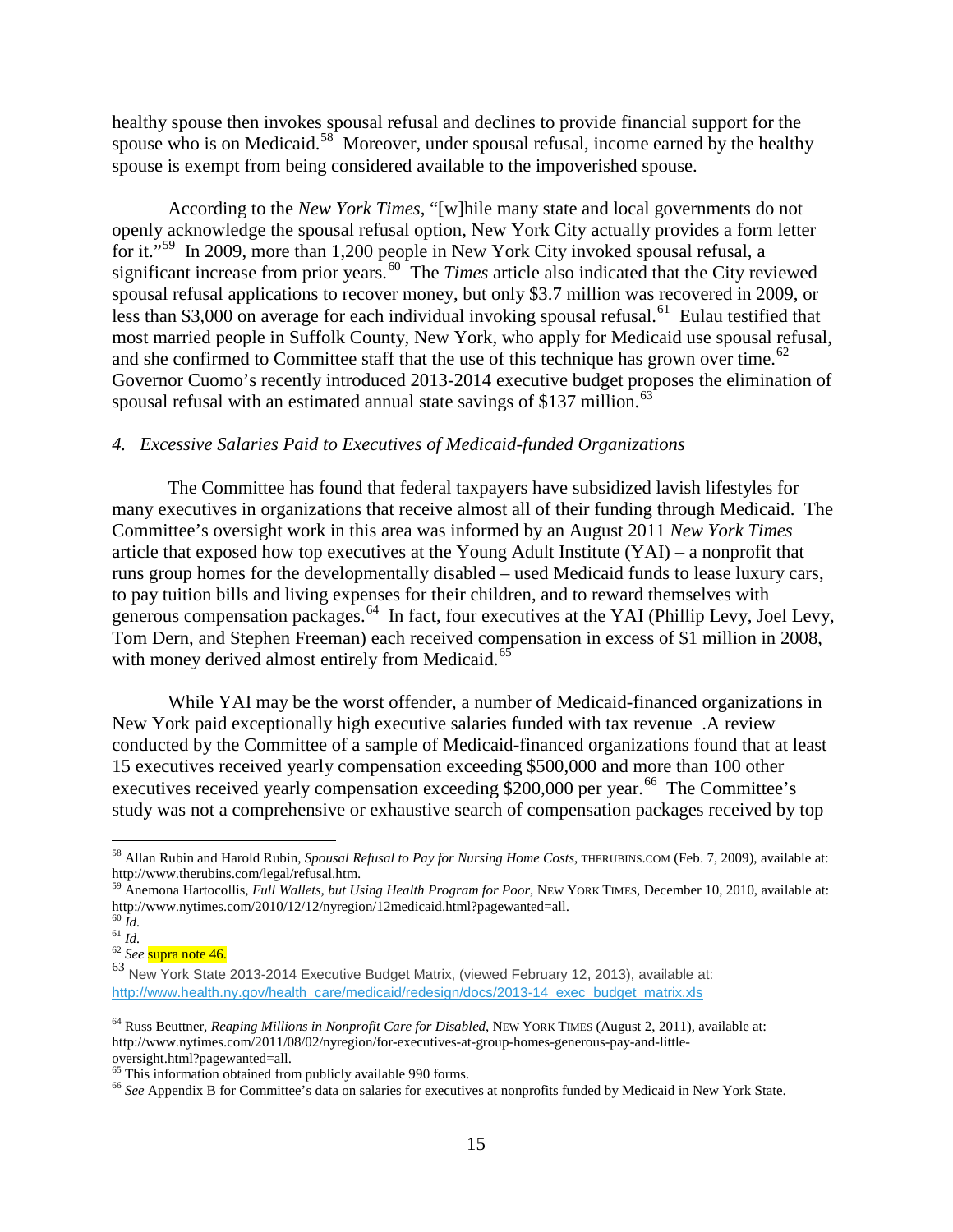healthy spouse then invokes spousal refusal and declines to provide financial support for the spouse who is on Medicaid.[58] Moreover, under spousal refusal, income earned by the healthy spouse is exempt from being considered available to the impoverished spouse.

According to the *New York Times*, "[w]hile many state and local governments do not openly acknowledge the spousal refusal option, New York City actually provides a form letter for it."[59] In 2009, more than 1,200 people in New York City invoked spousal refusal, a significant increase from prior years.[60] The *Times* article also indicated that the City reviewed spousal refusal applications to recover money, but only $3.7 million was recovered in 2009, or less than $3,000 on average for each individual invoking spousal refusal.[61] Eulau testified that most married people in Suffolk County, New York, who apply for Medicaid use spousal refusal, and she confirmed to Committee staff that the use of this technique has grown over time.[62] Governor Cuomo's recently introduced 2013-2014 executive budget proposes the elimination of spousal refusal with an estimated annual state savings of $137 million.[63]

### *4. Excessive Salaries Paid to Executives of Medicaid-funded Organizations*

The Committee has found that federal taxpayers have subsidized lavish lifestyles for many executives in organizations that receive almost all of their funding through Medicaid. The Committee's oversight work in this area was informed by an August 2011 *New York Times* article that exposed how top executives at the Young Adult Institute (YAI) – a nonprofit that runs group homes for the developmentally disabled – used Medicaid funds to lease luxury cars, to pay tuition bills and living expenses for their children, and to reward themselves with generous compensation packages.[64] In fact, four executives at the YAI (Phillip Levy, Joel Levy, Tom Dern, and Stephen Freeman) each received compensation in excess of $1 million in 2008, with money derived almost entirely from Medicaid.[65]

While YAI may be the worst offender, a number of Medicaid-financed organizations in New York paid exceptionally high executive salaries funded with tax revenue .A review conducted by the Committee of a sample of Medicaid-financed organizations found that at least 15 executives received yearly compensation exceeding $500,000 and more than 100 other executives received yearly compensation exceeding $200,000 per year.[66] The Committee's study was not a comprehensive or exhaustive search of compensation packages received by top

---

[58] Allan Rubin and Harold Rubin, *Spousal Refusal to Pay for Nursing Home Costs*, THERUBINS.COM (Feb. 7, 2009), available at: http://www.therubins.com/legal/refusal.htm.

[59] Anemona Hartocollis, *Full Wallets, but Using Health Program for Poor*, NEW YORK TIMES, December 10, 2010, available at: http://www.nytimes.com/2010/12/12/nyregion/12medicaid.html?pagewanted=all.

[60] *Id.*

[61] *Id.*

[62] *See* supra note 46.

[63] New York State 2013-2014 Executive Budget Matrix, (viewed February 12, 2013), available at: http://www.health.ny.gov/health_care/medicaid/redesign/docs/2013-14_exec_budget_matrix.xls

[64] Russ Beuttner, *Reaping Millions in Nonprofit Care for Disabled*, NEW YORK TIMES (August 2, 2011), available at: http://www.nytimes.com/2011/08/02/nyregion/for-executives-at-group-homes-generous-pay-and-little-oversight.html?pagewanted=all.

[65] This information obtained from publicly available 990 forms.

[66] *See* Appendix B for Committee's data on salaries for executives at nonprofits funded by Medicaid in New York State.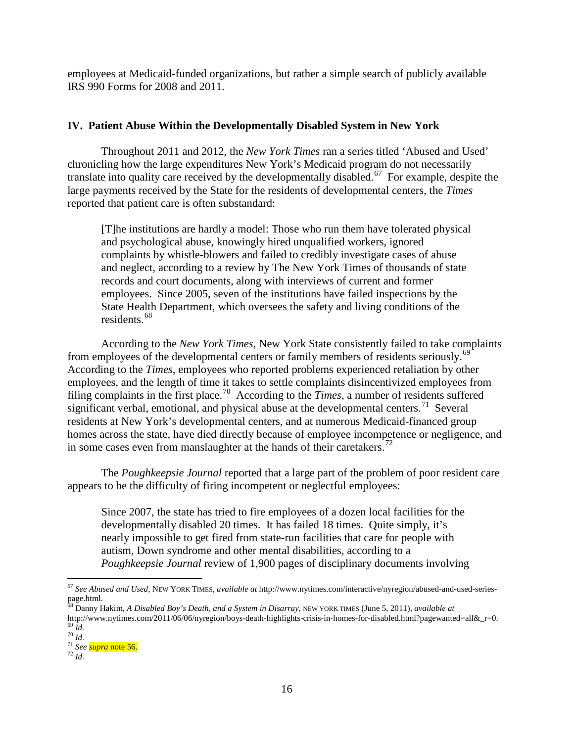employees at Medicaid-funded organizations, but rather a simple search of publicly available IRS 990 Forms for 2008 and 2011.

## IV. Patient Abuse Within the Developmentally Disabled System in New York

Throughout 2011 and 2012, the *New York Times* ran a series titled 'Abused and Used' chronicling how the large expenditures New York's Medicaid program do not necessarily translate into quality care received by the developmentally disabled.[67] For example, despite the large payments received by the State for the residents of developmental centers, the *Times* reported that patient care is often substandard:

> [T]he institutions are hardly a model: Those who run them have tolerated physical and psychological abuse, knowingly hired unqualified workers, ignored complaints by whistle-blowers and failed to credibly investigate cases of abuse and neglect, according to a review by The New York Times of thousands of state records and court documents, along with interviews of current and former employees. Since 2005, seven of the institutions have failed inspections by the State Health Department, which oversees the safety and living conditions of the residents.[68]

According to the *New York Times*, New York State consistently failed to take complaints from employees of the developmental centers or family members of residents seriously.[69] According to the *Times*, employees who reported problems experienced retaliation by other employees, and the length of time it takes to settle complaints disincentivized employees from filing complaints in the first place.[70] According to the *Times*, a number of residents suffered significant verbal, emotional, and physical abuse at the developmental centers.[71] Several residents at New York's developmental centers, and at numerous Medicaid-financed group homes across the state, have died directly because of employee incompetence or negligence, and in some cases even from manslaughter at the hands of their caretakers.[72]

The *Poughkeepsie Journal* reported that a large part of the problem of poor resident care appears to be the difficulty of firing incompetent or neglectful employees:

> Since 2007, the state has tried to fire employees of a dozen local facilities for the developmentally disabled 20 times. It has failed 18 times. Quite simply, it's nearly impossible to get fired from state-run facilities that care for people with autism, Down syndrome and other mental disabilities, according to a *Poughkeepsie Journal* review of 1,900 pages of disciplinary documents involving

---

[67] *See Abused and Used*, NEW YORK TIMES, *available at* http://www.nytimes.com/interactive/nyregion/abused-and-used-series-page.html.

[68] Danny Hakim, *A Disabled Boy's Death, and a System in Disarray*, NEW YORK TIMES (June 5, 2011), *available at* http://www.nytimes.com/2011/06/06/nyregion/boys-death-highlights-crisis-in-homes-for-disabled.html?pagewanted=all&_r=0.

[69] *Id.*

[70] *Id.*

[71] *See supra* note 56.

[72] *Id.*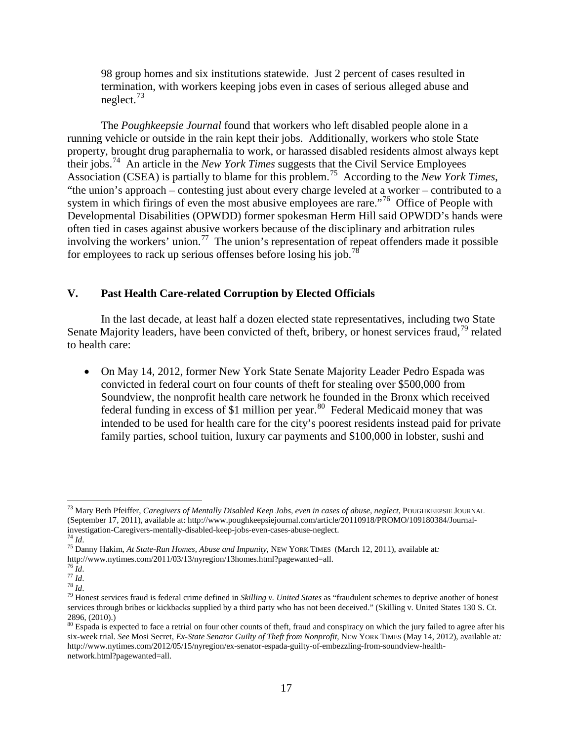> 98 group homes and six institutions statewide. Just 2 percent of cases resulted in termination, with workers keeping jobs even in cases of serious alleged abuse and neglect.[73]

The *Poughkeepsie Journal* found that workers who left disabled people alone in a running vehicle or outside in the rain kept their jobs. Additionally, workers who stole State property, brought drug paraphernalia to work, or harassed disabled residents almost always kept their jobs.[74] An article in the *New York Times* suggests that the Civil Service Employees Association (CSEA) is partially to blame for this problem.[75] According to the *New York Times*, "the union's approach – contesting just about every charge leveled at a worker – contributed to a system in which firings of even the most abusive employees are rare."[76] Office of People with Developmental Disabilities (OPWDD) former spokesman Herm Hill said OPWDD's hands were often tied in cases against abusive workers because of the disciplinary and arbitration rules involving the workers' union.[77] The union's representation of repeat offenders made it possible for employees to rack up serious offenses before losing his job.[78]

## V. Past Health Care-related Corruption by Elected Officials

In the last decade, at least half a dozen elected state representatives, including two State Senate Majority leaders, have been convicted of theft, bribery, or honest services fraud,[79] related to health care:

- On May 14, 2012, former New York State Senate Majority Leader Pedro Espada was convicted in federal court on four counts of theft for stealing over $500,000 from Soundview, the nonprofit health care network he founded in the Bronx which received federal funding in excess of $1 million per year.[80] Federal Medicaid money that was intended to be used for health care for the city's poorest residents instead paid for private family parties, school tuition, luxury car payments and $100,000 in lobster, sushi and

---

[73] Mary Beth Pfeiffer, *Caregivers of Mentally Disabled Keep Jobs, even in cases of abuse, neglect*, POUGHKEEPSIE JOURNAL (September 17, 2011), available at: http://www.poughkeepsiejournal.com/article/20110918/PROMO/109180384/Journal-investigation-Caregivers-mentally-disabled-keep-jobs-even-cases-abuse-neglect.

[74] *Id*.

[75] Danny Hakim, *At State-Run Homes, Abuse and Impunity*, NEW YORK TIMES (March 12, 2011), available at*:* http://www.nytimes.com/2011/03/13/nyregion/13homes.html?pagewanted=all.

[76] *Id*.

[77] *Id*.

[78] *Id*.

[79] Honest services fraud is federal crime defined in *Skilling v. United States* as "fraudulent schemes to deprive another of honest services through bribes or kickbacks supplied by a third party who has not been deceived." (Skilling v. United States 130 S. Ct. 2896, (2010).)

[80] Espada is expected to face a retrial on four other counts of theft, fraud and conspiracy on which the jury failed to agree after his six-week trial. *See* Mosi Secret, *Ex-State Senator Guilty of Theft from Nonprofit*, NEW YORK TIMES (May 14, 2012), available at*:* http://www.nytimes.com/2012/05/15/nyregion/ex-senator-espada-guilty-of-embezzling-from-soundview-health-network.html?pagewanted=all.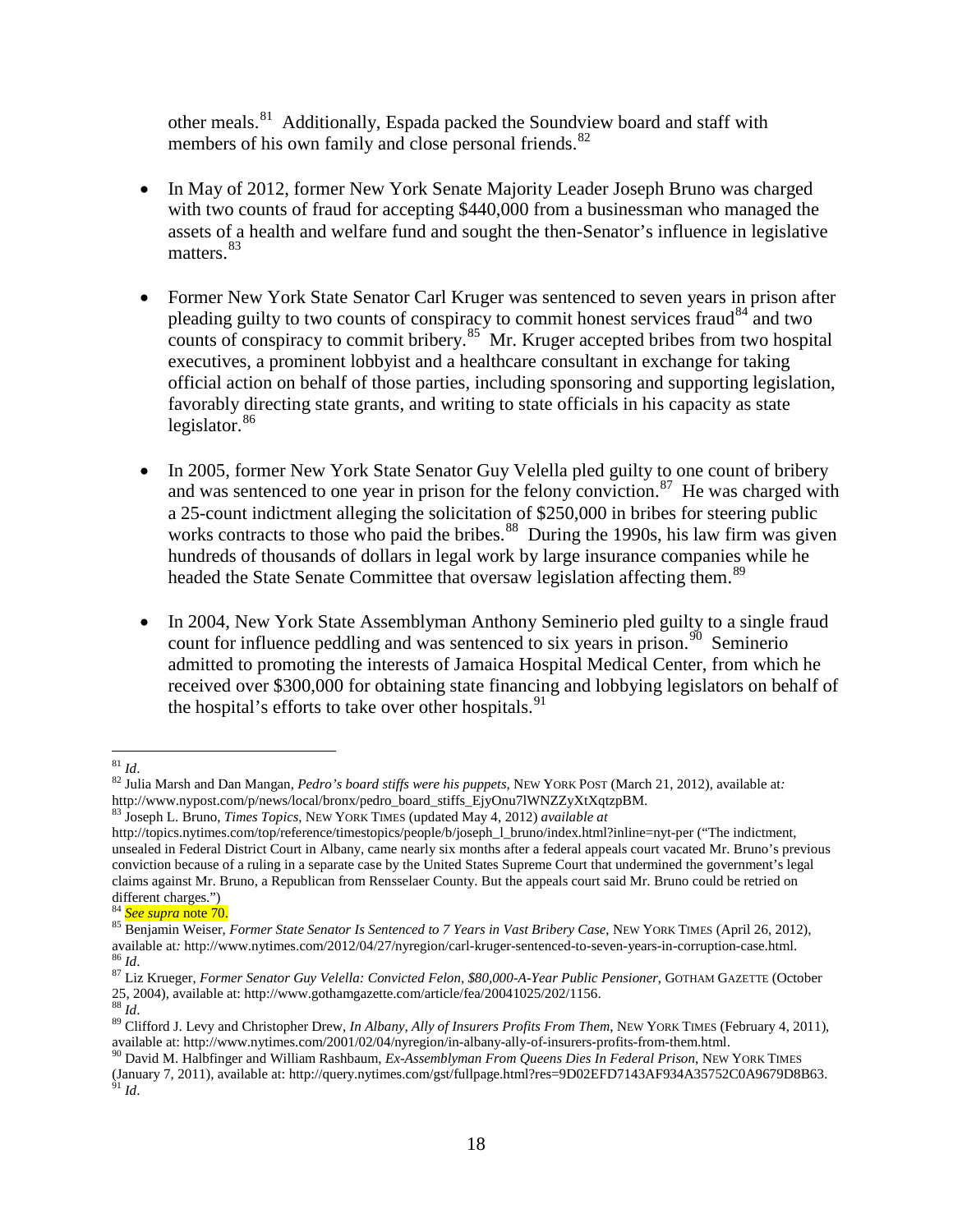other meals.[81] Additionally, Espada packed the Soundview board and staff with members of his own family and close personal friends.[82]

- In May of 2012, former New York Senate Majority Leader Joseph Bruno was charged with two counts of fraud for accepting $440,000 from a businessman who managed the assets of a health and welfare fund and sought the then-Senator's influence in legislative matters.[83]
- Former New York State Senator Carl Kruger was sentenced to seven years in prison after pleading guilty to two counts of conspiracy to commit honest services fraud[84] and two counts of conspiracy to commit bribery.[85] Mr. Kruger accepted bribes from two hospital executives, a prominent lobbyist and a healthcare consultant in exchange for taking official action on behalf of those parties, including sponsoring and supporting legislation, favorably directing state grants, and writing to state officials in his capacity as state legislator.[86]
- In 2005, former New York State Senator Guy Velella pled guilty to one count of bribery and was sentenced to one year in prison for the felony conviction.[87] He was charged with a 25-count indictment alleging the solicitation of $250,000 in bribes for steering public works contracts to those who paid the bribes.[88] During the 1990s, his law firm was given hundreds of thousands of dollars in legal work by large insurance companies while he headed the State Senate Committee that oversaw legislation affecting them.[89]
- In 2004, New York State Assemblyman Anthony Seminerio pled guilty to a single fraud count for influence peddling and was sentenced to six years in prison.[90] Seminerio admitted to promoting the interests of Jamaica Hospital Medical Center, from which he received over $300,000 for obtaining state financing and lobbying legislators on behalf of the hospital's efforts to take over other hospitals.[91]

---

[81] *Id*.

[82] Julia Marsh and Dan Mangan, *Pedro's board stiffs were his puppets*, NEW YORK POST (March 21, 2012), available at: http://www.nypost.com/p/news/local/bronx/pedro_board_stiffs_EjyOnu7lWNZZyXtXqtzpBM.

[83] Joseph L. Bruno, *Times Topics*, NEW YORK TIMES (updated May 4, 2012) *available at* http://topics.nytimes.com/top/reference/timestopics/people/b/joseph_l_bruno/index.html?inline=nyt-per ("The indictment, unsealed in Federal District Court in Albany, came nearly six months after a federal appeals court vacated Mr. Bruno's previous conviction because of a ruling in a separate case by the United States Supreme Court that undermined the government's legal claims against Mr. Bruno, a Republican from Rensselaer County. But the appeals court said Mr. Bruno could be retried on different charges.")

[84] *See supra* note 70.

[85] Benjamin Weiser, *Former State Senator Is Sentenced to 7 Years in Vast Bribery Case*, NEW YORK TIMES (April 26, 2012), available at: http://www.nytimes.com/2012/04/27/nyregion/carl-kruger-sentenced-to-seven-years-in-corruption-case.html.

[86] *Id*.

[87] Liz Krueger, *Former Senator Guy Velella: Convicted Felon, $80,000-A-Year Public Pensioner*, GOTHAM GAZETTE (October 25, 2004), available at: http://www.gothamgazette.com/article/fea/20041025/202/1156.

[88] *Id*.

[89] Clifford J. Levy and Christopher Drew, *In Albany, Ally of Insurers Profits From Them*, NEW YORK TIMES (February 4, 2011), available at: http://www.nytimes.com/2001/02/04/nyregion/in-albany-ally-of-insurers-profits-from-them.html.

[90] David M. Halbfinger and William Rashbaum, *Ex-Assemblyman From Queens Dies In Federal Prison*, NEW YORK TIMES (January 7, 2011), available at: http://query.nytimes.com/gst/fullpage.html?res=9D02EFD7143AF934A35752C0A9679D8B63.

[91] *Id*.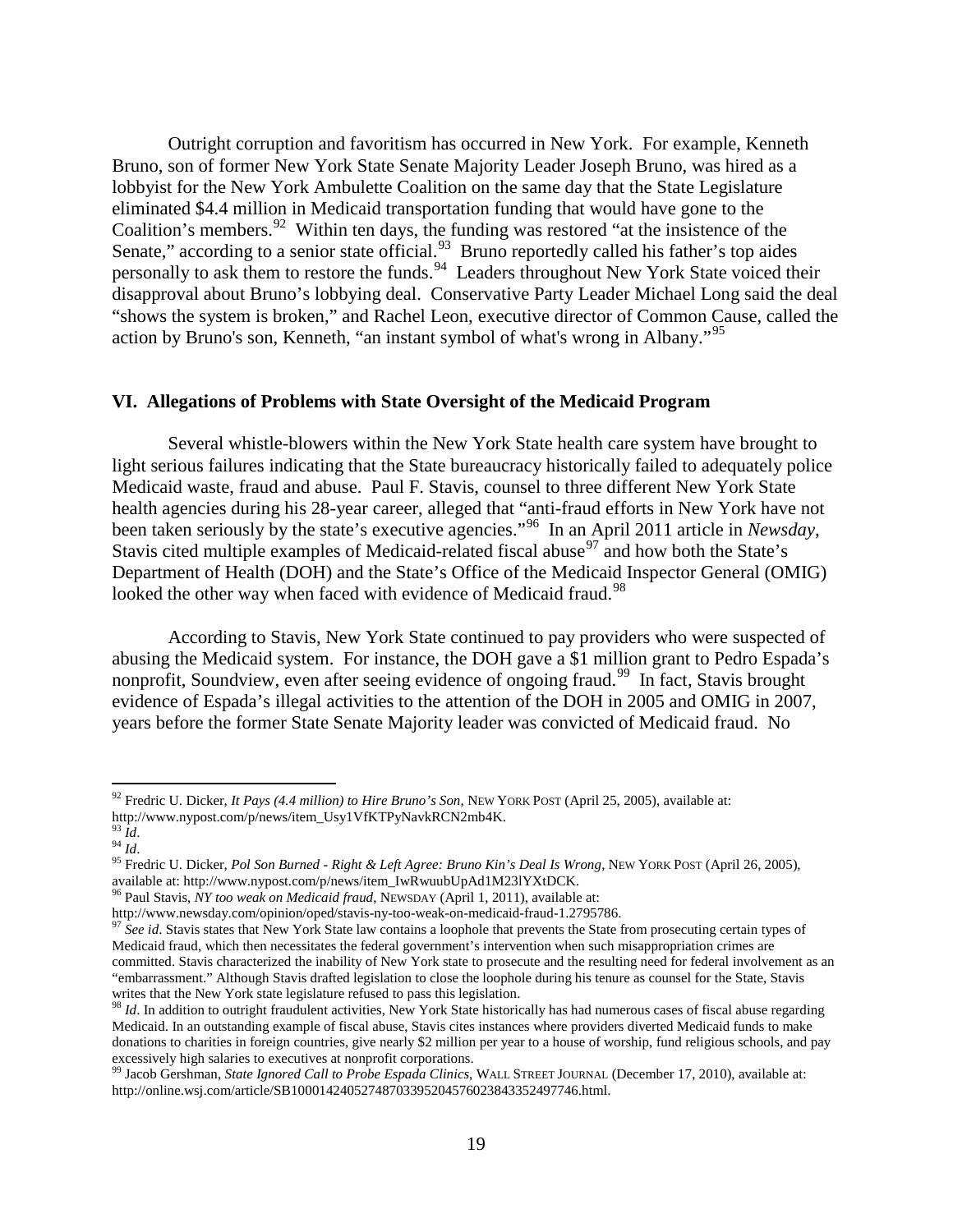Outright corruption and favoritism has occurred in New York. For example, Kenneth Bruno, son of former New York State Senate Majority Leader Joseph Bruno, was hired as a lobbyist for the New York Ambulette Coalition on the same day that the State Legislature eliminated $4.4 million in Medicaid transportation funding that would have gone to the Coalition's members.[92] Within ten days, the funding was restored "at the insistence of the Senate," according to a senior state official.[93] Bruno reportedly called his father's top aides personally to ask them to restore the funds.[94] Leaders throughout New York State voiced their disapproval about Bruno's lobbying deal. Conservative Party Leader Michael Long said the deal "shows the system is broken," and Rachel Leon, executive director of Common Cause, called the action by Bruno's son, Kenneth, "an instant symbol of what's wrong in Albany."[95]

## VI. Allegations of Problems with State Oversight of the Medicaid Program

Several whistle-blowers within the New York State health care system have brought to light serious failures indicating that the State bureaucracy historically failed to adequately police Medicaid waste, fraud and abuse. Paul F. Stavis, counsel to three different New York State health agencies during his 28-year career, alleged that "anti-fraud efforts in New York have not been taken seriously by the state's executive agencies."[96] In an April 2011 article in *Newsday*, Stavis cited multiple examples of Medicaid-related fiscal abuse[97] and how both the State's Department of Health (DOH) and the State's Office of the Medicaid Inspector General (OMIG) looked the other way when faced with evidence of Medicaid fraud.[98]

According to Stavis, New York State continued to pay providers who were suspected of abusing the Medicaid system. For instance, the DOH gave a $1 million grant to Pedro Espada's nonprofit, Soundview, even after seeing evidence of ongoing fraud.[99] In fact, Stavis brought evidence of Espada's illegal activities to the attention of the DOH in 2005 and OMIG in 2007, years before the former State Senate Majority leader was convicted of Medicaid fraud. No

---

[92] Fredric U. Dicker, *It Pays (4.4 million) to Hire Bruno's Son*, NEW YORK POST (April 25, 2005), available at: http://www.nypost.com/p/news/item_Usy1VfKTPyNavkRCN2mb4K.

[93] *Id*.

[94] *Id*.

[95] Fredric U. Dicker, *Pol Son Burned - Right & Left Agree: Bruno Kin's Deal Is Wrong*, NEW YORK POST (April 26, 2005), available at: http://www.nypost.com/p/news/item_IwRwuubUpAd1M23lYXtDCK.

[96] Paul Stavis, *NY too weak on Medicaid fraud*, NEWSDAY (April 1, 2011), available at: http://www.newsday.com/opinion/oped/stavis-ny-too-weak-on-medicaid-fraud-1.2795786.

[97] *See id*. Stavis states that New York State law contains a loophole that prevents the State from prosecuting certain types of Medicaid fraud, which then necessitates the federal government's intervention when such misappropriation crimes are committed. Stavis characterized the inability of New York state to prosecute and the resulting need for federal involvement as an "embarrassment." Although Stavis drafted legislation to close the loophole during his tenure as counsel for the State, Stavis writes that the New York state legislature refused to pass this legislation.

[98] *Id*. In addition to outright fraudulent activities, New York State historically has had numerous cases of fiscal abuse regarding Medicaid. In an outstanding example of fiscal abuse, Stavis cites instances where providers diverted Medicaid funds to make donations to charities in foreign countries, give nearly $2 million per year to a house of worship, fund religious schools, and pay excessively high salaries to executives at nonprofit corporations.

[99] Jacob Gershman, *State Ignored Call to Probe Espada Clinics*, WALL STREET JOURNAL (December 17, 2010), available at: http://online.wsj.com/article/SB10001424052748703395204576023843352497746.html.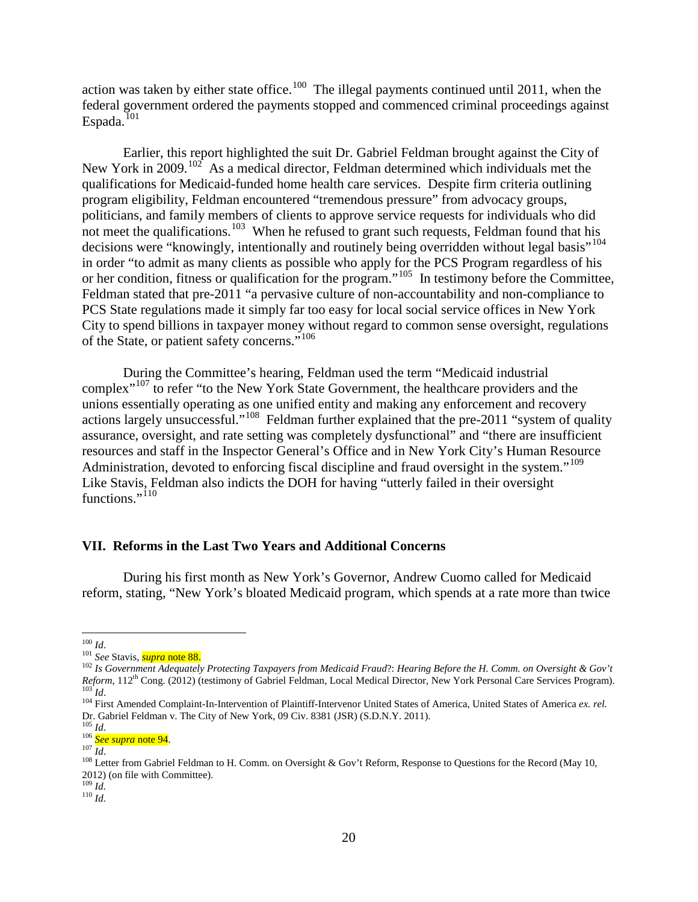action was taken by either state office.[100] The illegal payments continued until 2011, when the federal government ordered the payments stopped and commenced criminal proceedings against Espada.[101]

Earlier, this report highlighted the suit Dr. Gabriel Feldman brought against the City of New York in 2009.[102] As a medical director, Feldman determined which individuals met the qualifications for Medicaid-funded home health care services. Despite firm criteria outlining program eligibility, Feldman encountered "tremendous pressure" from advocacy groups, politicians, and family members of clients to approve service requests for individuals who did not meet the qualifications.[103] When he refused to grant such requests, Feldman found that his decisions were "knowingly, intentionally and routinely being overridden without legal basis"[104] in order "to admit as many clients as possible who apply for the PCS Program regardless of his or her condition, fitness or qualification for the program."[105] In testimony before the Committee, Feldman stated that pre-2011 "a pervasive culture of non-accountability and non-compliance to PCS State regulations made it simply far too easy for local social service offices in New York City to spend billions in taxpayer money without regard to common sense oversight, regulations of the State, or patient safety concerns."[106]

During the Committee's hearing, Feldman used the term "Medicaid industrial complex"[107] to refer "to the New York State Government, the healthcare providers and the unions essentially operating as one unified entity and making any enforcement and recovery actions largely unsuccessful."[108] Feldman further explained that the pre-2011 "system of quality assurance, oversight, and rate setting was completely dysfunctional" and "there are insufficient resources and staff in the Inspector General's Office and in New York City's Human Resource Administration, devoted to enforcing fiscal discipline and fraud oversight in the system."[109] Like Stavis, Feldman also indicts the DOH for having "utterly failed in their oversight functions."[110]

## VII. Reforms in the Last Two Years and Additional Concerns

During his first month as New York's Governor, Andrew Cuomo called for Medicaid reform, stating, "New York's bloated Medicaid program, which spends at a rate more than twice

---

[100] *Id*.

[101] *See* Stavis, *supra* note 88.

[102] *Is Government Adequately Protecting Taxpayers from Medicaid Fraud*?: *Hearing Before the H. Comm. on Oversight & Gov't Reform*, 112th Cong. (2012) (testimony of Gabriel Feldman, Local Medical Director, New York Personal Care Services Program).

[103] *Id*.

[104] First Amended Complaint-In-Intervention of Plaintiff-Intervenor United States of America, United States of America *ex. rel.* Dr. Gabriel Feldman v. The City of New York, 09 Civ. 8381 (JSR) (S.D.N.Y. 2011).

[105] *Id*.

[106] *See supra* note 94.

[107] *Id*.

[108] Letter from Gabriel Feldman to H. Comm. on Oversight & Gov't Reform, Response to Questions for the Record (May 10, 2012) (on file with Committee).

[109] *Id.*

[110] *Id.*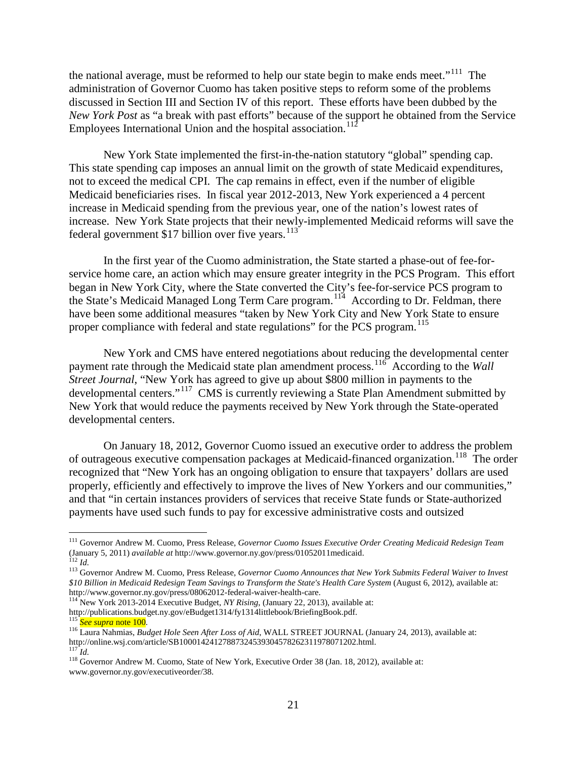the national average, must be reformed to help our state begin to make ends meet."[111] The administration of Governor Cuomo has taken positive steps to reform some of the problems discussed in Section III and Section IV of this report. These efforts have been dubbed by the *New York Post* as "a break with past efforts" because of the support he obtained from the Service Employees International Union and the hospital association.[112]

New York State implemented the first-in-the-nation statutory "global" spending cap. This state spending cap imposes an annual limit on the growth of state Medicaid expenditures, not to exceed the medical CPI. The cap remains in effect, even if the number of eligible Medicaid beneficiaries rises. In fiscal year 2012-2013, New York experienced a 4 percent increase in Medicaid spending from the previous year, one of the nation's lowest rates of increase. New York State projects that their newly-implemented Medicaid reforms will save the federal government $17 billion over five years.[113]

In the first year of the Cuomo administration, the State started a phase-out of fee-for-service home care, an action which may ensure greater integrity in the PCS Program. This effort began in New York City, where the State converted the City's fee-for-service PCS program to the State's Medicaid Managed Long Term Care program.[114] According to Dr. Feldman, there have been some additional measures "taken by New York City and New York State to ensure proper compliance with federal and state regulations" for the PCS program.[115]

New York and CMS have entered negotiations about reducing the developmental center payment rate through the Medicaid state plan amendment process.[116] According to the *Wall Street Journal*, "New York has agreed to give up about $800 million in payments to the developmental centers."[117] CMS is currently reviewing a State Plan Amendment submitted by New York that would reduce the payments received by New York through the State-operated developmental centers.

On January 18, 2012, Governor Cuomo issued an executive order to address the problem of outrageous executive compensation packages at Medicaid-financed organization.[118] The order recognized that "New York has an ongoing obligation to ensure that taxpayers' dollars are used properly, efficiently and effectively to improve the lives of New Yorkers and our communities," and that "in certain instances providers of services that receive State funds or State-authorized payments have used such funds to pay for excessive administrative costs and outsized

---

[111] Governor Andrew M. Cuomo, Press Release, *Governor Cuomo Issues Executive Order Creating Medicaid Redesign Team* (January 5, 2011) *available at* http://www.governor.ny.gov/press/01052011medicaid.

[112] *Id.*

[113] Governor Andrew M. Cuomo, Press Release, *Governor Cuomo Announces that New York Submits Federal Waiver to Invest $10 Billion in Medicaid Redesign Team Savings to Transform the State's Health Care System* (August 6, 2012), available at: http://www.governor.ny.gov/press/08062012-federal-waiver-health-care.

[114] New York 2013-2014 Executive Budget, *NY Rising*, (January 22, 2013), available at: http://publications.budget.ny.gov/eBudget1314/fy1314littlebook/BriefingBook.pdf.

[115] *See supra* note 100.

[116] Laura Nahmias, *Budget Hole Seen After Loss of Aid*, WALL STREET JOURNAL (January 24, 2013), available at: http://online.wsj.com/article/SB10001424127887324539304578262311978071202.html.

[117] *Id.*

[118] Governor Andrew M. Cuomo, State of New York, Executive Order 38 (Jan. 18, 2012), available at: www.governor.ny.gov/executiveorder/38.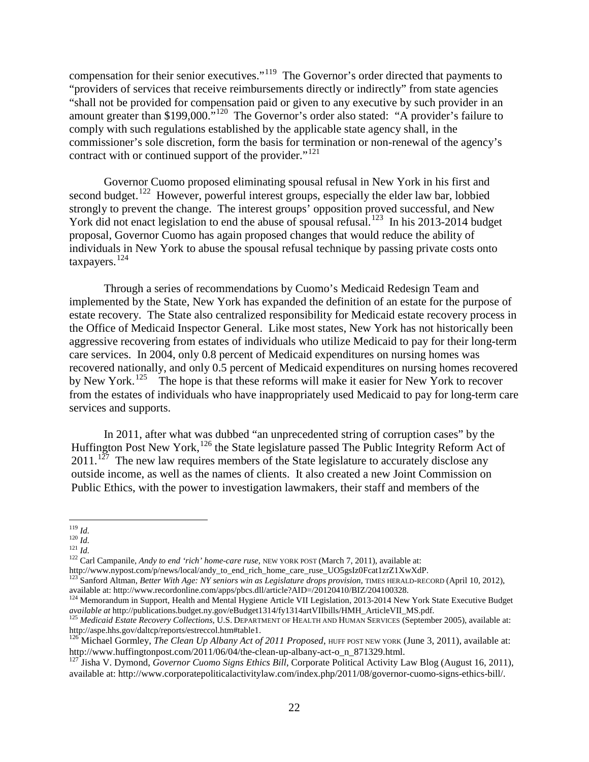compensation for their senior executives."[119] The Governor's order directed that payments to "providers of services that receive reimbursements directly or indirectly" from state agencies "shall not be provided for compensation paid or given to any executive by such provider in an amount greater than $199,000."[120] The Governor's order also stated: "A provider's failure to comply with such regulations established by the applicable state agency shall, in the commissioner's sole discretion, form the basis for termination or non-renewal of the agency's contract with or continued support of the provider."[121]

Governor Cuomo proposed eliminating spousal refusal in New York in his first and second budget.[122] However, powerful interest groups, especially the elder law bar, lobbied strongly to prevent the change. The interest groups' opposition proved successful, and New York did not enact legislation to end the abuse of spousal refusal.[123] In his 2013-2014 budget proposal, Governor Cuomo has again proposed changes that would reduce the ability of individuals in New York to abuse the spousal refusal technique by passing private costs onto taxpayers.[124]

Through a series of recommendations by Cuomo's Medicaid Redesign Team and implemented by the State, New York has expanded the definition of an estate for the purpose of estate recovery. The State also centralized responsibility for Medicaid estate recovery process in the Office of Medicaid Inspector General. Like most states, New York has not historically been aggressive recovering from estates of individuals who utilize Medicaid to pay for their long-term care services. In 2004, only 0.8 percent of Medicaid expenditures on nursing homes was recovered nationally, and only 0.5 percent of Medicaid expenditures on nursing homes recovered by New York.[125] The hope is that these reforms will make it easier for New York to recover from the estates of individuals who have inappropriately used Medicaid to pay for long-term care services and supports.

In 2011, after what was dubbed "an unprecedented string of corruption cases" by the Huffington Post New York,[126] the State legislature passed The Public Integrity Reform Act of 2011.[127] The new law requires members of the State legislature to accurately disclose any outside income, as well as the names of clients. It also created a new Joint Commission on Public Ethics, with the power to investigation lawmakers, their staff and members of the

---

[119] *Id.*

[120] *Id.*

[121] *Id.*

[122] Carl Campanile, *Andy to end 'rich' home-care ruse*, NEW YORK POST (March 7, 2011), available at: http://www.nypost.com/p/news/local/andy_to_end_rich_home_care_ruse_UO5gsIz0Fcat1zrZ1XwXdP.

[123] Sanford Altman, *Better With Age: NY seniors win as Legislature drops provision*, TIMES HERALD-RECORD (April 10, 2012), available at: http://www.recordonline.com/apps/pbcs.dll/article?AID=/20120410/BIZ/204100328.

[124] Memorandum in Support, Health and Mental Hygiene Article VII Legislation, 2013-2014 New York State Executive Budget *available at* http://publications.budget.ny.gov/eBudget1314/fy1314artVIIbills/HMH_ArticleVII_MS.pdf.

[125] *Medicaid Estate Recovery Collections*, U.S. DEPARTMENT OF HEALTH AND HUMAN SERVICES (September 2005), available at: http://aspe.hhs.gov/daltcp/reports/estreccol.htm#table1.

[126] Michael Gormley, *The Clean Up Albany Act of 2011 Proposed*, HUFF POST NEW YORK (June 3, 2011), available at: http://www.huffingtonpost.com/2011/06/04/the-clean-up-albany-act-o_n_871329.html.

[127] Jisha V. Dymond, *Governor Cuomo Signs Ethics Bill*, Corporate Political Activity Law Blog (August 16, 2011), available at: http://www.corporatepoliticalactivitylaw.com/index.php/2011/08/governor-cuomo-signs-ethics-bill/.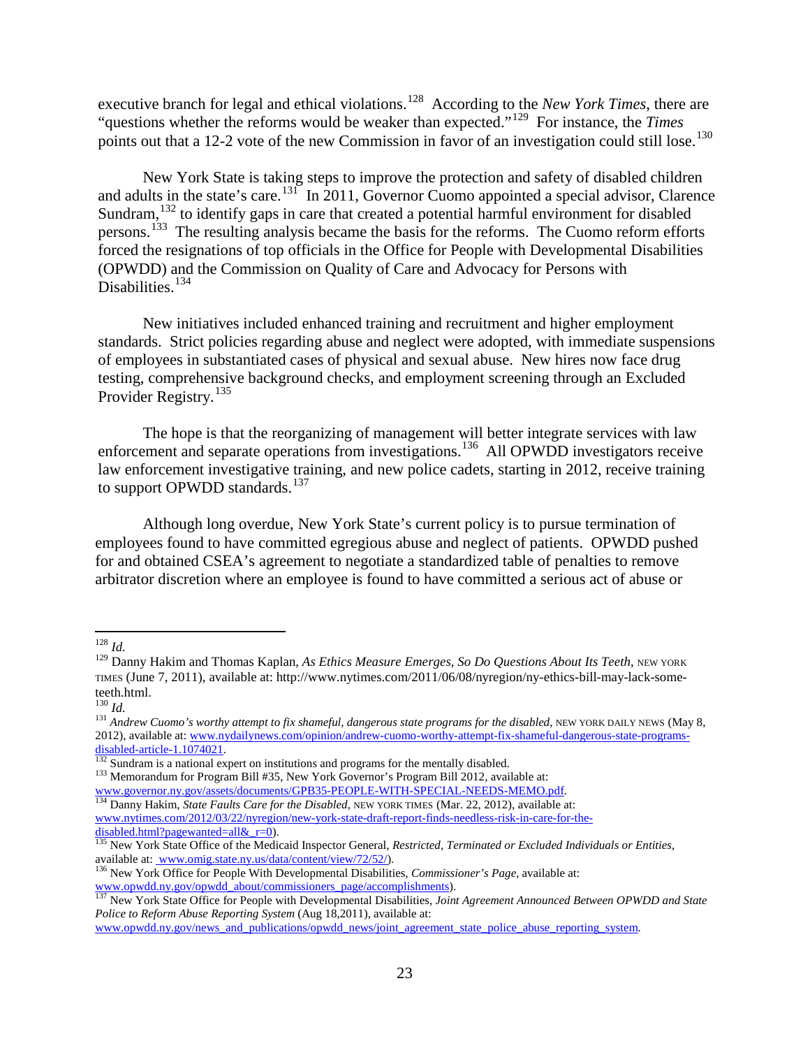executive branch for legal and ethical violations.[128] According to the *New York Times*, there are "questions whether the reforms would be weaker than expected."[129] For instance, the *Times* points out that a 12-2 vote of the new Commission in favor of an investigation could still lose.[130]

New York State is taking steps to improve the protection and safety of disabled children and adults in the state's care.[131] In 2011, Governor Cuomo appointed a special advisor, Clarence Sundram,[132] to identify gaps in care that created a potential harmful environment for disabled persons.[133] The resulting analysis became the basis for the reforms. The Cuomo reform efforts forced the resignations of top officials in the Office for People with Developmental Disabilities (OPWDD) and the Commission on Quality of Care and Advocacy for Persons with Disabilities.[134]

New initiatives included enhanced training and recruitment and higher employment standards. Strict policies regarding abuse and neglect were adopted, with immediate suspensions of employees in substantiated cases of physical and sexual abuse. New hires now face drug testing, comprehensive background checks, and employment screening through an Excluded Provider Registry.[135]

The hope is that the reorganizing of management will better integrate services with law enforcement and separate operations from investigations.[136] All OPWDD investigators receive law enforcement investigative training, and new police cadets, starting in 2012, receive training to support OPWDD standards.[137]

Although long overdue, New York State's current policy is to pursue termination of employees found to have committed egregious abuse and neglect of patients. OPWDD pushed for and obtained CSEA's agreement to negotiate a standardized table of penalties to remove arbitrator discretion where an employee is found to have committed a serious act of abuse or

---

[128] *Id.*

[129] Danny Hakim and Thomas Kaplan, *As Ethics Measure Emerges, So Do Questions About Its Teeth*, NEW YORK TIMES (June 7, 2011), available at: http://www.nytimes.com/2011/06/08/nyregion/ny-ethics-bill-may-lack-some-teeth.html.

[130] *Id.*

[131] *Andrew Cuomo's worthy attempt to fix shameful, dangerous state programs for the disabled*, NEW YORK DAILY NEWS (May 8, 2012), available at: www.nydailynews.com/opinion/andrew-cuomo-worthy-attempt-fix-shameful-dangerous-state-programs-disabled-article-1.1074021.

[132] Sundram is a national expert on institutions and programs for the mentally disabled.

[133] Memorandum for Program Bill #35, New York Governor's Program Bill 2012, available at: www.governor.ny.gov/assets/documents/GPB35-PEOPLE-WITH-SPECIAL-NEEDS-MEMO.pdf.

[134] Danny Hakim, *State Faults Care for the Disabled*, NEW YORK TIMES (Mar. 22, 2012), available at: www.nytimes.com/2012/03/22/nyregion/new-york-state-draft-report-finds-needless-risk-in-care-for-the-disabled.html?pagewanted=all&_r=0).

[135] New York State Office of the Medicaid Inspector General, *Restricted, Terminated or Excluded Individuals or Entities*, available at: www.omig.state.ny.us/data/content/view/72/52/).

[136] New York Office for People With Developmental Disabilities, *Commissioner's Page*, available at: www.opwdd.ny.gov/opwdd_about/commissioners_page/accomplishments).

[137] New York State Office for People with Developmental Disabilities, *Joint Agreement Announced Between OPWDD and State Police to Reform Abuse Reporting System* (Aug 18,2011), available at: www.opwdd.ny.gov/news_and_publications/opwdd_news/joint_agreement_state_police_abuse_reporting_system.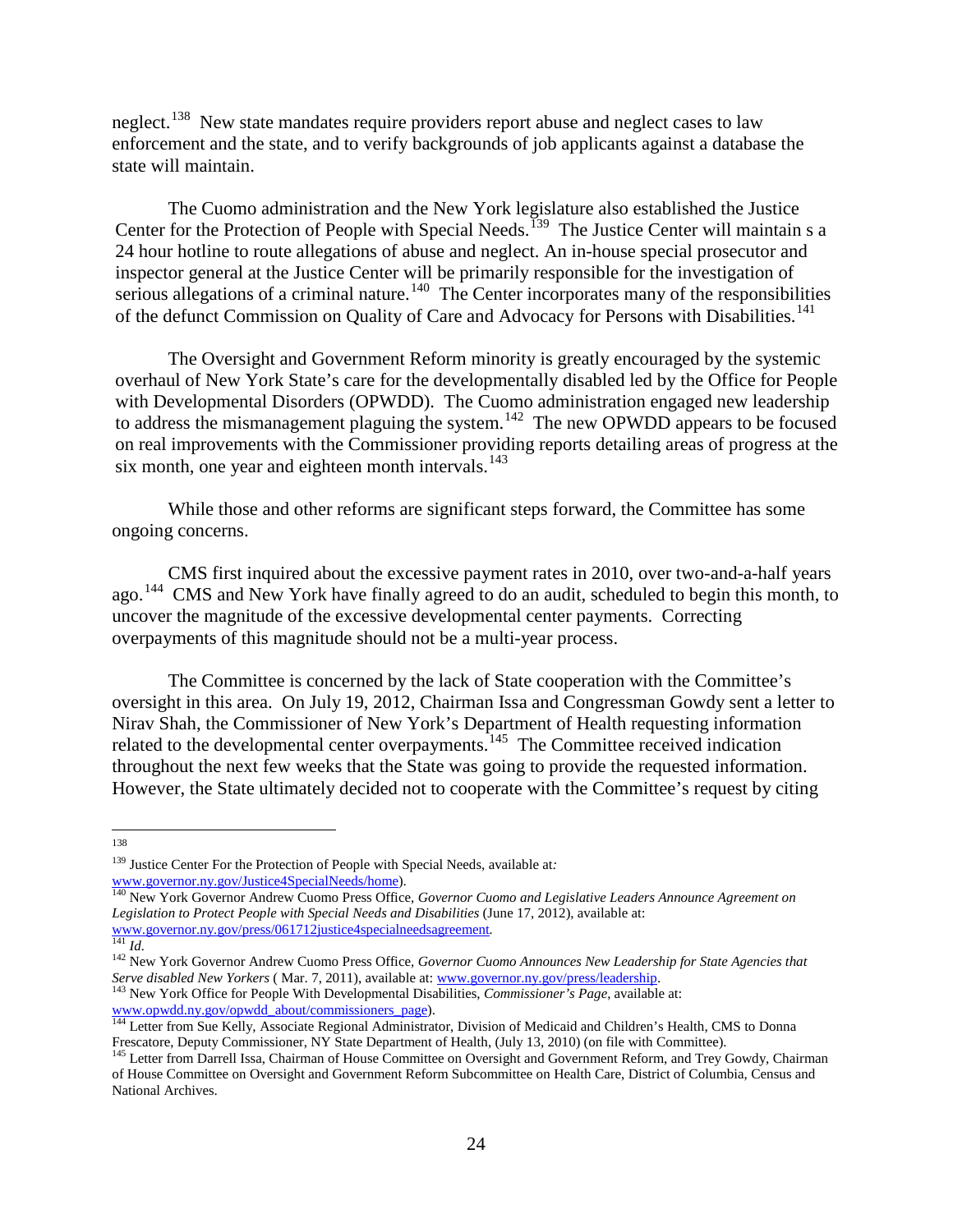neglect.[138] New state mandates require providers report abuse and neglect cases to law enforcement and the state, and to verify backgrounds of job applicants against a database the state will maintain.

The Cuomo administration and the New York legislature also established the Justice Center for the Protection of People with Special Needs.[139] The Justice Center will maintain s a 24 hour hotline to route allegations of abuse and neglect. An in-house special prosecutor and inspector general at the Justice Center will be primarily responsible for the investigation of serious allegations of a criminal nature.[140] The Center incorporates many of the responsibilities of the defunct Commission on Quality of Care and Advocacy for Persons with Disabilities.[141]

The Oversight and Government Reform minority is greatly encouraged by the systemic overhaul of New York State's care for the developmentally disabled led by the Office for People with Developmental Disorders (OPWDD). The Cuomo administration engaged new leadership to address the mismanagement plaguing the system.[142] The new OPWDD appears to be focused on real improvements with the Commissioner providing reports detailing areas of progress at the six month, one year and eighteen month intervals.[143]

While those and other reforms are significant steps forward, the Committee has some ongoing concerns.

CMS first inquired about the excessive payment rates in 2010, over two-and-a-half years ago.[144] CMS and New York have finally agreed to do an audit, scheduled to begin this month, to uncover the magnitude of the excessive developmental center payments. Correcting overpayments of this magnitude should not be a multi-year process.

The Committee is concerned by the lack of State cooperation with the Committee's oversight in this area. On July 19, 2012, Chairman Issa and Congressman Gowdy sent a letter to Nirav Shah, the Commissioner of New York's Department of Health requesting information related to the developmental center overpayments.[145] The Committee received indication throughout the next few weeks that the State was going to provide the requested information. However, the State ultimately decided not to cooperate with the Committee's request by citing

---

[138]

[139] Justice Center For the Protection of People with Special Needs, available at: www.governor.ny.gov/Justice4SpecialNeeds/home).

[140] New York Governor Andrew Cuomo Press Office, *Governor Cuomo and Legislative Leaders Announce Agreement on Legislation to Protect People with Special Needs and Disabilities* (June 17, 2012), available at: www.governor.ny.gov/press/061712justice4specialneedsagreement.

[141] *Id*.

[142] New York Governor Andrew Cuomo Press Office, *Governor Cuomo Announces New Leadership for State Agencies that Serve disabled New Yorkers* ( Mar. 7, 2011), available at: www.governor.ny.gov/press/leadership.

[143] New York Office for People With Developmental Disabilities, *Commissioner's Page*, available at: www.opwdd.ny.gov/opwdd_about/commissioners_page).

[144] Letter from Sue Kelly, Associate Regional Administrator, Division of Medicaid and Children's Health, CMS to Donna Frescatore, Deputy Commissioner, NY State Department of Health, (July 13, 2010) (on file with Committee).

[145] Letter from Darrell Issa, Chairman of House Committee on Oversight and Government Reform, and Trey Gowdy, Chairman of House Committee on Oversight and Government Reform Subcommittee on Health Care, District of Columbia, Census and National Archives.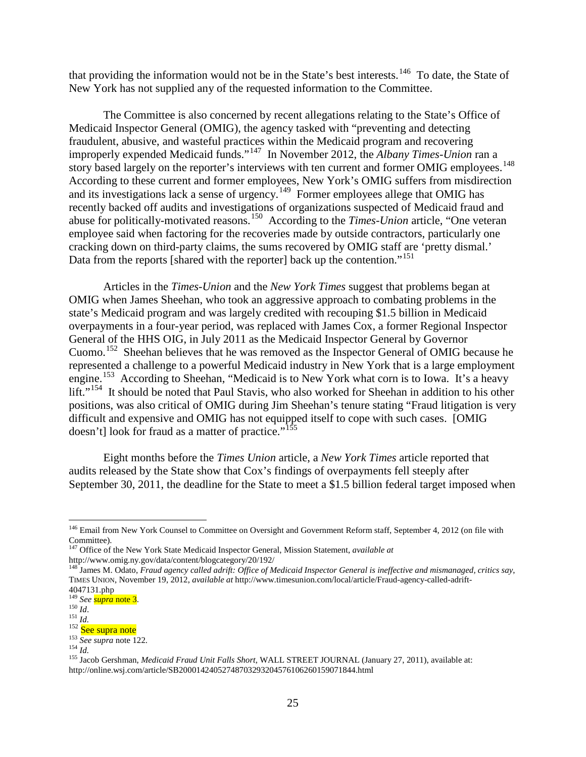that providing the information would not be in the State's best interests.[146] To date, the State of New York has not supplied any of the requested information to the Committee.

The Committee is also concerned by recent allegations relating to the State's Office of Medicaid Inspector General (OMIG), the agency tasked with "preventing and detecting fraudulent, abusive, and wasteful practices within the Medicaid program and recovering improperly expended Medicaid funds."[147] In November 2012, the *Albany Times-Union* ran a story based largely on the reporter's interviews with ten current and former OMIG employees.[148] According to these current and former employees, New York's OMIG suffers from misdirection and its investigations lack a sense of urgency.[149] Former employees allege that OMIG has recently backed off audits and investigations of organizations suspected of Medicaid fraud and abuse for politically-motivated reasons.[150] According to the *Times-Union* article, "One veteran employee said when factoring for the recoveries made by outside contractors, particularly one cracking down on third-party claims, the sums recovered by OMIG staff are 'pretty dismal.' Data from the reports [shared with the reporter] back up the contention."[151]

Articles in the *Times-Union* and the *New York Times* suggest that problems began at OMIG when James Sheehan, who took an aggressive approach to combating problems in the state's Medicaid program and was largely credited with recouping $1.5 billion in Medicaid overpayments in a four-year period, was replaced with James Cox, a former Regional Inspector General of the HHS OIG, in July 2011 as the Medicaid Inspector General by Governor Cuomo.[152] Sheehan believes that he was removed as the Inspector General of OMIG because he represented a challenge to a powerful Medicaid industry in New York that is a large employment engine.[153] According to Sheehan, "Medicaid is to New York what corn is to Iowa. It's a heavy lift."[154] It should be noted that Paul Stavis, who also worked for Sheehan in addition to his other positions, was also critical of OMIG during Jim Sheehan's tenure stating "Fraud litigation is very difficult and expensive and OMIG has not equipped itself to cope with such cases. [OMIG doesn't] look for fraud as a matter of practice."[155]

Eight months before the *Times Union* article, a *New York Times* article reported that audits released by the State show that Cox's findings of overpayments fell steeply after September 30, 2011, the deadline for the State to meet a $1.5 billion federal target imposed when

---

[146] Email from New York Counsel to Committee on Oversight and Government Reform staff, September 4, 2012 (on file with Committee).

[147] Office of the New York State Medicaid Inspector General, Mission Statement, *available at* http://www.omig.ny.gov/data/content/blogcategory/20/192/

[148] James M. Odato, *Fraud agency called adrift: Office of Medicaid Inspector General is ineffective and mismanaged, critics say*, TIMES UNION, November 19, 2012, *available at* http://www.timesunion.com/local/article/Fraud-agency-called-adrift-4047131.php

[149] *See supra* note 3.

[150] *Id*.

[151] *Id.*

[152] See supra note

[153] *See supra* note 122.

[154] *Id.*

[155] Jacob Gershman, *Medicaid Fraud Unit Falls Short*, WALL STREET JOURNAL (January 27, 2011), available at: http://online.wsj.com/article/SB20001424052748703293204576106260159071844.html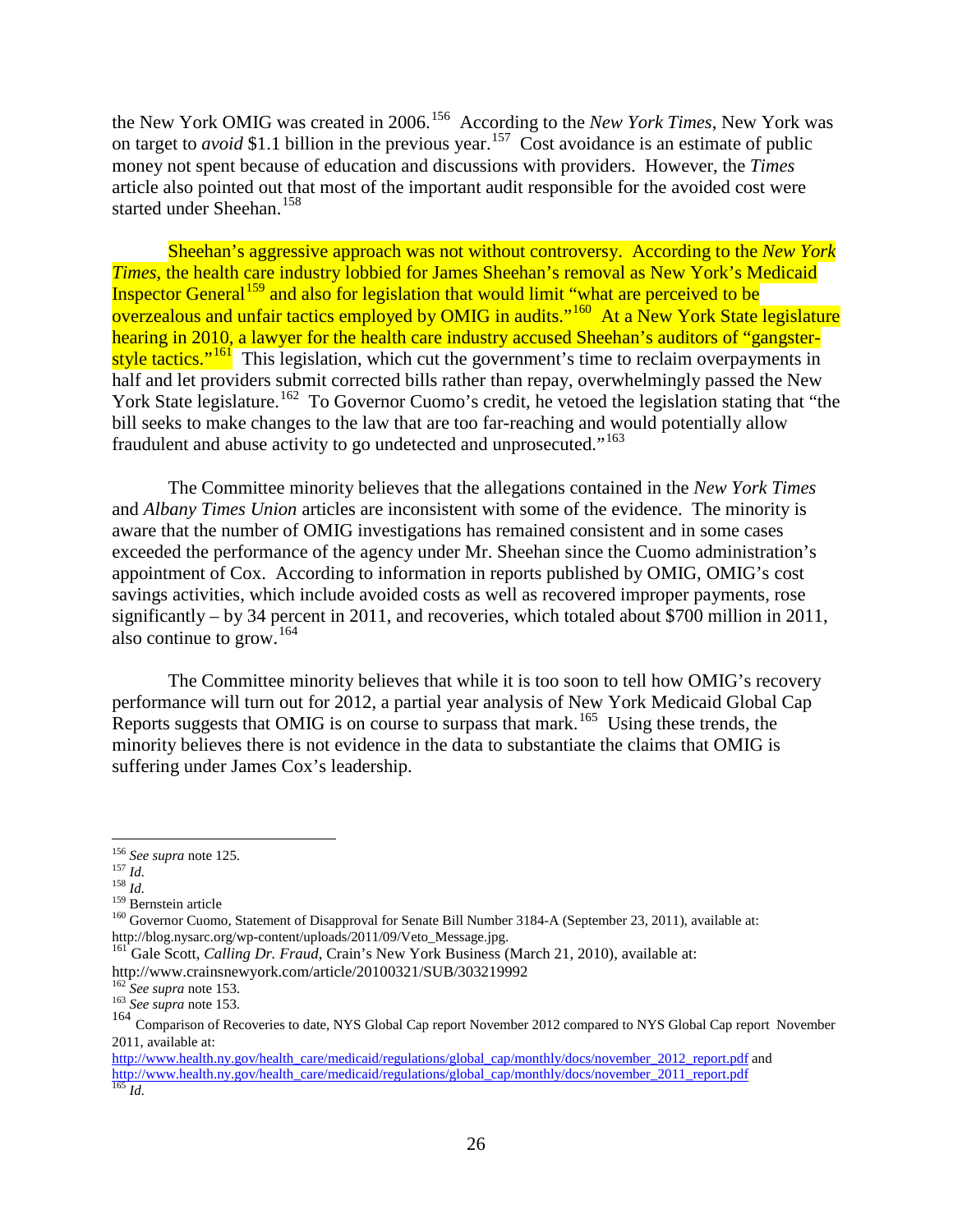the New York OMIG was created in 2006.[156] According to the *New York Times*, New York was on target to *avoid* $1.1 billion in the previous year.[157] Cost avoidance is an estimate of public money not spent because of education and discussions with providers. However, the *Times* article also pointed out that most of the important audit responsible for the avoided cost were started under Sheehan.[158]

Sheehan's aggressive approach was not without controversy. According to the *New York Times*, the health care industry lobbied for James Sheehan's removal as New York's Medicaid Inspector General[159] and also for legislation that would limit "what are perceived to be overzealous and unfair tactics employed by OMIG in audits."[160] At a New York State legislature hearing in 2010, a lawyer for the health care industry accused Sheehan's auditors of "gangster-style tactics."[161] This legislation, which cut the government's time to reclaim overpayments in half and let providers submit corrected bills rather than repay, overwhelmingly passed the New York State legislature.[162] To Governor Cuomo's credit, he vetoed the legislation stating that "the bill seeks to make changes to the law that are too far-reaching and would potentially allow fraudulent and abuse activity to go undetected and unprosecuted."[163]

The Committee minority believes that the allegations contained in the *New York Times* and *Albany Times Union* articles are inconsistent with some of the evidence. The minority is aware that the number of OMIG investigations has remained consistent and in some cases exceeded the performance of the agency under Mr. Sheehan since the Cuomo administration's appointment of Cox. According to information in reports published by OMIG, OMIG's cost savings activities, which include avoided costs as well as recovered improper payments, rose significantly – by 34 percent in 2011, and recoveries, which totaled about $700 million in 2011, also continue to grow.[164]

The Committee minority believes that while it is too soon to tell how OMIG's recovery performance will turn out for 2012, a partial year analysis of New York Medicaid Global Cap Reports suggests that OMIG is on course to surpass that mark.[165] Using these trends, the minority believes there is not evidence in the data to substantiate the claims that OMIG is suffering under James Cox's leadership.

---

[156] *See supra* note 125.
[157] *Id.*
[158] *Id.*
[159] Bernstein article
[160] Governor Cuomo, Statement of Disapproval for Senate Bill Number 3184-A (September 23, 2011), available at: http://blog.nysarc.org/wp-content/uploads/2011/09/Veto_Message.jpg.
[161] Gale Scott, *Calling Dr. Fraud*, Crain's New York Business (March 21, 2010), available at: http://www.crainsnewyork.com/article/20100321/SUB/303219992
[162] *See supra* note 153.
[163] *See supra* note 153.
[164] Comparison of Recoveries to date, NYS Global Cap report November 2012 compared to NYS Global Cap report November 2011, available at: http://www.health.ny.gov/health_care/medicaid/regulations/global_cap/monthly/docs/november_2012_report.pdf and http://www.health.ny.gov/health_care/medicaid/regulations/global_cap/monthly/docs/november_2011_report.pdf
[165] *Id.*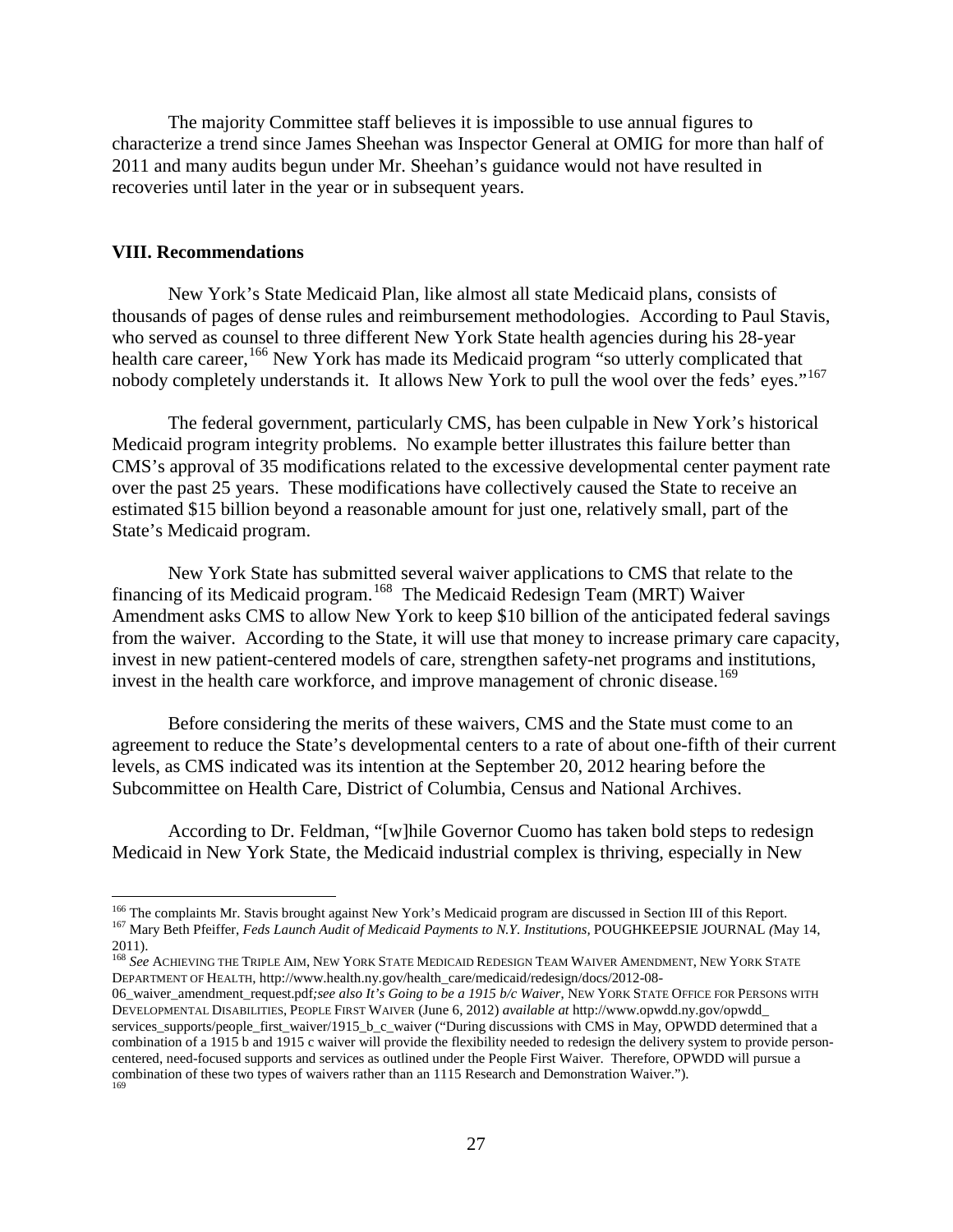The majority Committee staff believes it is impossible to use annual figures to characterize a trend since James Sheehan was Inspector General at OMIG for more than half of 2011 and many audits begun under Mr. Sheehan's guidance would not have resulted in recoveries until later in the year or in subsequent years.

## VIII. Recommendations

New York's State Medicaid Plan, like almost all state Medicaid plans, consists of thousands of pages of dense rules and reimbursement methodologies. According to Paul Stavis, who served as counsel to three different New York State health agencies during his 28-year health care career,[166] New York has made its Medicaid program "so utterly complicated that nobody completely understands it. It allows New York to pull the wool over the feds' eyes."[167]

The federal government, particularly CMS, has been culpable in New York's historical Medicaid program integrity problems. No example better illustrates this failure better than CMS's approval of 35 modifications related to the excessive developmental center payment rate over the past 25 years. These modifications have collectively caused the State to receive an estimated $15 billion beyond a reasonable amount for just one, relatively small, part of the State's Medicaid program.

New York State has submitted several waiver applications to CMS that relate to the financing of its Medicaid program.[168] The Medicaid Redesign Team (MRT) Waiver Amendment asks CMS to allow New York to keep $10 billion of the anticipated federal savings from the waiver. According to the State, it will use that money to increase primary care capacity, invest in new patient-centered models of care, strengthen safety-net programs and institutions, invest in the health care workforce, and improve management of chronic disease.[169]

Before considering the merits of these waivers, CMS and the State must come to an agreement to reduce the State's developmental centers to a rate of about one-fifth of their current levels, as CMS indicated was its intention at the September 20, 2012 hearing before the Subcommittee on Health Care, District of Columbia, Census and National Archives.

According to Dr. Feldman, "[w]hile Governor Cuomo has taken bold steps to redesign Medicaid in New York State, the Medicaid industrial complex is thriving, especially in New

---

[166] The complaints Mr. Stavis brought against New York's Medicaid program are discussed in Section III of this Report.

[167] Mary Beth Pfeiffer, *Feds Launch Audit of Medicaid Payments to N.Y. Institutions*, POUGHKEEPSIE JOURNAL (May 14, 2011).

[168] *See* ACHIEVING THE TRIPLE AIM, NEW YORK STATE MEDICAID REDESIGN TEAM WAIVER AMENDMENT, NEW YORK STATE DEPARTMENT OF HEALTH, http://www.health.ny.gov/health_care/medicaid/redesign/docs/2012-08-06_waiver_amendment_request.pdf; *see also It's Going to be a 1915 b/c Waiver*, NEW YORK STATE OFFICE FOR PERSONS WITH DEVELOPMENTAL DISABILITIES, PEOPLE FIRST WAIVER (June 6, 2012) *available at* http://www.opwdd.ny.gov/opwdd_services_supports/people_first_waiver/1915_b_c_waiver ("During discussions with CMS in May, OPWDD determined that a combination of a 1915 b and 1915 c waiver will provide the flexibility needed to redesign the delivery system to provide person-centered, need-focused supports and services as outlined under the People First Waiver. Therefore, OPWDD will pursue a combination of these two types of waivers rather than an 1115 Research and Demonstration Waiver.").

[169]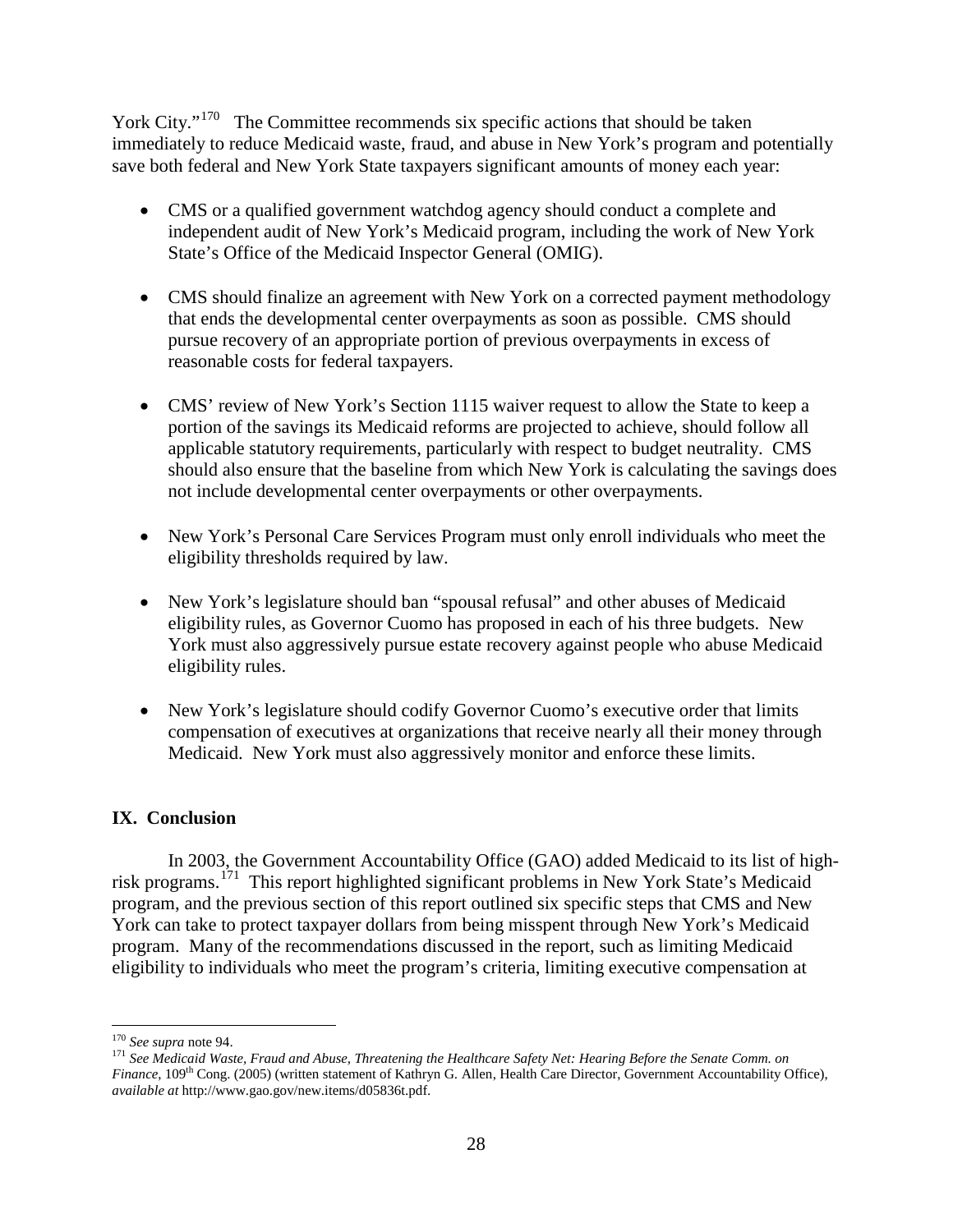York City."[170] The Committee recommends six specific actions that should be taken immediately to reduce Medicaid waste, fraud, and abuse in New York's program and potentially save both federal and New York State taxpayers significant amounts of money each year:

- CMS or a qualified government watchdog agency should conduct a complete and independent audit of New York's Medicaid program, including the work of New York State's Office of the Medicaid Inspector General (OMIG).
- CMS should finalize an agreement with New York on a corrected payment methodology that ends the developmental center overpayments as soon as possible. CMS should pursue recovery of an appropriate portion of previous overpayments in excess of reasonable costs for federal taxpayers.
- CMS' review of New York's Section 1115 waiver request to allow the State to keep a portion of the savings its Medicaid reforms are projected to achieve, should follow all applicable statutory requirements, particularly with respect to budget neutrality. CMS should also ensure that the baseline from which New York is calculating the savings does not include developmental center overpayments or other overpayments.
- New York's Personal Care Services Program must only enroll individuals who meet the eligibility thresholds required by law.
- New York's legislature should ban "spousal refusal" and other abuses of Medicaid eligibility rules, as Governor Cuomo has proposed in each of his three budgets. New York must also aggressively pursue estate recovery against people who abuse Medicaid eligibility rules.
- New York's legislature should codify Governor Cuomo's executive order that limits compensation of executives at organizations that receive nearly all their money through Medicaid. New York must also aggressively monitor and enforce these limits.

## IX. Conclusion

In 2003, the Government Accountability Office (GAO) added Medicaid to its list of high-risk programs.[171] This report highlighted significant problems in New York State's Medicaid program, and the previous section of this report outlined six specific steps that CMS and New York can take to protect taxpayer dollars from being misspent through New York's Medicaid program. Many of the recommendations discussed in the report, such as limiting Medicaid eligibility to individuals who meet the program's criteria, limiting executive compensation at

---

[170] *See supra* note 94.

[171] *See Medicaid Waste, Fraud and Abuse, Threatening the Healthcare Safety Net: Hearing Before the Senate Comm. on Finance*, 109th Cong. (2005) (written statement of Kathryn G. Allen, Health Care Director, Government Accountability Office), *available at* http://www.gao.gov/new.items/d05836t.pdf.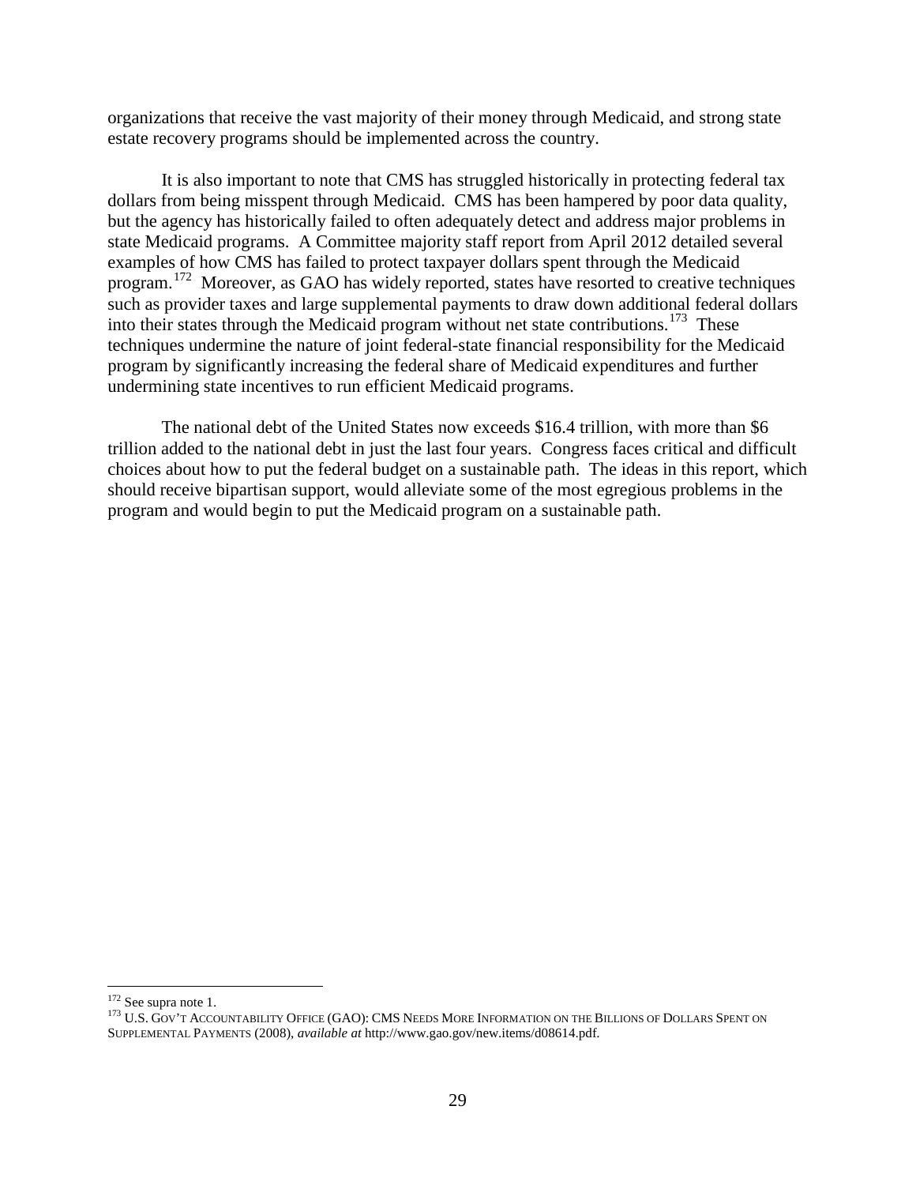organizations that receive the vast majority of their money through Medicaid, and strong state estate recovery programs should be implemented across the country.

It is also important to note that CMS has struggled historically in protecting federal tax dollars from being misspent through Medicaid. CMS has been hampered by poor data quality, but the agency has historically failed to often adequately detect and address major problems in state Medicaid programs. A Committee majority staff report from April 2012 detailed several examples of how CMS has failed to protect taxpayer dollars spent through the Medicaid program.[172] Moreover, as GAO has widely reported, states have resorted to creative techniques such as provider taxes and large supplemental payments to draw down additional federal dollars into their states through the Medicaid program without net state contributions.[173] These techniques undermine the nature of joint federal-state financial responsibility for the Medicaid program by significantly increasing the federal share of Medicaid expenditures and further undermining state incentives to run efficient Medicaid programs.

The national debt of the United States now exceeds $16.4 trillion, with more than $6 trillion added to the national debt in just the last four years. Congress faces critical and difficult choices about how to put the federal budget on a sustainable path. The ideas in this report, which should receive bipartisan support, would alleviate some of the most egregious problems in the program and would begin to put the Medicaid program on a sustainable path.

---

[172] See supra note 1.

[173] U.S. GOV'T ACCOUNTABILITY OFFICE (GAO): CMS NEEDS MORE INFORMATION ON THE BILLIONS OF DOLLARS SPENT ON SUPPLEMENTAL PAYMENTS (2008), *available at* http://www.gao.gov/new.items/d08614.pdf.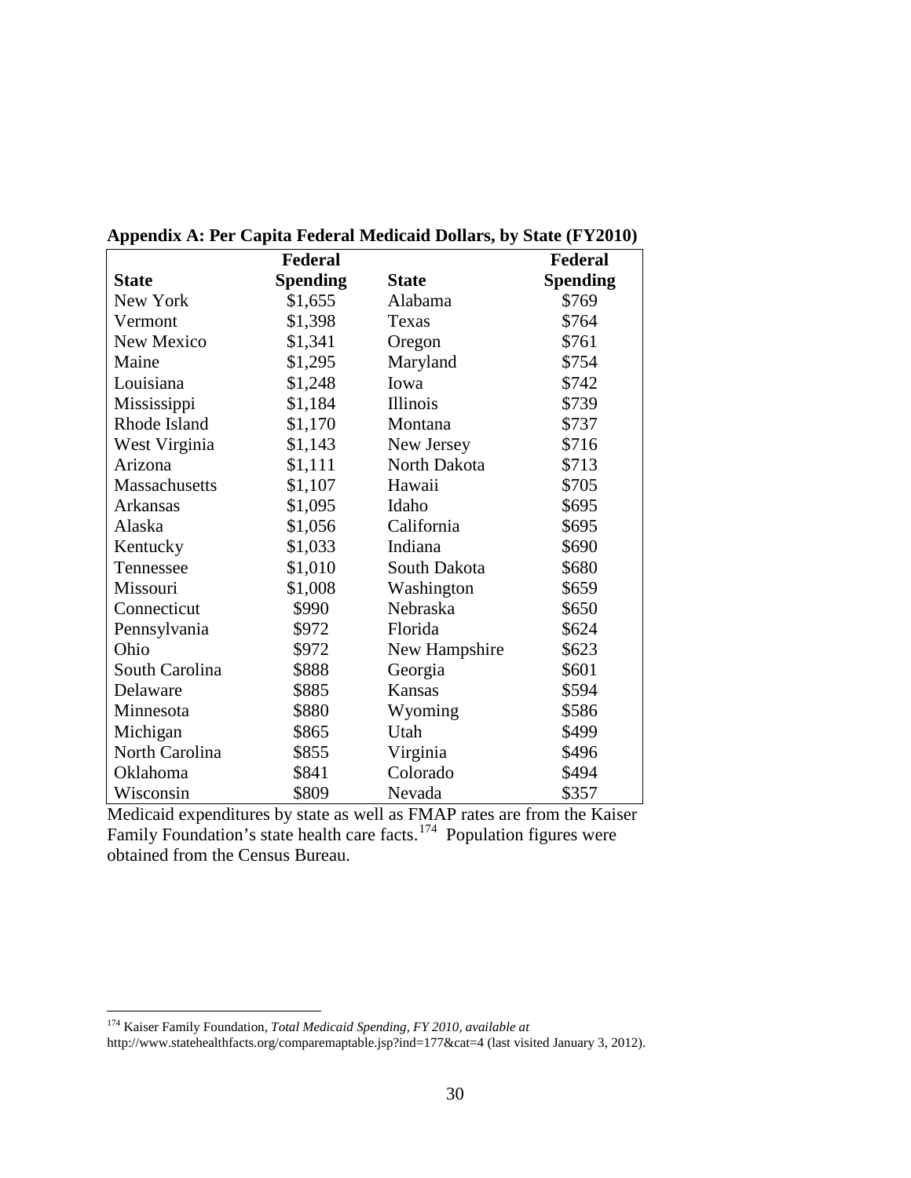**Appendix A: Per Capita Federal Medicaid Dollars, by State (FY2010)**

| State | Federal Spending | State | Federal Spending |
|---|---|---|---|
| New York | $1,655 | Alabama | $769 |
| Vermont | $1,398 | Texas | $764 |
| New Mexico | $1,341 | Oregon | $761 |
| Maine | $1,295 | Maryland | $754 |
| Louisiana | $1,248 | Iowa | $742 |
| Mississippi | $1,184 | Illinois | $739 |
| Rhode Island | $1,170 | Montana | $737 |
| West Virginia | $1,143 | New Jersey | $716 |
| Arizona | $1,111 | North Dakota | $713 |
| Massachusetts | $1,107 | Hawaii | $705 |
| Arkansas | $1,095 | Idaho | $695 |
| Alaska | $1,056 | California | $695 |
| Kentucky | $1,033 | Indiana | $690 |
| Tennessee | $1,010 | South Dakota | $680 |
| Missouri | $1,008 | Washington | $659 |
| Connecticut | $990 | Nebraska | $650 |
| Pennsylvania | $972 | Florida | $624 |
| Ohio | $972 | New Hampshire | $623 |
| South Carolina | $888 | Georgia | $601 |
| Delaware | $885 | Kansas | $594 |
| Minnesota | $880 | Wyoming | $586 |
| Michigan | $865 | Utah | $499 |
| North Carolina | $855 | Virginia | $496 |
| Oklahoma | $841 | Colorado | $494 |
| Wisconsin | $809 | Nevada | $357 |

Medicaid expenditures by state as well as FMAP rates are from the Kaiser Family Foundation's state health care facts.[174] Population figures were obtained from the Census Bureau.

[174] Kaiser Family Foundation, *Total Medicaid Spending, FY 2010, available at* http://www.statehealthfacts.org/comparemaptable.jsp?ind=177&cat=4 (last visited January 3, 2012).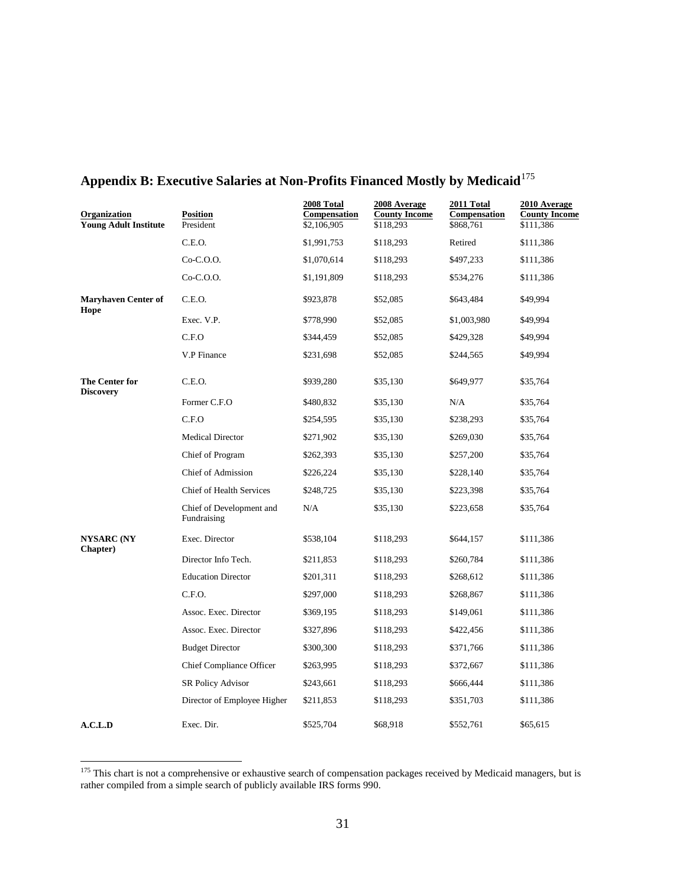## Appendix B: Executive Salaries at Non-Profits Financed Mostly by Medicaid[175]

| Organization | Position | 2008 Total Compensation | 2008 Average County Income | 2011 Total Compensation | 2010 Average County Income |
|---|---|---|---|---|---|
| **Young Adult Institute** | President | $2,106,905 | $118,293 | $868,761 | $111,386 |
| | C.E.O. | $1,991,753 | $118,293 | Retired | $111,386 |
| | Co-C.O.O. | $1,070,614 | $118,293 | $497,233 | $111,386 |
| | Co-C.O.O. | $1,191,809 | $118,293 | $534,276 | $111,386 |
| **Maryhaven Center of Hope** | C.E.O. | $923,878 | $52,085 | $643,484 | $49,994 |
| | Exec. V.P. | $778,990 | $52,085 | $1,003,980 | $49,994 |
| | C.F.O | $344,459 | $52,085 | $429,328 | $49,994 |
| | V.P Finance | $231,698 | $52,085 | $244,565 | $49,994 |
| **The Center for Discovery** | C.E.O. | $939,280 | $35,130 | $649,977 | $35,764 |
| | Former C.F.O | $480,832 | $35,130 | N/A | $35,764 |
| | C.F.O | $254,595 | $35,130 | $238,293 | $35,764 |
| | Medical Director | $271,902 | $35,130 | $269,030 | $35,764 |
| | Chief of Program | $262,393 | $35,130 | $257,200 | $35,764 |
| | Chief of Admission | $226,224 | $35,130 | $228,140 | $35,764 |
| | Chief of Health Services | $248,725 | $35,130 | $223,398 | $35,764 |
| | Chief of Development and Fundraising | N/A | $35,130 | $223,658 | $35,764 |
| **NYSARC (NY Chapter)** | Exec. Director | $538,104 | $118,293 | $644,157 | $111,386 |
| | Director Info Tech. | $211,853 | $118,293 | $260,784 | $111,386 |
| | Education Director | $201,311 | $118,293 | $268,612 | $111,386 |
| | C.F.O. | $297,000 | $118,293 | $268,867 | $111,386 |
| | Assoc. Exec. Director | $369,195 | $118,293 | $149,061 | $111,386 |
| | Assoc. Exec. Director | $327,896 | $118,293 | $422,456 | $111,386 |
| | Budget Director | $300,300 | $118,293 | $371,766 | $111,386 |
| | Chief Compliance Officer | $263,995 | $118,293 | $372,667 | $111,386 |
| | SR Policy Advisor | $243,661 | $118,293 | $666,444 | $111,386 |
| | Director of Employee Higher | $211,853 | $118,293 | $351,703 | $111,386 |
| **A.C.L.D** | Exec. Dir. | $525,704 | $68,918 | $552,761 | $65,615 |

[175] This chart is not a comprehensive or exhaustive search of compensation packages received by Medicaid managers, but is rather compiled from a simple search of publicly available IRS forms 990.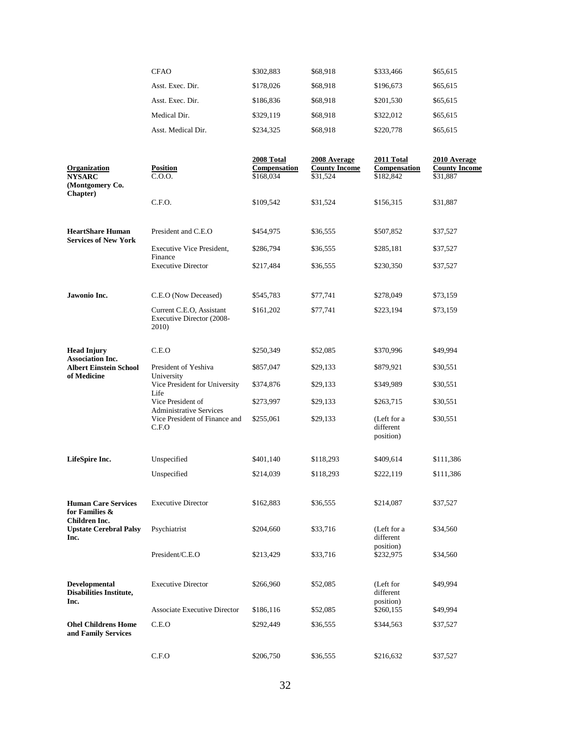| Organization | Position | 2008 Total Compensation | 2008 Average County Income | 2011 Total Compensation | 2010 Average County Income |
|---|---|---|---|---|---|
| | CFAO | $302,883 | $68,918 | $333,466 | $65,615 |
| | Asst. Exec. Dir. | $178,026 | $68,918 | $196,673 | $65,615 |
| | Asst. Exec. Dir. | $186,836 | $68,918 | $201,530 | $65,615 |
| | Medical Dir. | $329,119 | $68,918 | $322,012 | $65,615 |
| | Asst. Medical Dir. | $234,325 | $68,918 | $220,778 | $65,615 |
| **NYSARC (Montgomery Co. Chapter)** | C.O.O. | $168,034 | $31,524 | $182,842 | $31,887 |
| | C.F.O. | $109,542 | $31,524 | $156,315 | $31,887 |
| **HeartShare Human Services of New York** | President and C.E.O | $454,975 | $36,555 | $507,852 | $37,527 |
| | Executive Vice President, Finance | $286,794 | $36,555 | $285,181 | $37,527 |
| | Executive Director | $217,484 | $36,555 | $230,350 | $37,527 |
| **Jawonio Inc.** | C.E.O (Now Deceased) | $545,783 | $77,741 | $278,049 | $73,159 |
| | Current C.E.O, Assistant Executive Director (2008-2010) | $161,202 | $77,741 | $223,194 | $73,159 |
| **Head Injury Association Inc.** | C.E.O | $250,349 | $52,085 | $370,996 | $49,994 |
| **Albert Einstein School of Medicine** | President of Yeshiva University | $857,047 | $29,133 | $879,921 | $30,551 |
| | Vice President for University Life | $374,876 | $29,133 | $349,989 | $30,551 |
| | Vice President of Administrative Services | $273,997 | $29,133 | $263,715 | $30,551 |
| | Vice President of Finance and C.F.O | $255,061 | $29,133 | (Left for a different position) | $30,551 |
| **LifeSpire Inc.** | Unspecified | $401,140 | $118,293 | $409,614 | $111,386 |
| | Unspecified | $214,039 | $118,293 | $222,119 | $111,386 |
| **Human Care Services for Families & Children Inc.** | Executive Director | $162,883 | $36,555 | $214,087 | $37,527 |
| **Upstate Cerebral Palsy Inc.** | Psychiatrist | $204,660 | $33,716 | (Left for a different position) | $34,560 |
| | President/C.E.O | $213,429 | $33,716 | $232,975 | $34,560 |
| **Developmental Disabilities Institute, Inc.** | Executive Director | $266,960 | $52,085 | (Left for different position) | $49,994 |
| | Associate Executive Director | $186,116 | $52,085 | $260,155 | $49,994 |
| **Ohel Childrens Home and Family Services** | C.E.O | $292,449 | $36,555 | $344,563 | $37,527 |
| | C.F.O | $206,750 | $36,555 | $216,632 | $37,527 |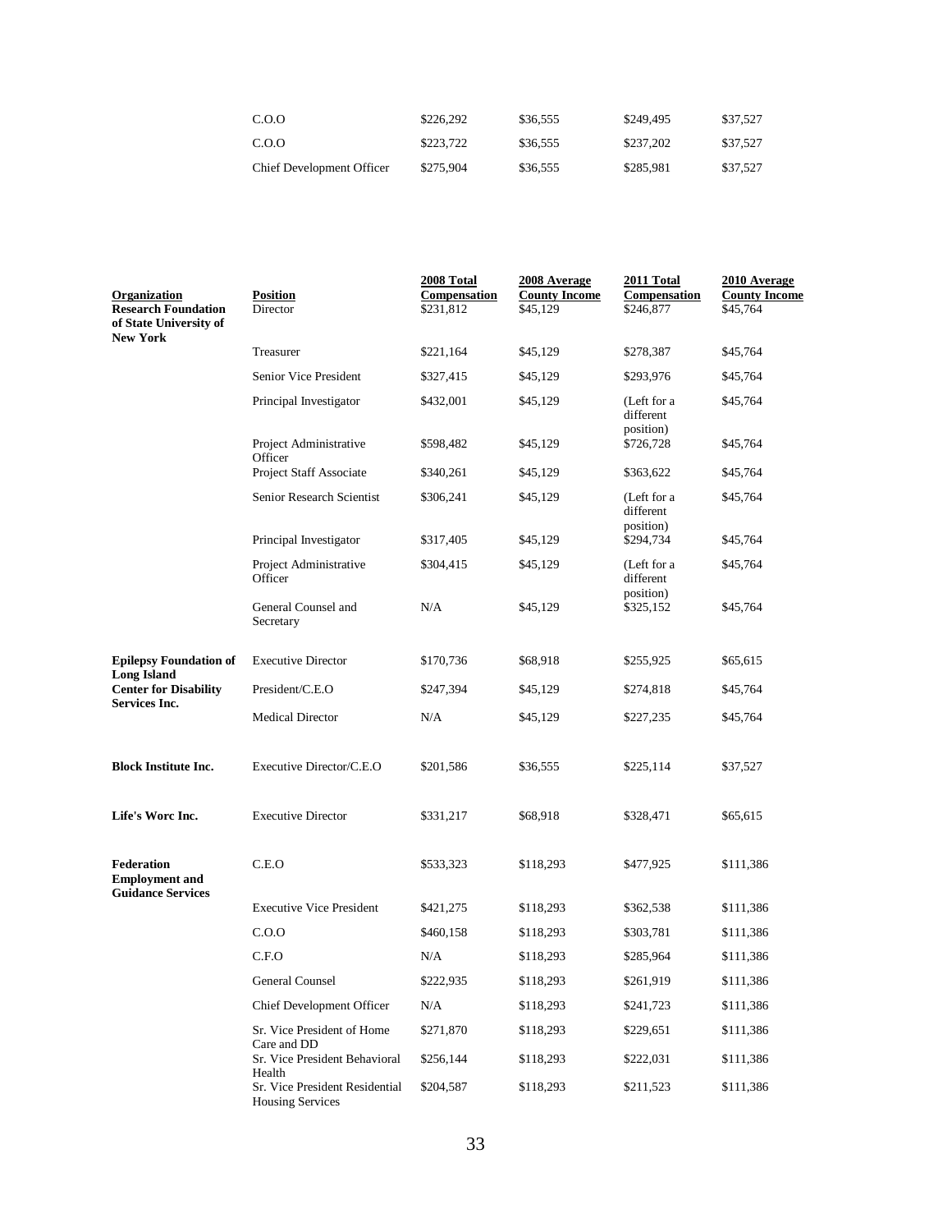| | | | | | |
|---|---|---|---|---|---|
| | C.O.O | $226,292 | $36,555 | $249,495 | $37,527 |
| | C.O.O | $223,722 | $36,555 | $237,202 | $37,527 |
| | Chief Development Officer | $275,904 | $36,555 | $285,981 | $37,527 |

| Organization | Position | 2008 Total Compensation | 2008 Average County Income | 2011 Total Compensation | 2010 Average County Income |
|---|---|---|---|---|---|
| **Research Foundation of State University of New York** | Director | $231,812 | $45,129 | $246,877 | $45,764 |
| | Treasurer | $221,164 | $45,129 | $278,387 | $45,764 |
| | Senior Vice President | $327,415 | $45,129 | $293,976 | $45,764 |
| | Principal Investigator | $432,001 | $45,129 | (Left for a different position) | $45,764 |
| | Project Administrative Officer | $598,482 | $45,129 | $726,728 | $45,764 |
| | Project Staff Associate | $340,261 | $45,129 | $363,622 | $45,764 |
| | Senior Research Scientist | $306,241 | $45,129 | (Left for a different position) | $45,764 |
| | Principal Investigator | $317,405 | $45,129 | $294,734 | $45,764 |
| | Project Administrative Officer | $304,415 | $45,129 | (Left for a different position) | $45,764 |
| | General Counsel and Secretary | N/A | $45,129 | $325,152 | $45,764 |
| **Epilepsy Foundation of Long Island** | Executive Director | $170,736 | $68,918 | $255,925 | $65,615 |
| **Center for Disability Services Inc.** | President/C.E.O | $247,394 | $45,129 | $274,818 | $45,764 |
| | Medical Director | N/A | $45,129 | $227,235 | $45,764 |
| **Block Institute Inc.** | Executive Director/C.E.O | $201,586 | $36,555 | $225,114 | $37,527 |
| **Life's Worc Inc.** | Executive Director | $331,217 | $68,918 | $328,471 | $65,615 |
| **Federation Employment and Guidance Services** | C.E.O | $533,323 | $118,293 | $477,925 | $111,386 |
| | Executive Vice President | $421,275 | $118,293 | $362,538 | $111,386 |
| | C.O.O | $460,158 | $118,293 | $303,781 | $111,386 |
| | C.F.O | N/A | $118,293 | $285,964 | $111,386 |
| | General Counsel | $222,935 | $118,293 | $261,919 | $111,386 |
| | Chief Development Officer | N/A | $118,293 | $241,723 | $111,386 |
| | Sr. Vice President of Home Care and DD | $271,870 | $118,293 | $229,651 | $111,386 |
| | Sr. Vice President Behavioral Health | $256,144 | $118,293 | $222,031 | $111,386 |
| | Sr. Vice President Residential Housing Services | $204,587 | $118,293 | $211,523 | $111,386 |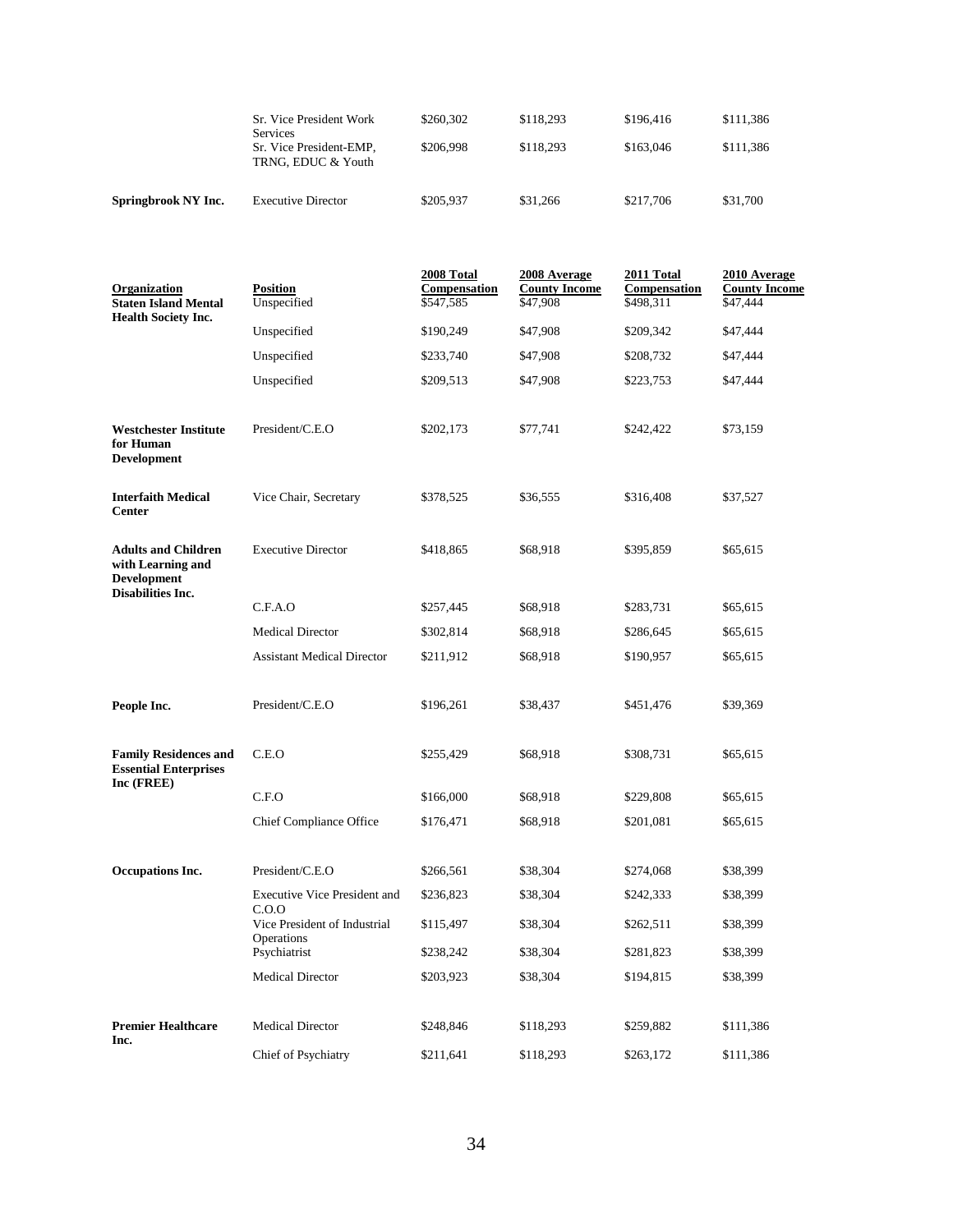| | | | | | |
|---|---|---|---|---|---|
| | Sr. Vice President Work Services | $260,302 | $118,293 | $196,416 | $111,386 |
| | Sr. Vice President-EMP, TRNG, EDUC & Youth | $206,998 | $118,293 | $163,046 | $111,386 |
| **Springbrook NY Inc.** | Executive Director | $205,937 | $31,266 | $217,706 | $31,700 |

| Organization | Position | 2008 Total Compensation | 2008 Average County Income | 2011 Total Compensation | 2010 Average County Income |
|---|---|---|---|---|---|
| **Staten Island Mental Health Society Inc.** | Unspecified | $547,585 | $47,908 | $498,311 | $47,444 |
| | Unspecified | $190,249 | $47,908 | $209,342 | $47,444 |
| | Unspecified | $233,740 | $47,908 | $208,732 | $47,444 |
| | Unspecified | $209,513 | $47,908 | $223,753 | $47,444 |
| **Westchester Institute for Human Development** | President/C.E.O | $202,173 | $77,741 | $242,422 | $73,159 |
| **Interfaith Medical Center** | Vice Chair, Secretary | $378,525 | $36,555 | $316,408 | $37,527 |
| **Adults and Children with Learning and Development Disabilities Inc.** | Executive Director | $418,865 | $68,918 | $395,859 | $65,615 |
| | C.F.A.O | $257,445 | $68,918 | $283,731 | $65,615 |
| | Medical Director | $302,814 | $68,918 | $286,645 | $65,615 |
| | Assistant Medical Director | $211,912 | $68,918 | $190,957 | $65,615 |
| **People Inc.** | President/C.E.O | $196,261 | $38,437 | $451,476 | $39,369 |
| **Family Residences and Essential Enterprises Inc (FREE)** | C.E.O | $255,429 | $68,918 | $308,731 | $65,615 |
| | C.F.O | $166,000 | $68,918 | $229,808 | $65,615 |
| | Chief Compliance Office | $176,471 | $68,918 | $201,081 | $65,615 |
| **Occupations Inc.** | President/C.E.O | $266,561 | $38,304 | $274,068 | $38,399 |
| | Executive Vice President and C.O.O | $236,823 | $38,304 | $242,333 | $38,399 |
| | Vice President of Industrial Operations | $115,497 | $38,304 | $262,511 | $38,399 |
| | Psychiatrist | $238,242 | $38,304 | $281,823 | $38,399 |
| | Medical Director | $203,923 | $38,304 | $194,815 | $38,399 |
| **Premier Healthcare Inc.** | Medical Director | $248,846 | $118,293 | $259,882 | $111,386 |
| | Chief of Psychiatry | $211,641 | $118,293 | $263,172 | $111,386 |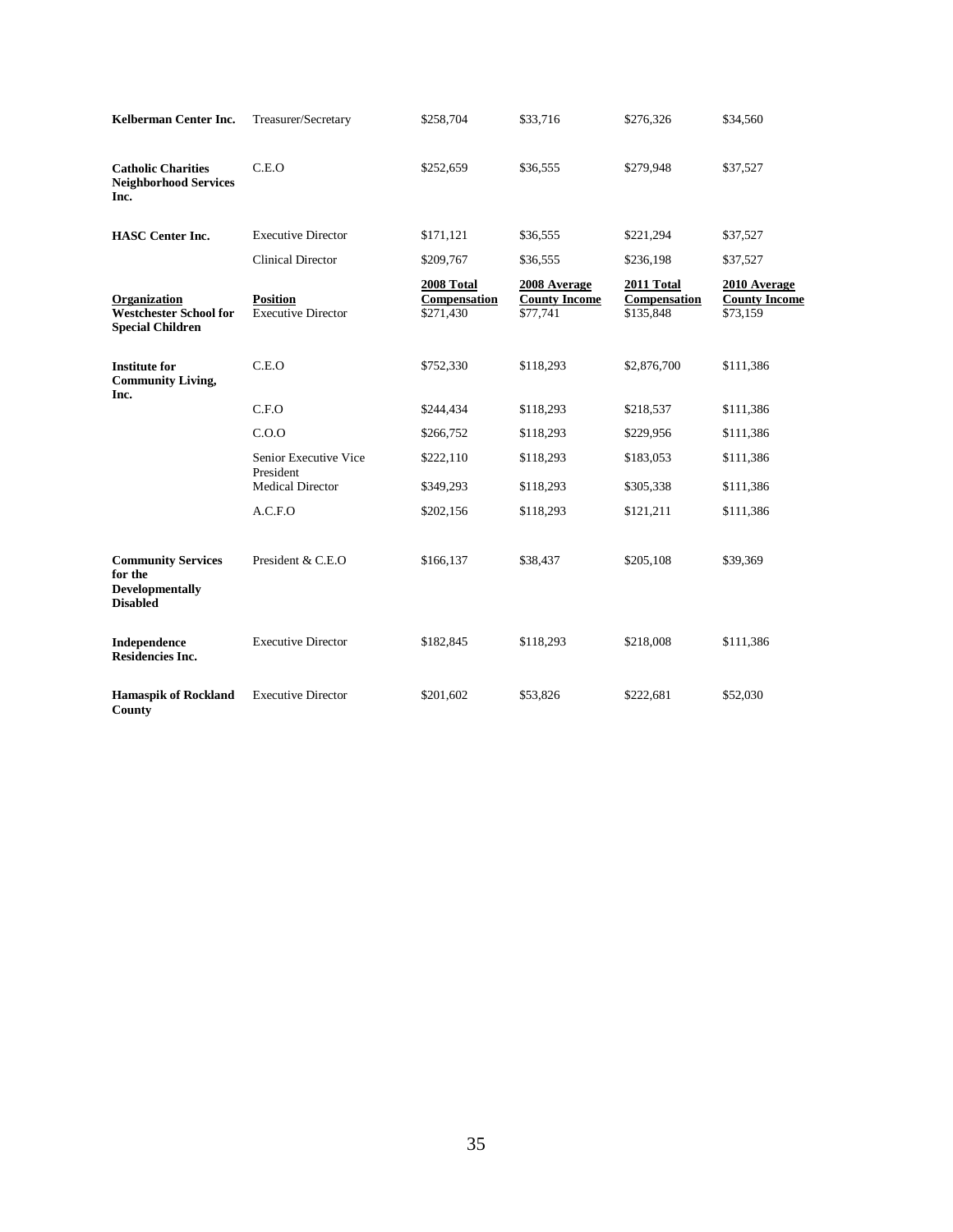| Kelberman Center Inc. | Treasurer/Secretary | $258,704 | $33,716 | $276,326 | $34,560 |
|---|---|---|---|---|---|
| **Catholic Charities Neighborhood Services Inc.** | C.E.O | $252,659 | $36,555 | $279,948 | $37,527 |
| **HASC Center Inc.** | Executive Director | $171,121 | $36,555 | $221,294 | $37,527 |
| | Clinical Director | $209,767 | $36,555 | $236,198 | $37,527 |

| Organization | Position | 2008 Total Compensation | 2008 Average County Income | 2011 Total Compensation | 2010 Average County Income |
|---|---|---|---|---|---|
| **Westchester School for Special Children** | Executive Director | $271,430 | $77,741 | $135,848 | $73,159 |
| **Institute for Community Living, Inc.** | C.E.O | $752,330 | $118,293 | $2,876,700 | $111,386 |
| | C.F.O | $244,434 | $118,293 | $218,537 | $111,386 |
| | C.O.O | $266,752 | $118,293 | $229,956 | $111,386 |
| | Senior Executive Vice President | $222,110 | $118,293 | $183,053 | $111,386 |
| | Medical Director | $349,293 | $118,293 | $305,338 | $111,386 |
| | A.C.F.O | $202,156 | $118,293 | $121,211 | $111,386 |
| **Community Services for the Developmentally Disabled** | President & C.E.O | $166,137 | $38,437 | $205,108 | $39,369 |
| **Independence Residencies Inc.** | Executive Director | $182,845 | $118,293 | $218,008 | $111,386 |
| **Hamaspik of Rockland County** | Executive Director | $201,602 | $53,826 | $222,681 | $52,030 |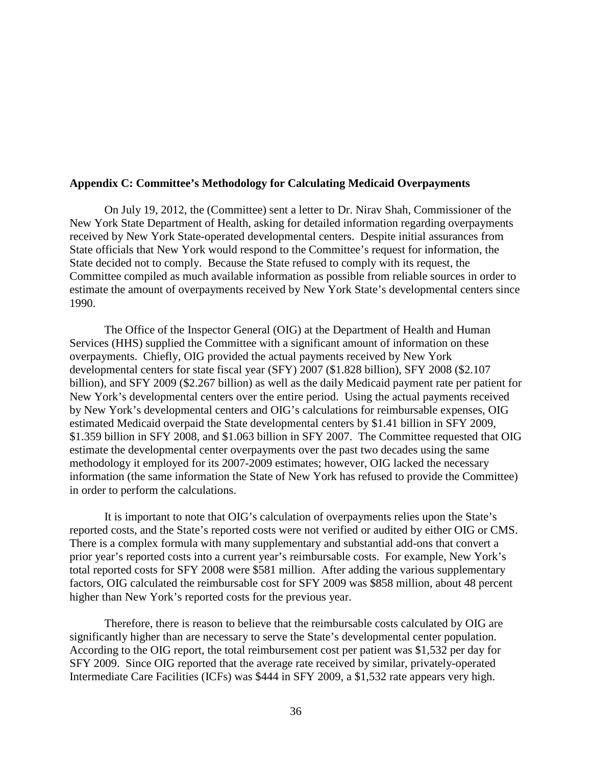## Appendix C: Committee's Methodology for Calculating Medicaid Overpayments

On July 19, 2012, the (Committee) sent a letter to Dr. Nirav Shah, Commissioner of the New York State Department of Health, asking for detailed information regarding overpayments received by New York State-operated developmental centers. Despite initial assurances from State officials that New York would respond to the Committee's request for information, the State decided not to comply. Because the State refused to comply with its request, the Committee compiled as much available information as possible from reliable sources in order to estimate the amount of overpayments received by New York State's developmental centers since 1990.

The Office of the Inspector General (OIG) at the Department of Health and Human Services (HHS) supplied the Committee with a significant amount of information on these overpayments. Chiefly, OIG provided the actual payments received by New York developmental centers for state fiscal year (SFY) 2007 ($1.828 billion), SFY 2008 ($2.107 billion), and SFY 2009 ($2.267 billion) as well as the daily Medicaid payment rate per patient for New York's developmental centers over the entire period. Using the actual payments received by New York's developmental centers and OIG's calculations for reimbursable expenses, OIG estimated Medicaid overpaid the State developmental centers by $1.41 billion in SFY 2009, $1.359 billion in SFY 2008, and $1.063 billion in SFY 2007. The Committee requested that OIG estimate the developmental center overpayments over the past two decades using the same methodology it employed for its 2007-2009 estimates; however, OIG lacked the necessary information (the same information the State of New York has refused to provide the Committee) in order to perform the calculations.

It is important to note that OIG's calculation of overpayments relies upon the State's reported costs, and the State's reported costs were not verified or audited by either OIG or CMS. There is a complex formula with many supplementary and substantial add-ons that convert a prior year's reported costs into a current year's reimbursable costs. For example, New York's total reported costs for SFY 2008 were $581 million. After adding the various supplementary factors, OIG calculated the reimbursable cost for SFY 2009 was $858 million, about 48 percent higher than New York's reported costs for the previous year.

Therefore, there is reason to believe that the reimbursable costs calculated by OIG are significantly higher than are necessary to serve the State's developmental center population. According to the OIG report, the total reimbursement cost per patient was $1,532 per day for SFY 2009. Since OIG reported that the average rate received by similar, privately-operated Intermediate Care Facilities (ICFs) was $444 in SFY 2009, a $1,532 rate appears very high.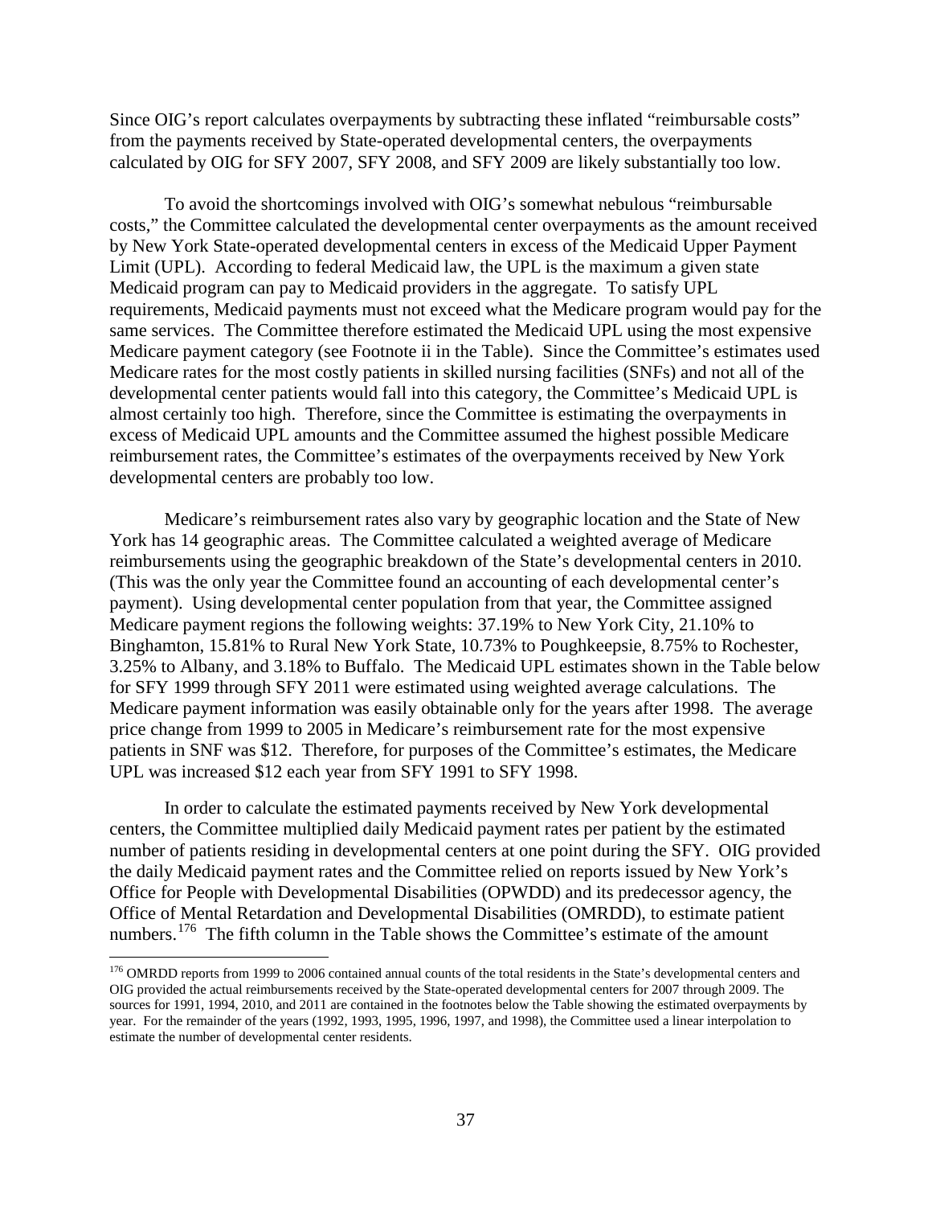Since OIG's report calculates overpayments by subtracting these inflated "reimbursable costs" from the payments received by State-operated developmental centers, the overpayments calculated by OIG for SFY 2007, SFY 2008, and SFY 2009 are likely substantially too low.

To avoid the shortcomings involved with OIG's somewhat nebulous "reimbursable costs," the Committee calculated the developmental center overpayments as the amount received by New York State-operated developmental centers in excess of the Medicaid Upper Payment Limit (UPL). According to federal Medicaid law, the UPL is the maximum a given state Medicaid program can pay to Medicaid providers in the aggregate. To satisfy UPL requirements, Medicaid payments must not exceed what the Medicare program would pay for the same services. The Committee therefore estimated the Medicaid UPL using the most expensive Medicare payment category (see Footnote ii in the Table). Since the Committee's estimates used Medicare rates for the most costly patients in skilled nursing facilities (SNFs) and not all of the developmental center patients would fall into this category, the Committee's Medicaid UPL is almost certainly too high. Therefore, since the Committee is estimating the overpayments in excess of Medicaid UPL amounts and the Committee assumed the highest possible Medicare reimbursement rates, the Committee's estimates of the overpayments received by New York developmental centers are probably too low.

Medicare's reimbursement rates also vary by geographic location and the State of New York has 14 geographic areas. The Committee calculated a weighted average of Medicare reimbursements using the geographic breakdown of the State's developmental centers in 2010. (This was the only year the Committee found an accounting of each developmental center's payment). Using developmental center population from that year, the Committee assigned Medicare payment regions the following weights: 37.19% to New York City, 21.10% to Binghamton, 15.81% to Rural New York State, 10.73% to Poughkeepsie, 8.75% to Rochester, 3.25% to Albany, and 3.18% to Buffalo. The Medicaid UPL estimates shown in the Table below for SFY 1999 through SFY 2011 were estimated using weighted average calculations. The Medicare payment information was easily obtainable only for the years after 1998. The average price change from 1999 to 2005 in Medicare's reimbursement rate for the most expensive patients in SNF was $12. Therefore, for purposes of the Committee's estimates, the Medicare UPL was increased $12 each year from SFY 1991 to SFY 1998.

In order to calculate the estimated payments received by New York developmental centers, the Committee multiplied daily Medicaid payment rates per patient by the estimated number of patients residing in developmental centers at one point during the SFY. OIG provided the daily Medicaid payment rates and the Committee relied on reports issued by New York's Office for People with Developmental Disabilities (OPWDD) and its predecessor agency, the Office of Mental Retardation and Developmental Disabilities (OMRDD), to estimate patient numbers.[176] The fifth column in the Table shows the Committee's estimate of the amount

---

[176] OMRDD reports from 1999 to 2006 contained annual counts of the total residents in the State's developmental centers and OIG provided the actual reimbursements received by the State-operated developmental centers for 2007 through 2009. The sources for 1991, 1994, 2010, and 2011 are contained in the footnotes below the Table showing the estimated overpayments by year. For the remainder of the years (1992, 1993, 1995, 1996, 1997, and 1998), the Committee used a linear interpolation to estimate the number of developmental center residents.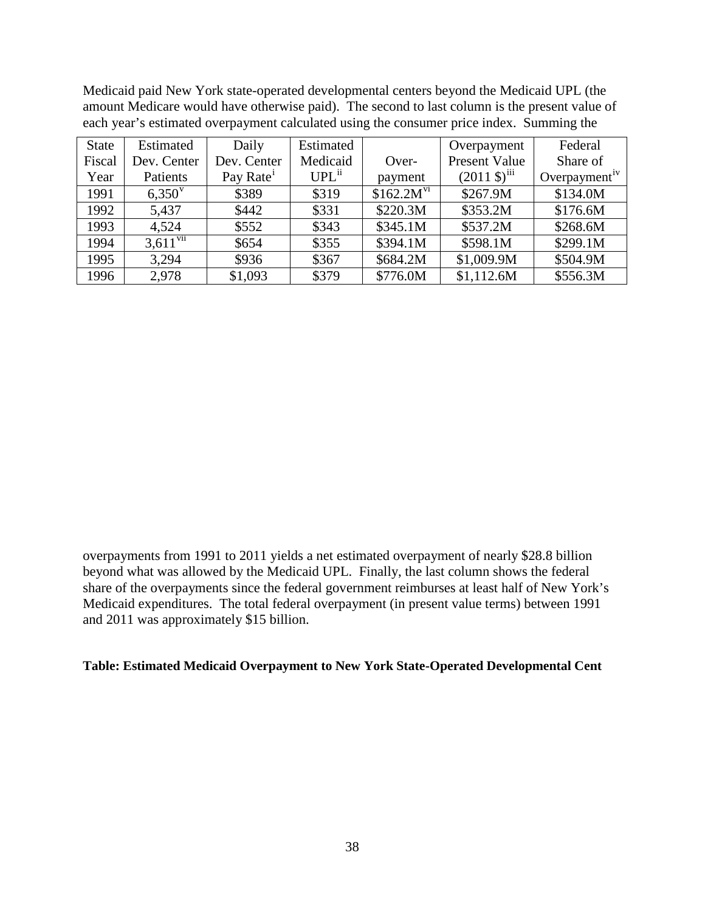Medicaid paid New York state-operated developmental centers beyond the Medicaid UPL (the amount Medicare would have otherwise paid). The second to last column is the present value of each year's estimated overpayment calculated using the consumer price index. Summing the

| State Fiscal Year | Estimated Dev. Center Patients | Daily Dev. Center Pay Rate[i] | Estimated Medicaid UPL[ii] | Over-payment | Overpayment Present Value (2011 $)[iii] | Federal Share of Overpayment[iv] |
|---|---|---|---|---|---|---|
| 1991 | 6,350[v] | $389 | $319 | $162.2M[vi] | $267.9M | $134.0M |
| 1992 | 5,437 | $442 | $331 | $220.3M | $353.2M | $176.6M |
| 1993 | 4,524 | $552 | $343 | $345.1M | $537.2M | $268.6M |
| 1994 | 3,611[vii] | $654 | $355 | $394.1M | $598.1M | $299.1M |
| 1995 | 3,294 | $936 | $367 | $684.2M | $1,009.9M | $504.9M |
| 1996 | 2,978 | $1,093 | $379 | $776.0M | $1,112.6M | $556.3M |

overpayments from 1991 to 2011 yields a net estimated overpayment of nearly $28.8 billion beyond what was allowed by the Medicaid UPL. Finally, the last column shows the federal share of the overpayments since the federal government reimburses at least half of New York's Medicaid expenditures. The total federal overpayment (in present value terms) between 1991 and 2011 was approximately $15 billion.

**Table: Estimated Medicaid Overpayment to New York State-Operated Developmental Cent**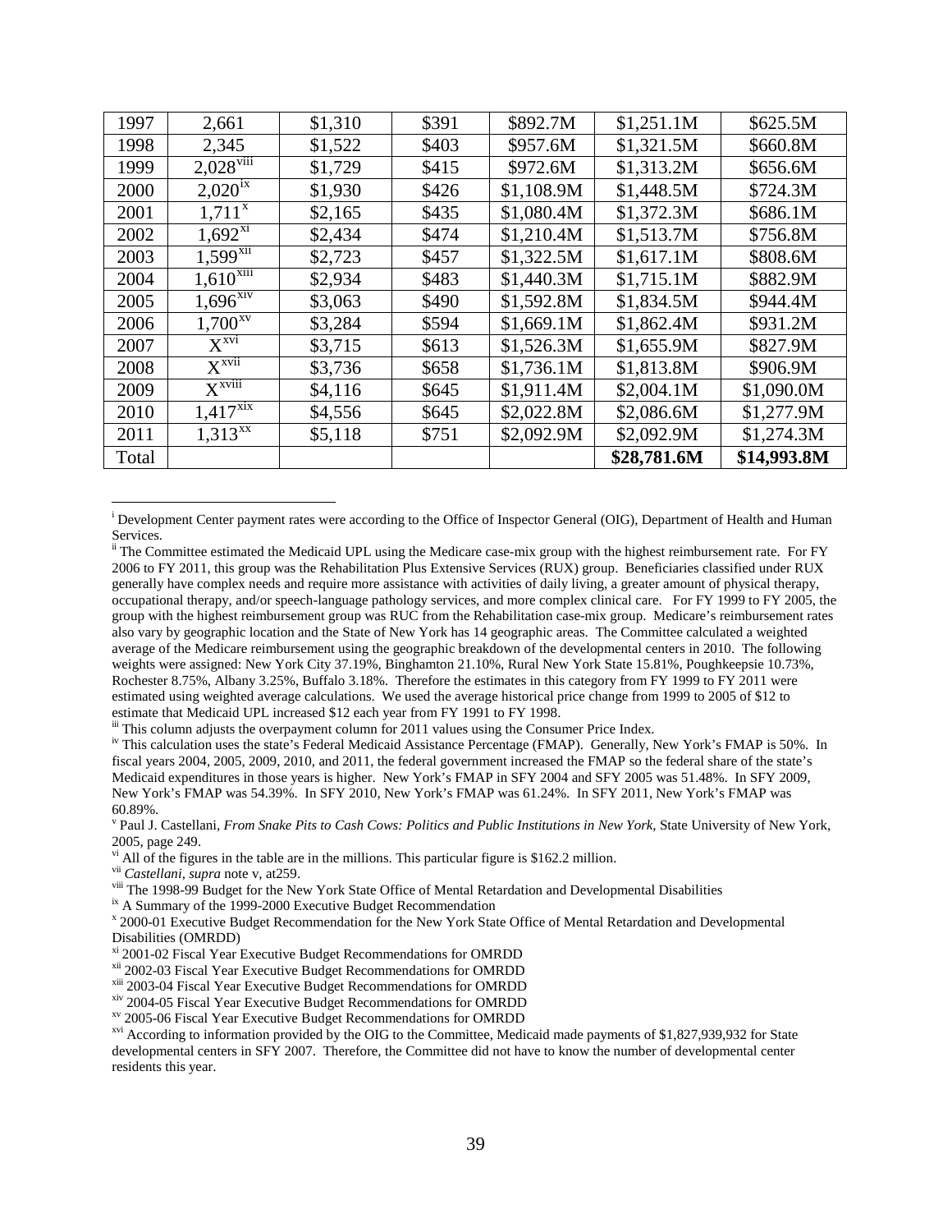| 1997 | 2,661 | $1,310 | $391 | $892.7M | $1,251.1M | $625.5M |
|---|---|---|---|---|---|---|
| 1998 | 2,345 | $1,522 | $403 | $957.6M | $1,321.5M | $660.8M |
| 1999 | 2,028[viii] | $1,729 | $415 | $972.6M | $1,313.2M | $656.6M |
| 2000 | 2,020[ix] | $1,930 | $426 | $1,108.9M | $1,448.5M | $724.3M |
| 2001 | 1,711[x] | $2,165 | $435 | $1,080.4M | $1,372.3M | $686.1M |
| 2002 | 1,692[xi] | $2,434 | $474 | $1,210.4M | $1,513.7M | $756.8M |
| 2003 | 1,599[xii] | $2,723 | $457 | $1,322.5M | $1,617.1M | $808.6M |
| 2004 | 1,610[xiii] | $2,934 | $483 | $1,440.3M | $1,715.1M | $882.9M |
| 2005 | 1,696[xiv] | $3,063 | $490 | $1,592.8M | $1,834.5M | $944.4M |
| 2006 | 1,700[xv] | $3,284 | $594 | $1,669.1M | $1,862.4M | $931.2M |
| 2007 | X[xvi] | $3,715 | $613 | $1,526.3M | $1,655.9M | $827.9M |
| 2008 | X[xvii] | $3,736 | $658 | $1,736.1M | $1,813.8M | $906.9M |
| 2009 | X[xviii] | $4,116 | $645 | $1,911.4M | $2,004.1M | $1,090.0M |
| 2010 | 1,417[xix] | $4,556 | $645 | $2,022.8M | $2,086.6M | $1,277.9M |
| 2011 | 1,313[xx] | $5,118 | $751 | $2,092.9M | $2,092.9M | $1,274.3M |
| Total | | | | | **$28,781.6M** | **$14,993.8M** |

---

[i] Development Center payment rates were according to the Office of Inspector General (OIG), Department of Health and Human Services.

[ii] The Committee estimated the Medicaid UPL using the Medicare case-mix group with the highest reimbursement rate. For FY 2006 to FY 2011, this group was the Rehabilitation Plus Extensive Services (RUX) group. Beneficiaries classified under RUX generally have complex needs and require more assistance with activities of daily living, a greater amount of physical therapy, occupational therapy, and/or speech-language pathology services, and more complex clinical care. For FY 1999 to FY 2005, the group with the highest reimbursement group was RUC from the Rehabilitation case-mix group. Medicare's reimbursement rates also vary by geographic location and the State of New York has 14 geographic areas. The Committee calculated a weighted average of the Medicare reimbursement using the geographic breakdown of the developmental centers in 2010. The following weights were assigned: New York City 37.19%, Binghamton 21.10%, Rural New York State 15.81%, Poughkeepsie 10.73%, Rochester 8.75%, Albany 3.25%, Buffalo 3.18%. Therefore the estimates in this category from FY 1999 to FY 2011 were estimated using weighted average calculations. We used the average historical price change from 1999 to 2005 of $12 to estimate that Medicaid UPL increased $12 each year from FY 1991 to FY 1998.

[iii] This column adjusts the overpayment column for 2011 values using the Consumer Price Index.

[iv] This calculation uses the state's Federal Medicaid Assistance Percentage (FMAP). Generally, New York's FMAP is 50%. In fiscal years 2004, 2005, 2009, 2010, and 2011, the federal government increased the FMAP so the federal share of the state's Medicaid expenditures in those years is higher. New York's FMAP in SFY 2004 and SFY 2005 was 51.48%. In SFY 2009, New York's FMAP was 54.39%. In SFY 2010, New York's FMAP was 61.24%. In SFY 2011, New York's FMAP was 60.89%.

[v] Paul J. Castellani, *From Snake Pits to Cash Cows: Politics and Public Institutions in New York*, State University of New York, 2005, page 249.

[vi] All of the figures in the table are in the millions. This particular figure is $162.2 million.

[vii] *Castellani, supra* note v, at259.

[viii] The 1998-99 Budget for the New York State Office of Mental Retardation and Developmental Disabilities

[ix] A Summary of the 1999-2000 Executive Budget Recommendation

[x] 2000-01 Executive Budget Recommendation for the New York State Office of Mental Retardation and Developmental Disabilities (OMRDD)

[xi] 2001-02 Fiscal Year Executive Budget Recommendations for OMRDD

[xii] 2002-03 Fiscal Year Executive Budget Recommendations for OMRDD

[xiii] 2003-04 Fiscal Year Executive Budget Recommendations for OMRDD

[xiv] 2004-05 Fiscal Year Executive Budget Recommendations for OMRDD

[xv] 2005-06 Fiscal Year Executive Budget Recommendations for OMRDD

[xvi] According to information provided by the OIG to the Committee, Medicaid made payments of $1,827,939,932 for State developmental centers in SFY 2007. Therefore, the Committee did not have to know the number of developmental center residents this year.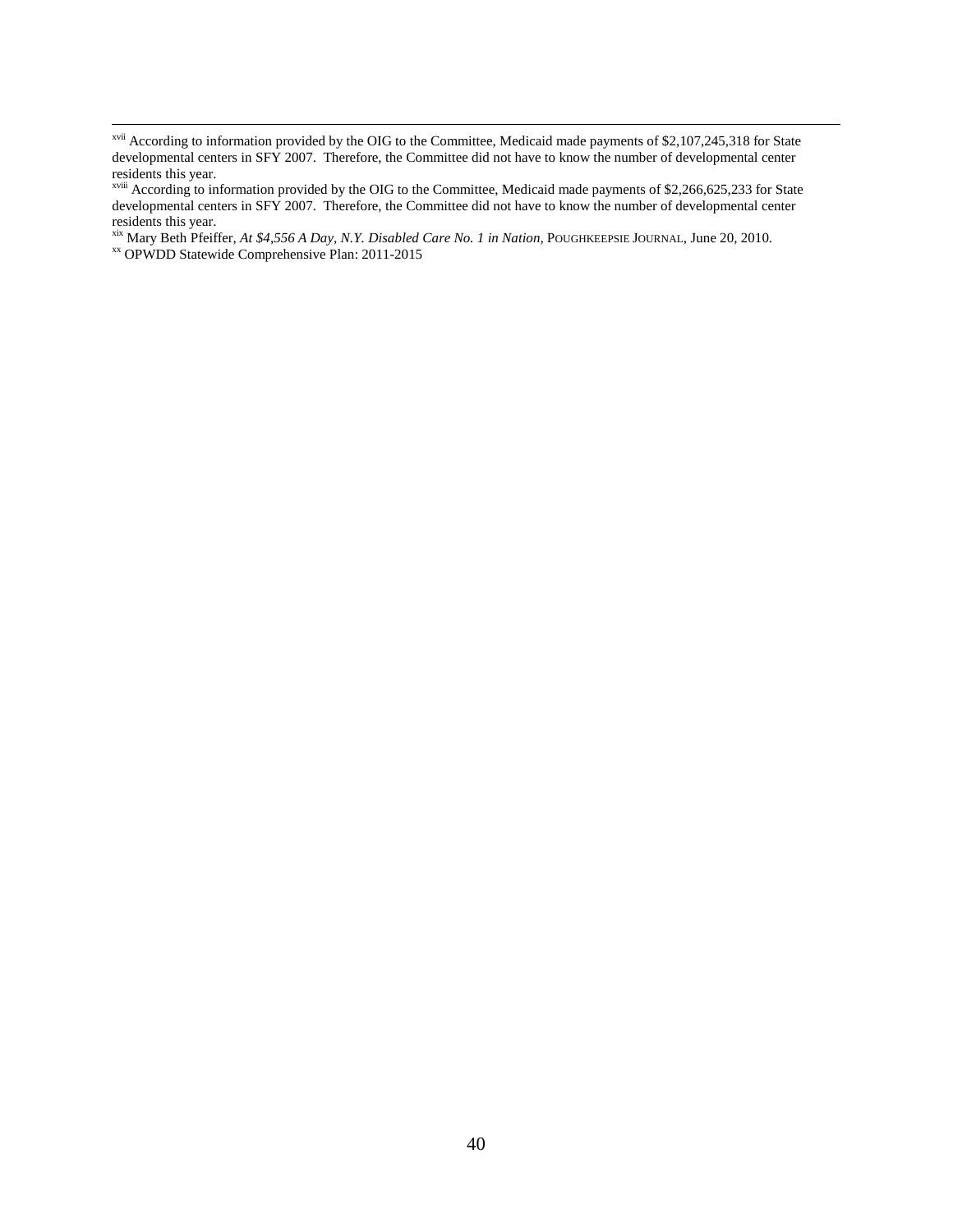[xvii] According to information provided by the OIG to the Committee, Medicaid made payments of $2,107,245,318 for State developmental centers in SFY 2007. Therefore, the Committee did not have to know the number of developmental center residents this year.

[xviii] According to information provided by the OIG to the Committee, Medicaid made payments of $2,266,625,233 for State developmental centers in SFY 2007. Therefore, the Committee did not have to know the number of developmental center residents this year.

[xix] Mary Beth Pfeiffer, *At $4,556 A Day, N.Y. Disabled Care No. 1 in Nation*, POUGHKEEPSIE JOURNAL, June 20, 2010.

[xx] OPWDD Statewide Comprehensive Plan: 2011-2015